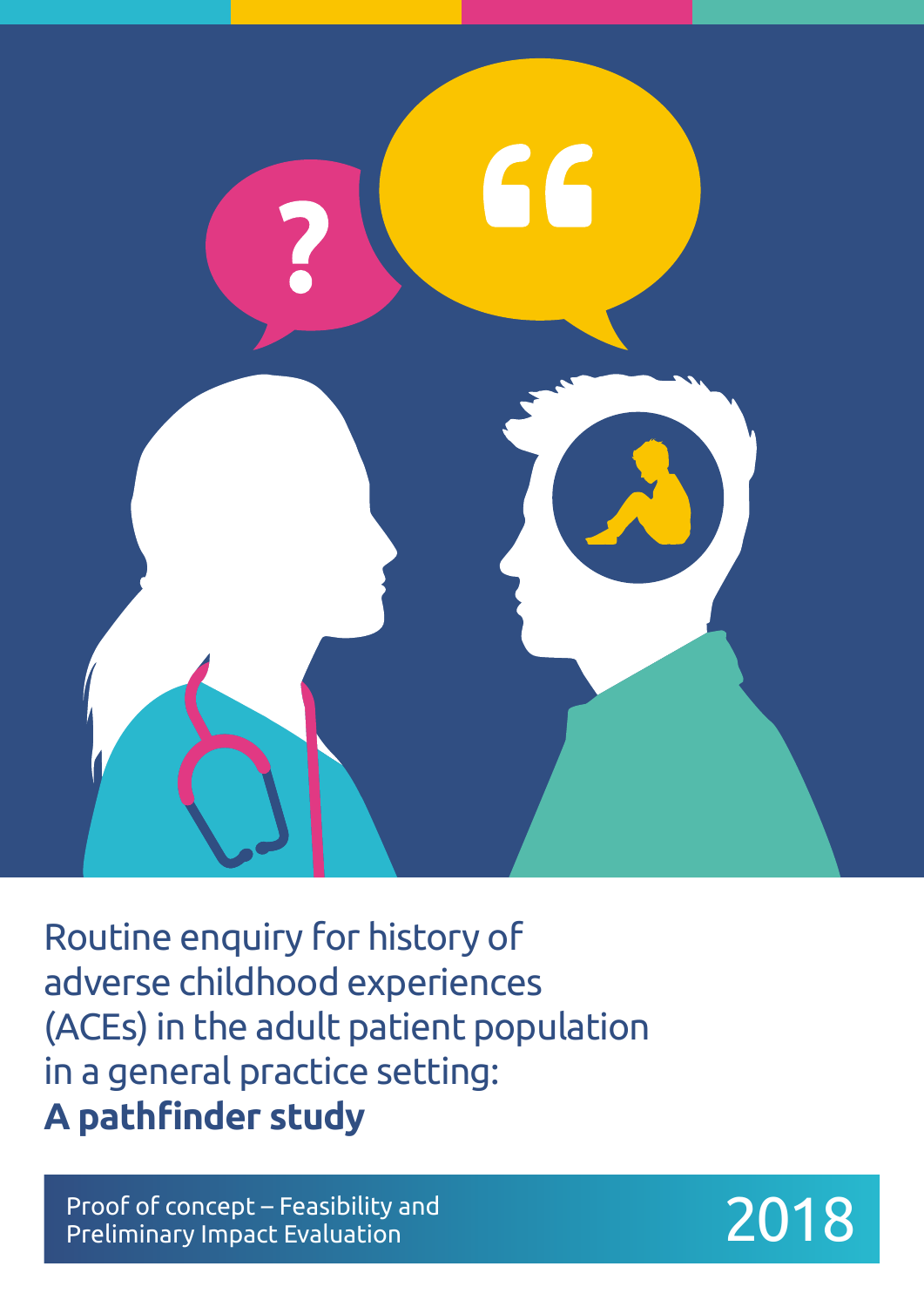# Routine enquiry for history of adverse childhood experiences (ACEs) in the adult patient population in a general practice setting: **A pathfinder study**

Proof of concept – Feasibility and Preliminary Impact Evaluation

2018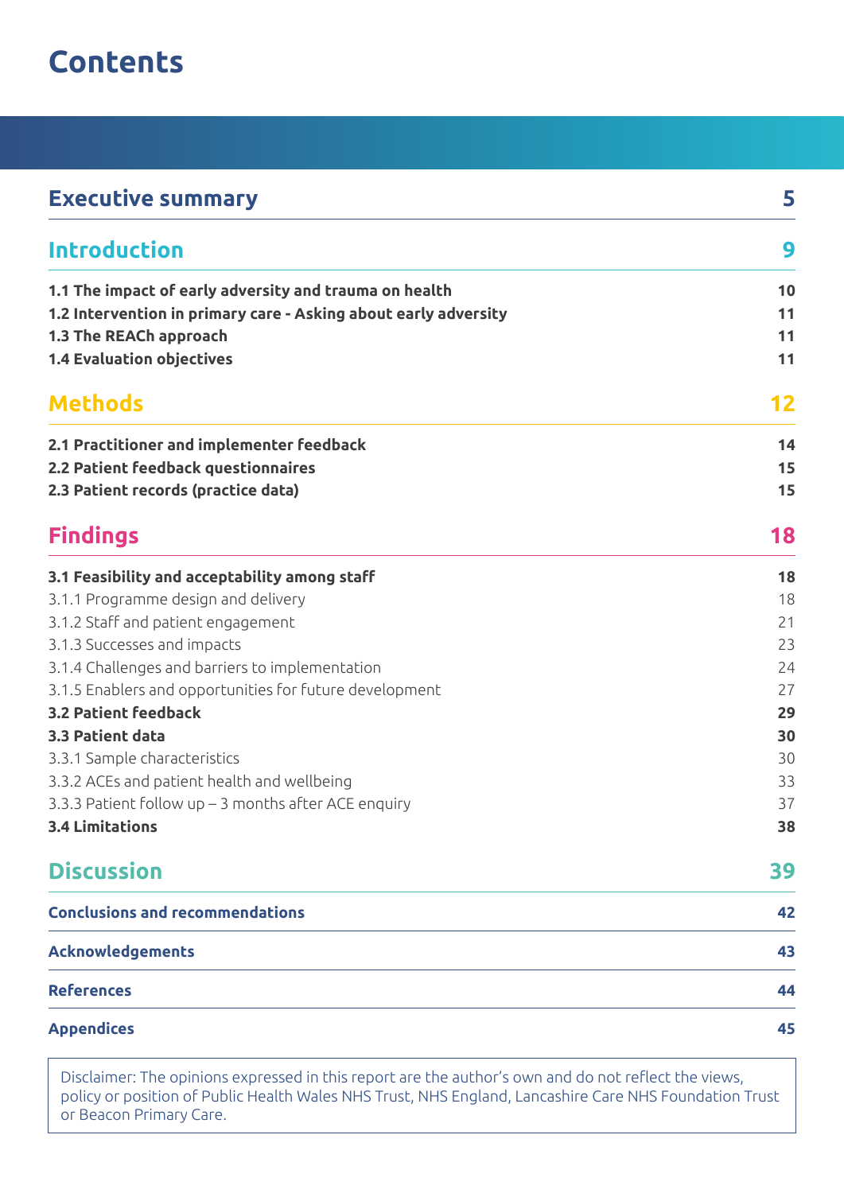# Contents

| | |
|---|---|
| **Executive summary** | **5** |
| **Introduction** | **9** |
| **1.1 The impact of early adversity and trauma on health** | **10** |
| **1.2 Intervention in primary care - Asking about early adversity** | **11** |
| **1.3 The REACh approach** | **11** |
| **1.4 Evaluation objectives** | **11** |
| **Methods** | **12** |
| **2.1 Practitioner and implementer feedback** | **14** |
| **2.2 Patient feedback questionnaires** | **15** |
| **2.3 Patient records (practice data)** | **15** |
| **Findings** | **18** |
| **3.1 Feasibility and acceptability among staff** | **18** |
| 3.1.1 Programme design and delivery | 18 |
| 3.1.2 Staff and patient engagement | 21 |
| 3.1.3 Successes and impacts | 23 |
| 3.1.4 Challenges and barriers to implementation | 24 |
| 3.1.5 Enablers and opportunities for future development | 27 |
| **3.2 Patient feedback** | **29** |
| **3.3 Patient data** | **30** |
| 3.3.1 Sample characteristics | 30 |
| 3.3.2 ACEs and patient health and wellbeing | 33 |
| 3.3.3 Patient follow up – 3 months after ACE enquiry | 37 |
| **3.4 Limitations** | **38** |
| **Discussion** | **39** |
| **Conclusions and recommendations** | **42** |
| **Acknowledgements** | **43** |
| **References** | **44** |
| **Appendices** | **45** |

Disclaimer: The opinions expressed in this report are the author's own and do not reflect the views, policy or position of Public Health Wales NHS Trust, NHS England, Lancashire Care NHS Foundation Trust or Beacon Primary Care.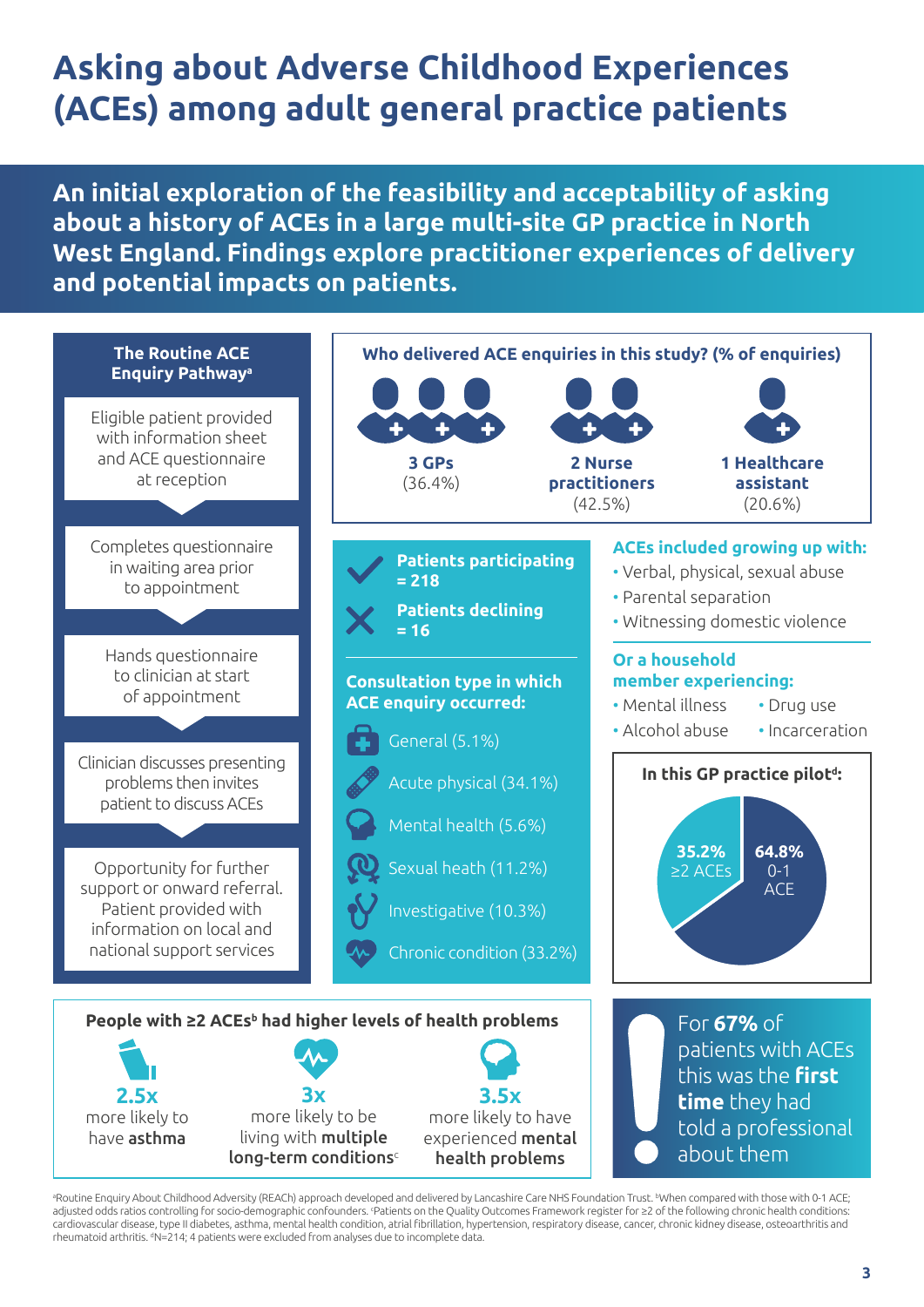# Asking about Adverse Childhood Experiences (ACEs) among adult general practice patients

**An initial exploration of the feasibility and acceptability of asking about a history of ACEs in a large multi-site GP practice in North West England. Findings explore practitioner experiences of delivery and potential impacts on patients.**

## The Routine ACE Enquiry Pathway[a]

1. Eligible patient provided with information sheet and ACE questionnaire at reception
2. Completes questionnaire in waiting area prior to appointment
3. Hands questionnaire to clinician at start of appointment
4. Clinician discusses presenting problems then invites patient to discuss ACEs
5. Opportunity for further support or onward referral. Patient provided with information on local and national support services

## Who delivered ACE enquiries in this study? (% of enquiries)

- **3 GPs** (36.4%)
- **2 Nurse practitioners** (42.5%)
- **1 Healthcare assistant** (20.6%)

**Patients participating = 218**

**Patients declining = 16**

## Consultation type in which ACE enquiry occurred:

- General (5.1%)
- Acute physical (34.1%)
- Mental health (5.6%)
- Sexual heath (11.2%)
- Investigative (10.3%)
- Chronic condition (33.2%)

## ACEs included growing up with:

- Verbal, physical, sexual abuse
- Parental separation
- Witnessing domestic violence

## Or a household member experiencing:

- Mental illness
- Alcohol abuse
- Drug use
- Incarceration

## In this GP practice pilot[d]:

- 35.2% ≥2 ACEs
- 64.8% 0-1 ACE

## People with ≥2 ACEs[b] had higher levels of health problems

- **2.5x** more likely to have **asthma**
- **3x** more likely to be living with **multiple long-term conditions**[c]
- **3.5x** more likely to have experienced **mental health problems**

For **67%** of patients with ACEs this was the **first time** they had told a professional about them

[a]Routine Enquiry About Childhood Adversity (REACh) approach developed and delivered by Lancashire Care NHS Foundation Trust. [b]When compared with those with 0-1 ACE; adjusted odds ratios controlling for socio-demographic confounders. [c]Patients on the Quality Outcomes Framework register for ≥2 of the following chronic health conditions: cardiovascular disease, type II diabetes, asthma, mental health condition, atrial fibrillation, hypertension, respiratory disease, cancer, chronic kidney disease, osteoarthritis and rheumatoid arthritis. [d]N=214; 4 patients were excluded from analyses due to incomplete data.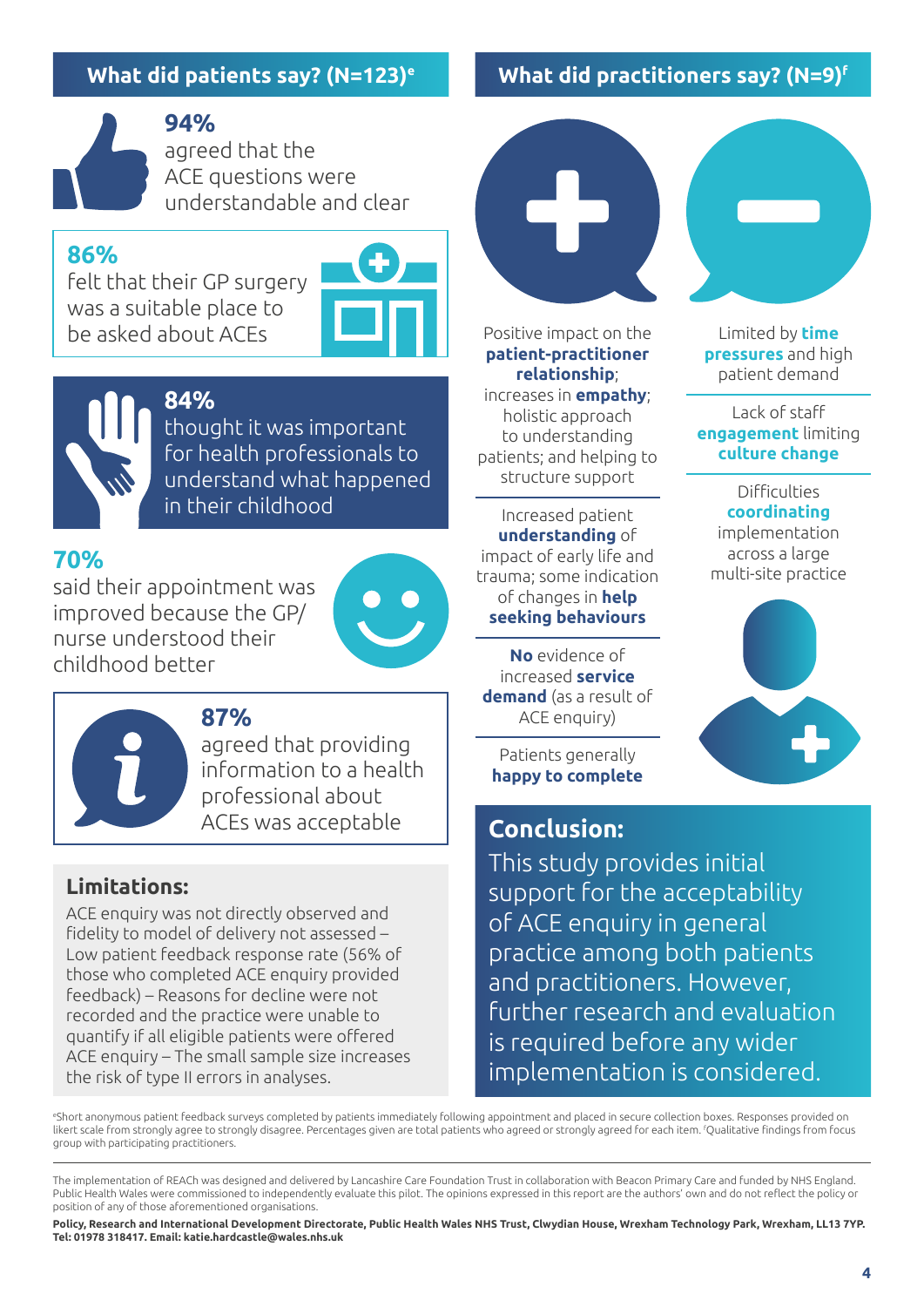## What did patients say? (N=123)[e]

**94%**
agreed that the ACE questions were understandable and clear

**86%**
felt that their GP surgery was a suitable place to be asked about ACEs

**84%**
thought it was important for health professionals to understand what happened in their childhood

**70%**
said their appointment was improved because the GP/nurse understood their childhood better

**87%**
agreed that providing information to a health professional about ACEs was acceptable

### Limitations:

ACE enquiry was not directly observed and fidelity to model of delivery not assessed – Low patient feedback response rate (56% of those who completed ACE enquiry provided feedback) – Reasons for decline were not recorded and the practice were unable to quantify if all eligible patients were offered ACE enquiry – The small sample size increases the risk of type II errors in analyses.

## What did practitioners say? (N=9)[f]

**Positive:**

- Positive impact on the **patient-practitioner relationship**; increases in **empathy**; holistic approach to understanding patients; and helping to structure support
- Increased patient **understanding** of impact of early life and trauma; some indication of changes in **help seeking behaviours**
- **No** evidence of increased **service demand** (as a result of ACE enquiry)
- Patients generally **happy to complete**

**Negative:**

- Limited by **time pressures** and high patient demand
- Lack of staff **engagement** limiting **culture change**
- Difficulties **coordinating** implementation across a large multi-site practice

### Conclusion:

This study provides initial support for the acceptability of ACE enquiry in general practice among both patients and practitioners. However, further research and evaluation is required before any wider implementation is considered.

[e]Short anonymous patient feedback surveys completed by patients immediately following appointment and placed in secure collection boxes. Responses provided on likert scale from strongly agree to strongly disagree. Percentages given are total patients who agreed or strongly agreed for each item. [f]Qualitative findings from focus group with participating practitioners.

The implementation of REACh was designed and delivered by Lancashire Care Foundation Trust in collaboration with Beacon Primary Care and funded by NHS England. Public Health Wales were commissioned to independently evaluate this pilot. The opinions expressed in this report are the authors' own and do not reflect the policy or position of any of those aforementioned organisations.

**Policy, Research and International Development Directorate, Public Health Wales NHS Trust, Clwydian House, Wrexham Technology Park, Wrexham, LL13 7YP. Tel: 01978 318417. Email: katie.hardcastle@wales.nhs.uk**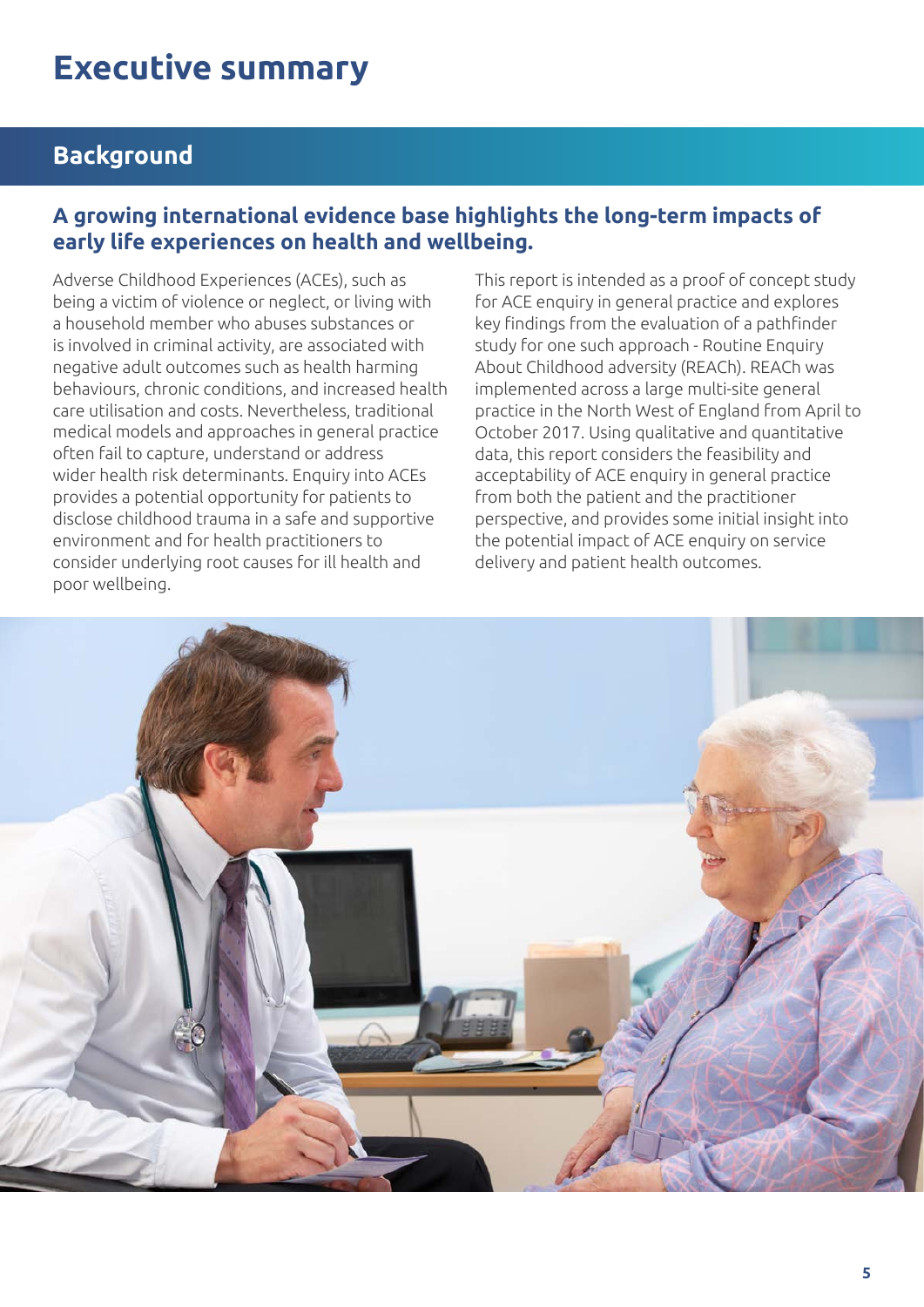# Executive summary

## Background

### A growing international evidence base highlights the long-term impacts of early life experiences on health and wellbeing.

Adverse Childhood Experiences (ACEs), such as being a victim of violence or neglect, or living with a household member who abuses substances or is involved in criminal activity, are associated with negative adult outcomes such as health harming behaviours, chronic conditions, and increased health care utilisation and costs. Nevertheless, traditional medical models and approaches in general practice often fail to capture, understand or address wider health risk determinants. Enquiry into ACEs provides a potential opportunity for patients to disclose childhood trauma in a safe and supportive environment and for health practitioners to consider underlying root causes for ill health and poor wellbeing.

This report is intended as a proof of concept study for ACE enquiry in general practice and explores key findings from the evaluation of a pathfinder study for one such approach - Routine Enquiry About Childhood adversity (REACh). REACh was implemented across a large multi-site general practice in the North West of England from April to October 2017. Using qualitative and quantitative data, this report considers the feasibility and acceptability of ACE enquiry in general practice from both the patient and the practitioner perspective, and provides some initial insight into the potential impact of ACE enquiry on service delivery and patient health outcomes.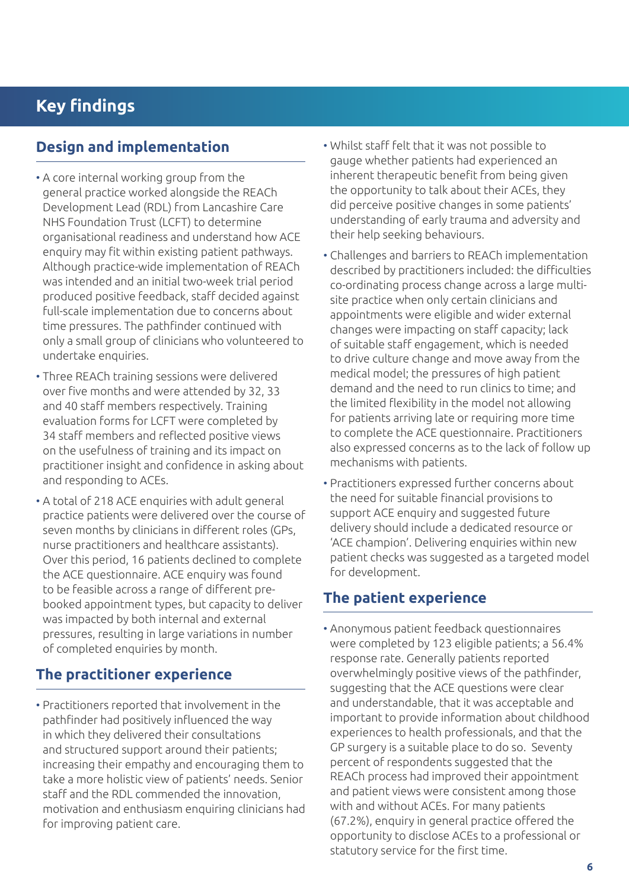# Key findings

## Design and implementation

- A core internal working group from the general practice worked alongside the REACh Development Lead (RDL) from Lancashire Care NHS Foundation Trust (LCFT) to determine organisational readiness and understand how ACE enquiry may fit within existing patient pathways. Although practice-wide implementation of REACh was intended and an initial two-week trial period produced positive feedback, staff decided against full-scale implementation due to concerns about time pressures. The pathfinder continued with only a small group of clinicians who volunteered to undertake enquiries.
- Three REACh training sessions were delivered over five months and were attended by 32, 33 and 40 staff members respectively. Training evaluation forms for LCFT were completed by 34 staff members and reflected positive views on the usefulness of training and its impact on practitioner insight and confidence in asking about and responding to ACEs.
- A total of 218 ACE enquiries with adult general practice patients were delivered over the course of seven months by clinicians in different roles (GPs, nurse practitioners and healthcare assistants). Over this period, 16 patients declined to complete the ACE questionnaire. ACE enquiry was found to be feasible across a range of different pre-booked appointment types, but capacity to deliver was impacted by both internal and external pressures, resulting in large variations in number of completed enquiries by month.

## The practitioner experience

- Practitioners reported that involvement in the pathfinder had positively influenced the way in which they delivered their consultations and structured support around their patients; increasing their empathy and encouraging them to take a more holistic view of patients' needs. Senior staff and the RDL commended the innovation, motivation and enthusiasm enquiring clinicians had for improving patient care.
- Whilst staff felt that it was not possible to gauge whether patients had experienced an inherent therapeutic benefit from being given the opportunity to talk about their ACEs, they did perceive positive changes in some patients' understanding of early trauma and adversity and their help seeking behaviours.
- Challenges and barriers to REACh implementation described by practitioners included: the difficulties co-ordinating process change across a large multi-site practice when only certain clinicians and appointments were eligible and wider external changes were impacting on staff capacity; lack of suitable staff engagement, which is needed to drive culture change and move away from the medical model; the pressures of high patient demand and the need to run clinics to time; and the limited flexibility in the model not allowing for patients arriving late or requiring more time to complete the ACE questionnaire. Practitioners also expressed concerns as to the lack of follow up mechanisms with patients.
- Practitioners expressed further concerns about the need for suitable financial provisions to support ACE enquiry and suggested future delivery should include a dedicated resource or 'ACE champion'. Delivering enquiries within new patient checks was suggested as a targeted model for development.

## The patient experience

- Anonymous patient feedback questionnaires were completed by 123 eligible patients; a 56.4% response rate. Generally patients reported overwhelmingly positive views of the pathfinder, suggesting that the ACE questions were clear and understandable, that it was acceptable and important to provide information about childhood experiences to health professionals, and that the GP surgery is a suitable place to do so. Seventy percent of respondents suggested that the REACh process had improved their appointment and patient views were consistent among those with and without ACEs. For many patients (67.2%), enquiry in general practice offered the opportunity to disclose ACEs to a professional or statutory service for the first time.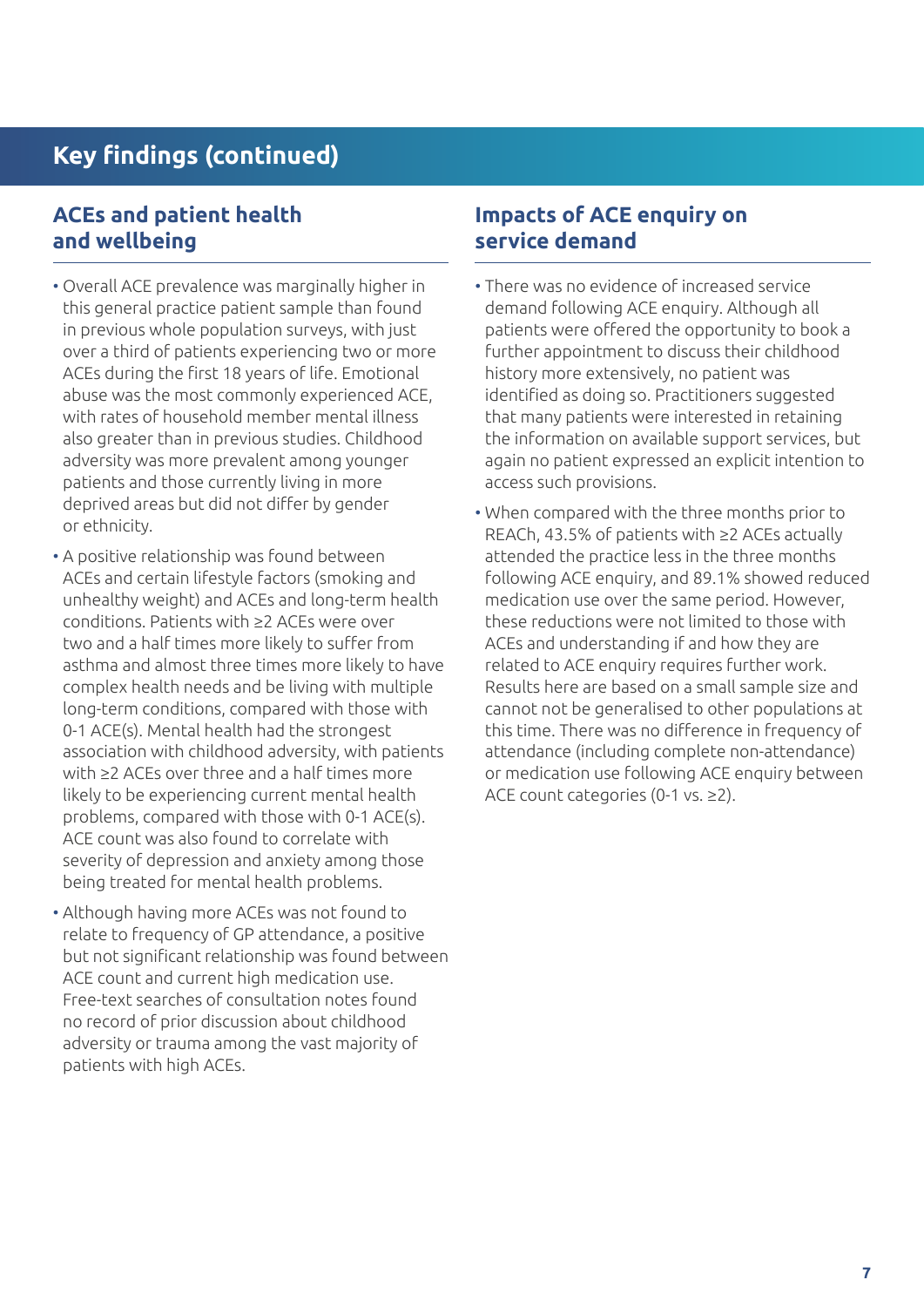## Key findings (continued)

### ACEs and patient health and wellbeing

- Overall ACE prevalence was marginally higher in this general practice patient sample than found in previous whole population surveys, with just over a third of patients experiencing two or more ACEs during the first 18 years of life. Emotional abuse was the most commonly experienced ACE, with rates of household member mental illness also greater than in previous studies. Childhood adversity was more prevalent among younger patients and those currently living in more deprived areas but did not differ by gender or ethnicity.
- A positive relationship was found between ACEs and certain lifestyle factors (smoking and unhealthy weight) and ACEs and long-term health conditions. Patients with ≥2 ACEs were over two and a half times more likely to suffer from asthma and almost three times more likely to have complex health needs and be living with multiple long-term conditions, compared with those with 0-1 ACE(s). Mental health had the strongest association with childhood adversity, with patients with ≥2 ACEs over three and a half times more likely to be experiencing current mental health problems, compared with those with 0-1 ACE(s). ACE count was also found to correlate with severity of depression and anxiety among those being treated for mental health problems.
- Although having more ACEs was not found to relate to frequency of GP attendance, a positive but not significant relationship was found between ACE count and current high medication use. Free-text searches of consultation notes found no record of prior discussion about childhood adversity or trauma among the vast majority of patients with high ACEs.

### Impacts of ACE enquiry on service demand

- There was no evidence of increased service demand following ACE enquiry. Although all patients were offered the opportunity to book a further appointment to discuss their childhood history more extensively, no patient was identified as doing so. Practitioners suggested that many patients were interested in retaining the information on available support services, but again no patient expressed an explicit intention to access such provisions.
- When compared with the three months prior to REACh, 43.5% of patients with ≥2 ACEs actually attended the practice less in the three months following ACE enquiry, and 89.1% showed reduced medication use over the same period. However, these reductions were not limited to those with ACEs and understanding if and how they are related to ACE enquiry requires further work. Results here are based on a small sample size and cannot not be generalised to other populations at this time. There was no difference in frequency of attendance (including complete non-attendance) or medication use following ACE enquiry between ACE count categories (0-1 vs. ≥2).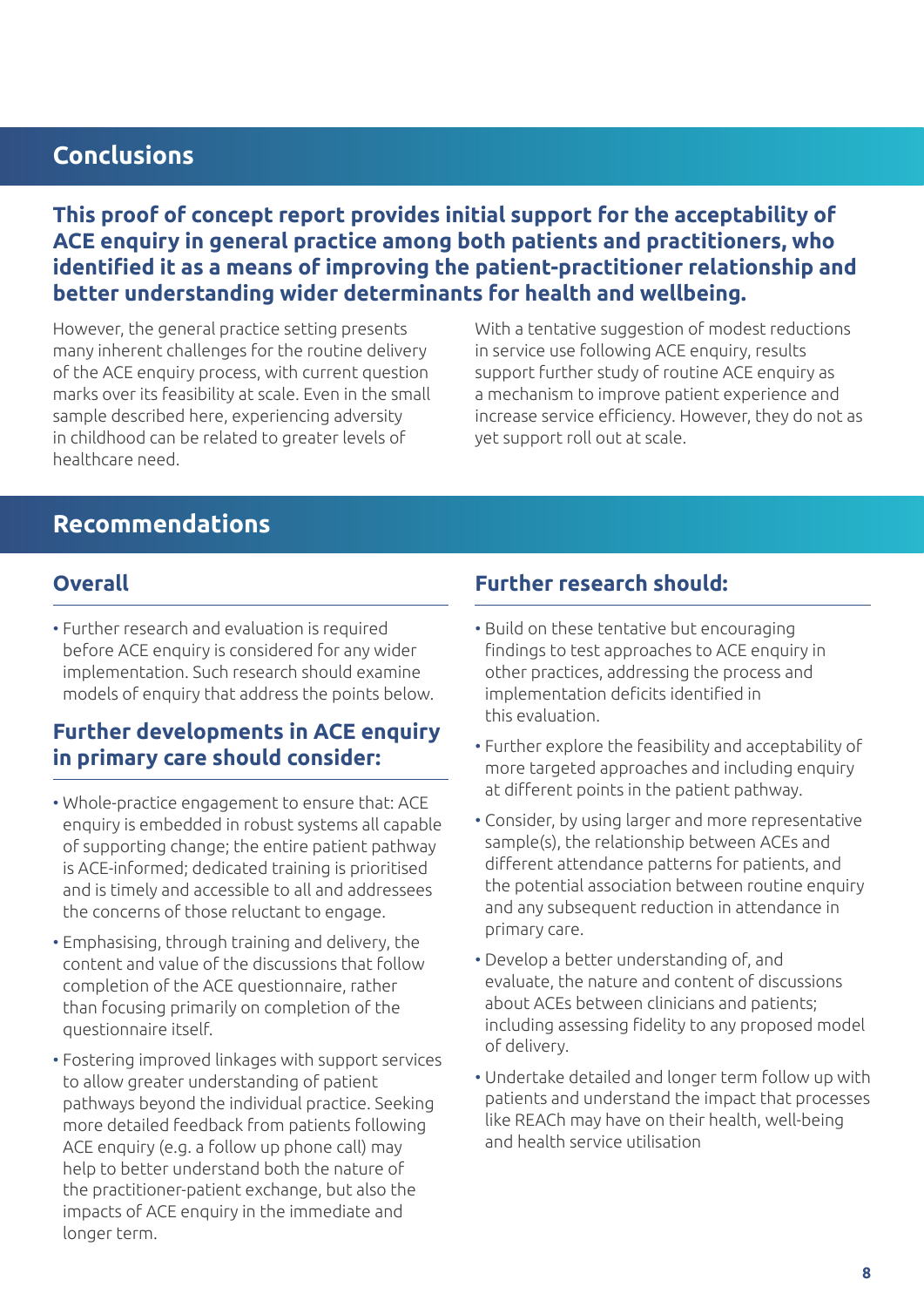## Conclusions

**This proof of concept report provides initial support for the acceptability of ACE enquiry in general practice among both patients and practitioners, who identified it as a means of improving the patient-practitioner relationship and better understanding wider determinants for health and wellbeing.**

However, the general practice setting presents many inherent challenges for the routine delivery of the ACE enquiry process, with current question marks over its feasibility at scale. Even in the small sample described here, experiencing adversity in childhood can be related to greater levels of healthcare need.

With a tentative suggestion of modest reductions in service use following ACE enquiry, results support further study of routine ACE enquiry as a mechanism to improve patient experience and increase service efficiency. However, they do not as yet support roll out at scale.

## Recommendations

### Overall

- Further research and evaluation is required before ACE enquiry is considered for any wider implementation. Such research should examine models of enquiry that address the points below.

### Further developments in ACE enquiry in primary care should consider:

- Whole-practice engagement to ensure that: ACE enquiry is embedded in robust systems all capable of supporting change; the entire patient pathway is ACE-informed; dedicated training is prioritised and is timely and accessible to all and addressees the concerns of those reluctant to engage.
- Emphasising, through training and delivery, the content and value of the discussions that follow completion of the ACE questionnaire, rather than focusing primarily on completion of the questionnaire itself.
- Fostering improved linkages with support services to allow greater understanding of patient pathways beyond the individual practice. Seeking more detailed feedback from patients following ACE enquiry (e.g. a follow up phone call) may help to better understand both the nature of the practitioner-patient exchange, but also the impacts of ACE enquiry in the immediate and longer term.

### Further research should:

- Build on these tentative but encouraging findings to test approaches to ACE enquiry in other practices, addressing the process and implementation deficits identified in this evaluation.
- Further explore the feasibility and acceptability of more targeted approaches and including enquiry at different points in the patient pathway.
- Consider, by using larger and more representative sample(s), the relationship between ACEs and different attendance patterns for patients, and the potential association between routine enquiry and any subsequent reduction in attendance in primary care.
- Develop a better understanding of, and evaluate, the nature and content of discussions about ACEs between clinicians and patients; including assessing fidelity to any proposed model of delivery.
- Undertake detailed and longer term follow up with patients and understand the impact that processes like REACh may have on their health, well-being and health service utilisation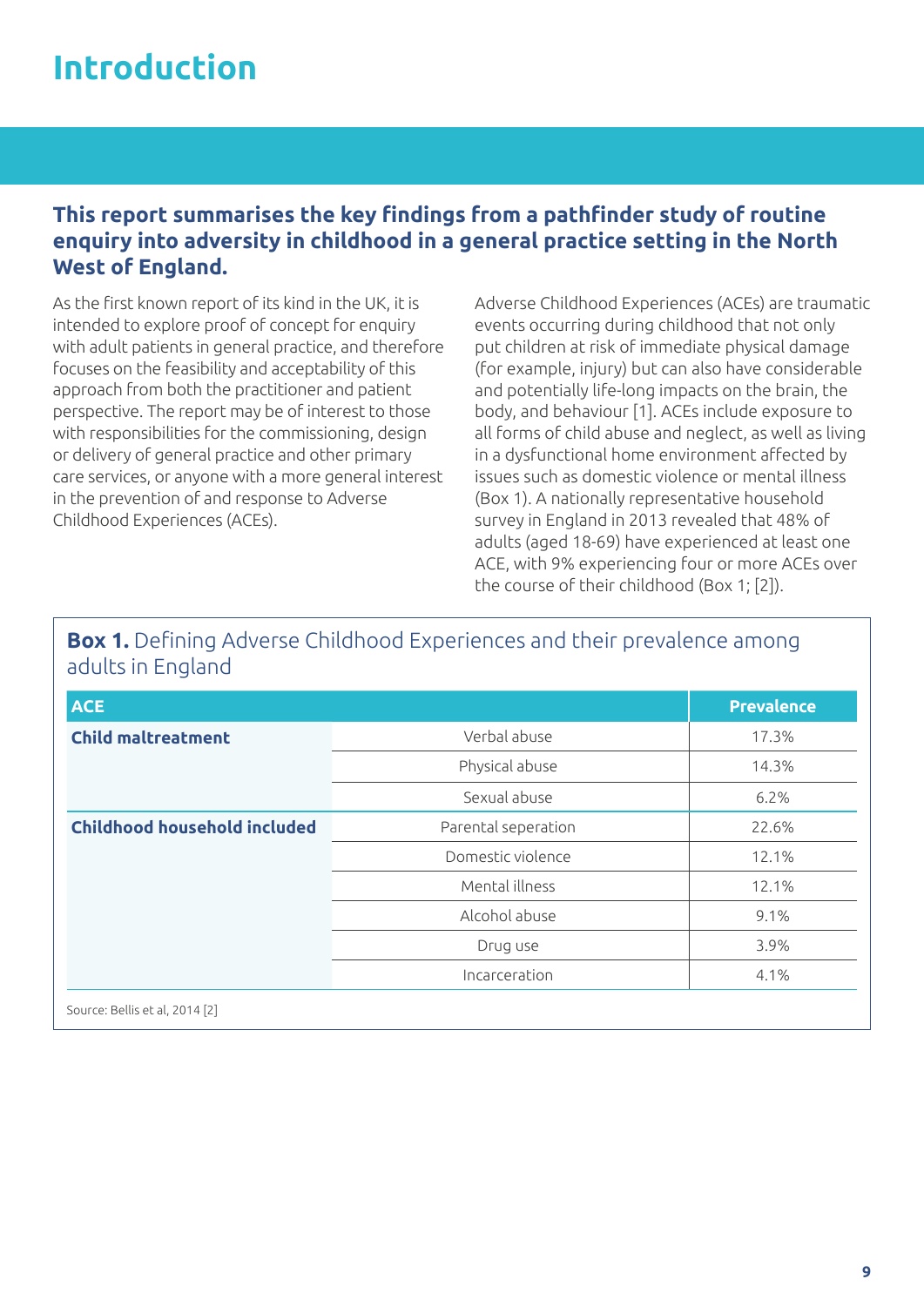# Introduction

**This report summarises the key findings from a pathfinder study of routine enquiry into adversity in childhood in a general practice setting in the North West of England.**

As the first known report of its kind in the UK, it is intended to explore proof of concept for enquiry with adult patients in general practice, and therefore focuses on the feasibility and acceptability of this approach from both the practitioner and patient perspective. The report may be of interest to those with responsibilities for the commissioning, design or delivery of general practice and other primary care services, or anyone with a more general interest in the prevention of and response to Adverse Childhood Experiences (ACEs).

Adverse Childhood Experiences (ACEs) are traumatic events occurring during childhood that not only put children at risk of immediate physical damage (for example, injury) but can also have considerable and potentially life-long impacts on the brain, the body, and behaviour [1]. ACEs include exposure to all forms of child abuse and neglect, as well as living in a dysfunctional home environment affected by issues such as domestic violence or mental illness (Box 1). A nationally representative household survey in England in 2013 revealed that 48% of adults (aged 18-69) have experienced at least one ACE, with 9% experiencing four or more ACEs over the course of their childhood (Box 1; [2]).

**Box 1.** Defining Adverse Childhood Experiences and their prevalence among adults in England

| ACE | | Prevalence |
|---|---|---|
| **Child maltreatment** | Verbal abuse | 17.3% |
| | Physical abuse | 14.3% |
| | Sexual abuse | 6.2% |
| **Childhood household included** | Parental seperation | 22.6% |
| | Domestic violence | 12.1% |
| | Mental illness | 12.1% |
| | Alcohol abuse | 9.1% |
| | Drug use | 3.9% |
| | Incarceration | 4.1% |

Source: Bellis et al, 2014 [2]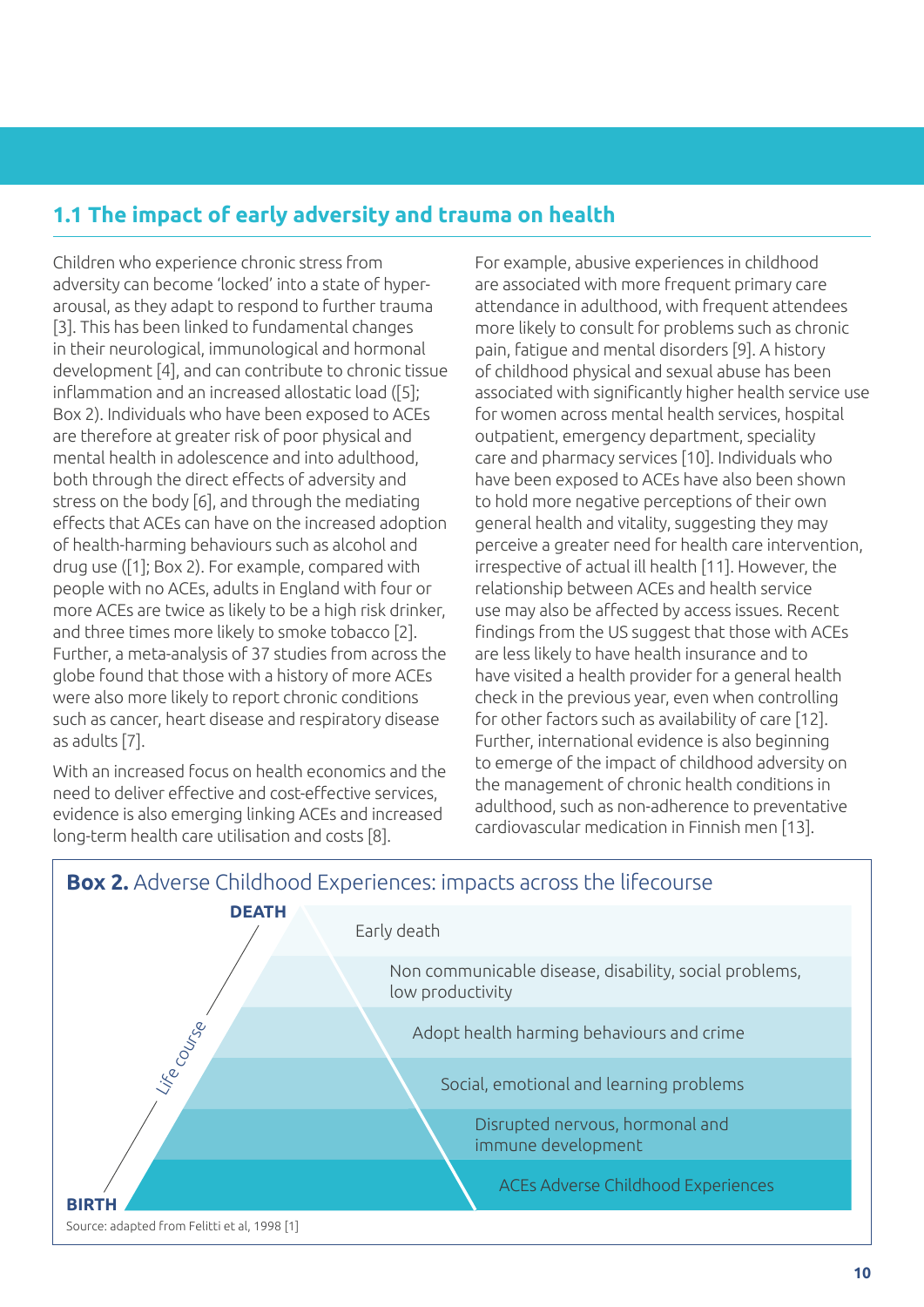## 1.1 The impact of early adversity and trauma on health

Children who experience chronic stress from adversity can become 'locked' into a state of hyper-arousal, as they adapt to respond to further trauma [3]. This has been linked to fundamental changes in their neurological, immunological and hormonal development [4], and can contribute to chronic tissue inflammation and an increased allostatic load ([5]; Box 2). Individuals who have been exposed to ACEs are therefore at greater risk of poor physical and mental health in adolescence and into adulthood, both through the direct effects of adversity and stress on the body [6], and through the mediating effects that ACEs can have on the increased adoption of health-harming behaviours such as alcohol and drug use ([1]; Box 2). For example, compared with people with no ACEs, adults in England with four or more ACEs are twice as likely to be a high risk drinker, and three times more likely to smoke tobacco [2]. Further, a meta-analysis of 37 studies from across the globe found that those with a history of more ACEs were also more likely to report chronic conditions such as cancer, heart disease and respiratory disease as adults [7].

With an increased focus on health economics and the need to deliver effective and cost-effective services, evidence is also emerging linking ACEs and increased long-term health care utilisation and costs [8].

For example, abusive experiences in childhood are associated with more frequent primary care attendance in adulthood, with frequent attendees more likely to consult for problems such as chronic pain, fatigue and mental disorders [9]. A history of childhood physical and sexual abuse has been associated with significantly higher health service use for women across mental health services, hospital outpatient, emergency department, speciality care and pharmacy services [10]. Individuals who have been exposed to ACEs have also been shown to hold more negative perceptions of their own general health and vitality, suggesting they may perceive a greater need for health care intervention, irrespective of actual ill health [11]. However, the relationship between ACEs and health service use may also be affected by access issues. Recent findings from the US suggest that those with ACEs are less likely to have health insurance and to have visited a health provider for a general health check in the previous year, even when controlling for other factors such as availability of care [12]. Further, international evidence is also beginning to emerge of the impact of childhood adversity on the management of chronic health conditions in adulthood, such as non-adherence to preventative cardiovascular medication in Finnish men [13].

**Box 2.** Adverse Childhood Experiences: impacts across the lifecourse

| Life course (BIRTH → DEATH) |
| --- |
| Early death |
| Non communicable disease, disability, social problems, low productivity |
| Adopt health harming behaviours and crime |
| Social, emotional and learning problems |
| Disrupted nervous, hormonal and immune development |
| ACEs Adverse Childhood Experiences |

Source: adapted from Felitti et al, 1998 [1]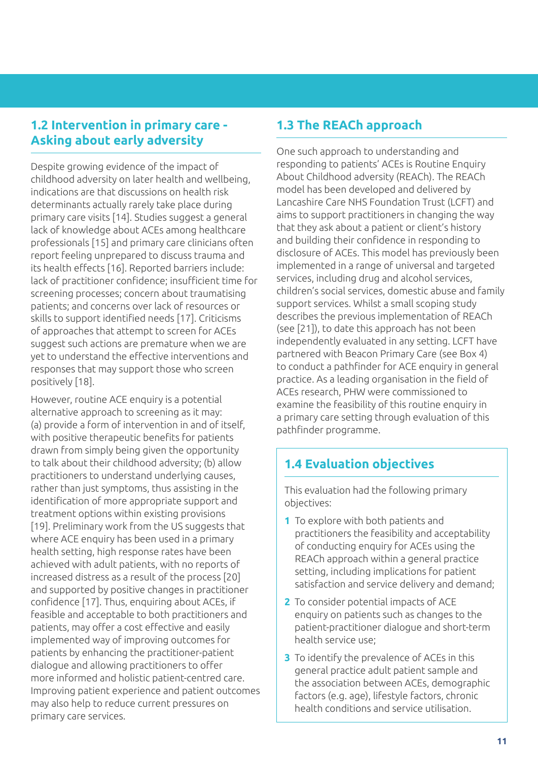## 1.2 Intervention in primary care - Asking about early adversity

Despite growing evidence of the impact of childhood adversity on later health and wellbeing, indications are that discussions on health risk determinants actually rarely take place during primary care visits [14]. Studies suggest a general lack of knowledge about ACEs among healthcare professionals [15] and primary care clinicians often report feeling unprepared to discuss trauma and its health effects [16]. Reported barriers include: lack of practitioner confidence; insufficient time for screening processes; concern about traumatising patients; and concerns over lack of resources or skills to support identified needs [17]. Criticisms of approaches that attempt to screen for ACEs suggest such actions are premature when we are yet to understand the effective interventions and responses that may support those who screen positively [18].

However, routine ACE enquiry is a potential alternative approach to screening as it may: (a) provide a form of intervention in and of itself, with positive therapeutic benefits for patients drawn from simply being given the opportunity to talk about their childhood adversity; (b) allow practitioners to understand underlying causes, rather than just symptoms, thus assisting in the identification of more appropriate support and treatment options within existing provisions [19]. Preliminary work from the US suggests that where ACE enquiry has been used in a primary health setting, high response rates have been achieved with adult patients, with no reports of increased distress as a result of the process [20] and supported by positive changes in practitioner confidence [17]. Thus, enquiring about ACEs, if feasible and acceptable to both practitioners and patients, may offer a cost effective and easily implemented way of improving outcomes for patients by enhancing the practitioner-patient dialogue and allowing practitioners to offer more informed and holistic patient-centred care. Improving patient experience and patient outcomes may also help to reduce current pressures on primary care services.

## 1.3 The REACh approach

One such approach to understanding and responding to patients' ACEs is Routine Enquiry About Childhood adversity (REACh). The REACh model has been developed and delivered by Lancashire Care NHS Foundation Trust (LCFT) and aims to support practitioners in changing the way that they ask about a patient or client's history and building their confidence in responding to disclosure of ACEs. This model has previously been implemented in a range of universal and targeted services, including drug and alcohol services, children's social services, domestic abuse and family support services. Whilst a small scoping study describes the previous implementation of REACh (see [21]), to date this approach has not been independently evaluated in any setting. LCFT have partnered with Beacon Primary Care (see Box 4) to conduct a pathfinder for ACE enquiry in general practice. As a leading organisation in the field of ACEs research, PHW were commissioned to examine the feasibility of this routine enquiry in a primary care setting through evaluation of this pathfinder programme.

## 1.4 Evaluation objectives

This evaluation had the following primary objectives:

1. To explore with both patients and practitioners the feasibility and acceptability of conducting enquiry for ACEs using the REACh approach within a general practice setting, including implications for patient satisfaction and service delivery and demand;
2. To consider potential impacts of ACE enquiry on patients such as changes to the patient-practitioner dialogue and short-term health service use;
3. To identify the prevalence of ACEs in this general practice adult patient sample and the association between ACEs, demographic factors (e.g. age), lifestyle factors, chronic health conditions and service utilisation.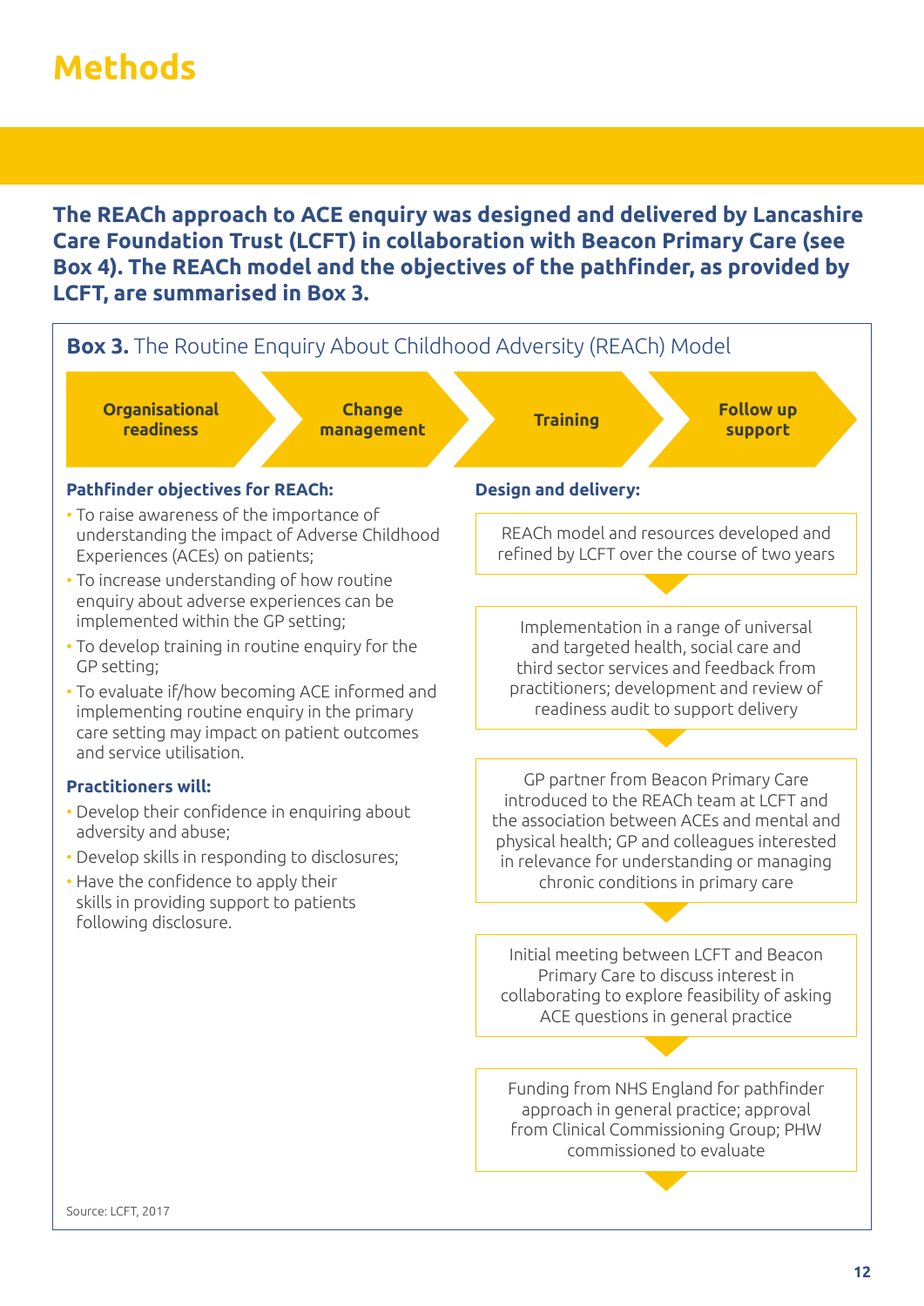# Methods

**The REACh approach to ACE enquiry was designed and delivered by Lancashire Care Foundation Trust (LCFT) in collaboration with Beacon Primary Care (see Box 4). The REACh model and the objectives of the pathfinder, as provided by LCFT, are summarised in Box 3.**

**Box 3.** The Routine Enquiry About Childhood Adversity (REACh) Model

**Organisational readiness** → **Change management** → **Training** → **Follow up support**

**Pathfinder objectives for REACh:**

- To raise awareness of the importance of understanding the impact of Adverse Childhood Experiences (ACEs) on patients;
- To increase understanding of how routine enquiry about adverse experiences can be implemented within the GP setting;
- To develop training in routine enquiry for the GP setting;
- To evaluate if/how becoming ACE informed and implementing routine enquiry in the primary care setting may impact on patient outcomes and service utilisation.

**Practitioners will:**

- Develop their confidence in enquiring about adversity and abuse;
- Develop skills in responding to disclosures;
- Have the confidence to apply their skills in providing support to patients following disclosure.

**Design and delivery:**

REACh model and resources developed and refined by LCFT over the course of two years

↓

Implementation in a range of universal and targeted health, social care and third sector services and feedback from practitioners; development and review of readiness audit to support delivery

↓

GP partner from Beacon Primary Care introduced to the REACh team at LCFT and the association between ACEs and mental and physical health; GP and colleagues interested in relevance for understanding or managing chronic conditions in primary care

↓

Initial meeting between LCFT and Beacon Primary Care to discuss interest in collaborating to explore feasibility of asking ACE questions in general practice

↓

Funding from NHS England for pathfinder approach in general practice; approval from Clinical Commissioning Group; PHW commissioned to evaluate

↓

Source: LCFT, 2017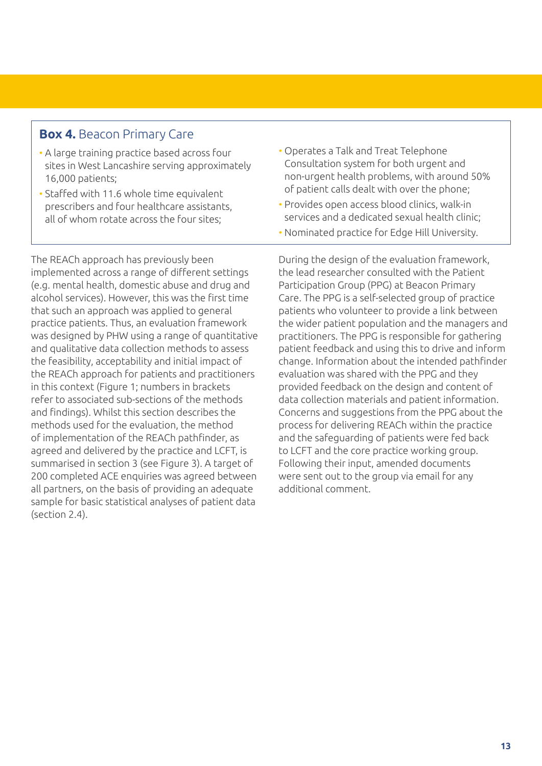**Box 4.** Beacon Primary Care

- A large training practice based across four sites in West Lancashire serving approximately 16,000 patients;
- Staffed with 11.6 whole time equivalent prescribers and four healthcare assistants, all of whom rotate across the four sites;
- Operates a Talk and Treat Telephone Consultation system for both urgent and non-urgent health problems, with around 50% of patient calls dealt with over the phone;
- Provides open access blood clinics, walk-in services and a dedicated sexual health clinic;
- Nominated practice for Edge Hill University.

The REACh approach has previously been implemented across a range of different settings (e.g. mental health, domestic abuse and drug and alcohol services). However, this was the first time that such an approach was applied to general practice patients. Thus, an evaluation framework was designed by PHW using a range of quantitative and qualitative data collection methods to assess the feasibility, acceptability and initial impact of the REACh approach for patients and practitioners in this context (Figure 1; numbers in brackets refer to associated sub-sections of the methods and findings). Whilst this section describes the methods used for the evaluation, the method of implementation of the REACh pathfinder, as agreed and delivered by the practice and LCFT, is summarised in section 3 (see Figure 3). A target of 200 completed ACE enquiries was agreed between all partners, on the basis of providing an adequate sample for basic statistical analyses of patient data (section 2.4).

During the design of the evaluation framework, the lead researcher consulted with the Patient Participation Group (PPG) at Beacon Primary Care. The PPG is a self-selected group of practice patients who volunteer to provide a link between the wider patient population and the managers and practitioners. The PPG is responsible for gathering patient feedback and using this to drive and inform change. Information about the intended pathfinder evaluation was shared with the PPG and they provided feedback on the design and content of data collection materials and patient information. Concerns and suggestions from the PPG about the process for delivering REACh within the practice and the safeguarding of patients were fed back to LCFT and the core practice working group. Following their input, amended documents were sent out to the group via email for any additional comment.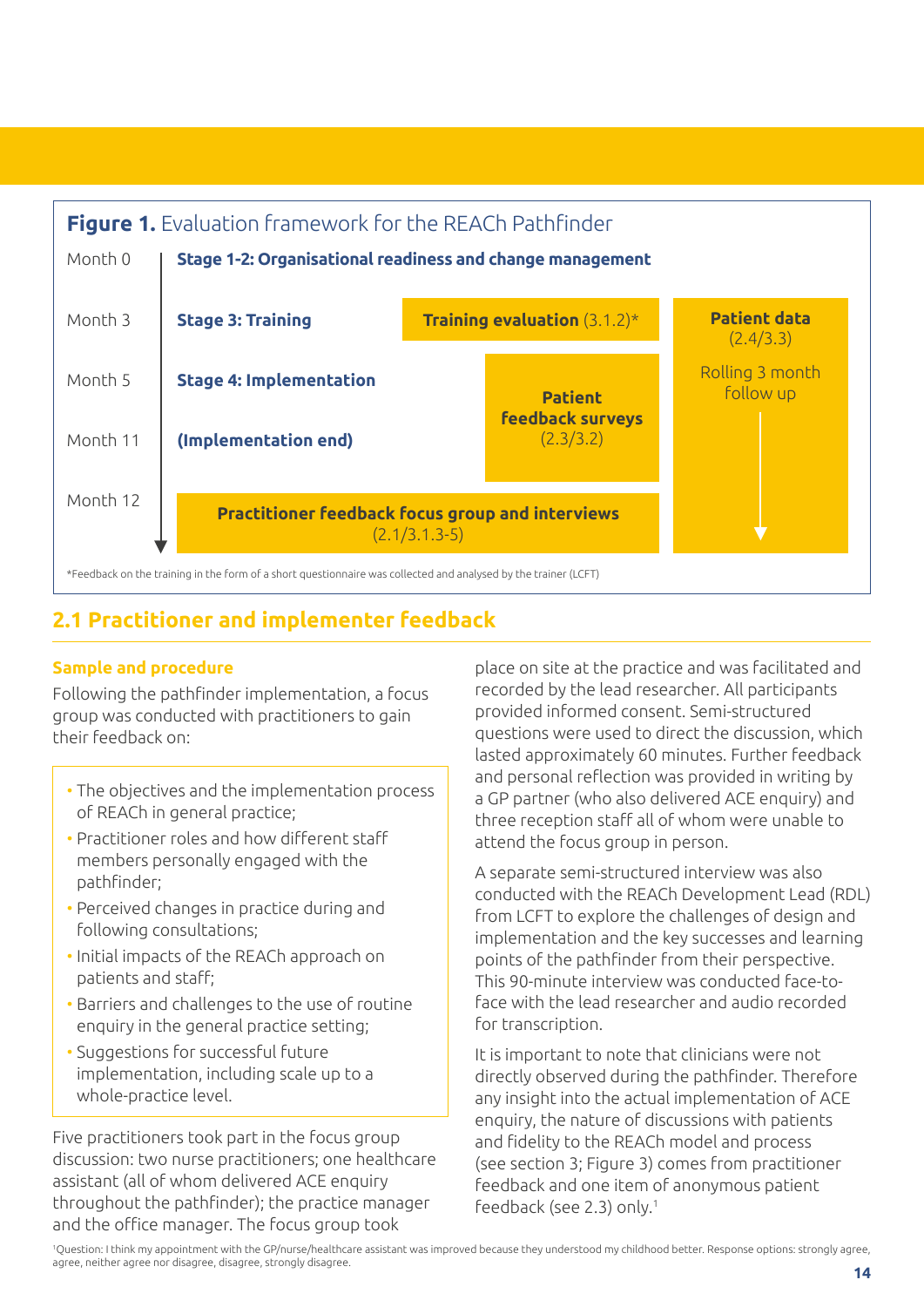**Figure 1.** Evaluation framework for the REACh Pathfinder

| Timeline | Stage | Evaluation | | |
|---|---|---|---|---|
| Month 0 | **Stage 1-2: Organisational readiness and change management** | | | |
| Month 3 | **Stage 3: Training** | **Training evaluation** (3.1.2)* | | **Patient data** (2.4/3.3) Rolling 3 month follow up |
| Month 5 | **Stage 4: Implementation** | | **Patient feedback surveys** (2.3/3.2) | |
| Month 11 | **(Implementation end)** | | | |
| Month 12 | **Practitioner feedback focus group and interviews** (2.1/3.1.3-5) | | | |

*Feedback on the training in the form of a short questionnaire was collected and analysed by the trainer (LCFT)

## 2.1 Practitioner and implementer feedback

### Sample and procedure

Following the pathfinder implementation, a focus group was conducted with practitioners to gain their feedback on:

- The objectives and the implementation process of REACh in general practice;
- Practitioner roles and how different staff members personally engaged with the pathfinder;
- Perceived changes in practice during and following consultations;
- Initial impacts of the REACh approach on patients and staff;
- Barriers and challenges to the use of routine enquiry in the general practice setting;
- Suggestions for successful future implementation, including scale up to a whole-practice level.

Five practitioners took part in the focus group discussion: two nurse practitioners; one healthcare assistant (all of whom delivered ACE enquiry throughout the pathfinder); the practice manager and the office manager. The focus group took place on site at the practice and was facilitated and recorded by the lead researcher. All participants provided informed consent. Semi-structured questions were used to direct the discussion, which lasted approximately 60 minutes. Further feedback and personal reflection was provided in writing by a GP partner (who also delivered ACE enquiry) and three reception staff all of whom were unable to attend the focus group in person.

A separate semi-structured interview was also conducted with the REACh Development Lead (RDL) from LCFT to explore the challenges of design and implementation and the key successes and learning points of the pathfinder from their perspective. This 90-minute interview was conducted face-to-face with the lead researcher and audio recorded for transcription.

It is important to note that clinicians were not directly observed during the pathfinder. Therefore any insight into the actual implementation of ACE enquiry, the nature of discussions with patients and fidelity to the REACh model and process (see section 3; Figure 3) comes from practitioner feedback and one item of anonymous patient feedback (see 2.3) only.[1]

[1]Question: I think my appointment with the GP/nurse/healthcare assistant was improved because they understood my childhood better. Response options: strongly agree, agree, neither agree nor disagree, disagree, strongly disagree.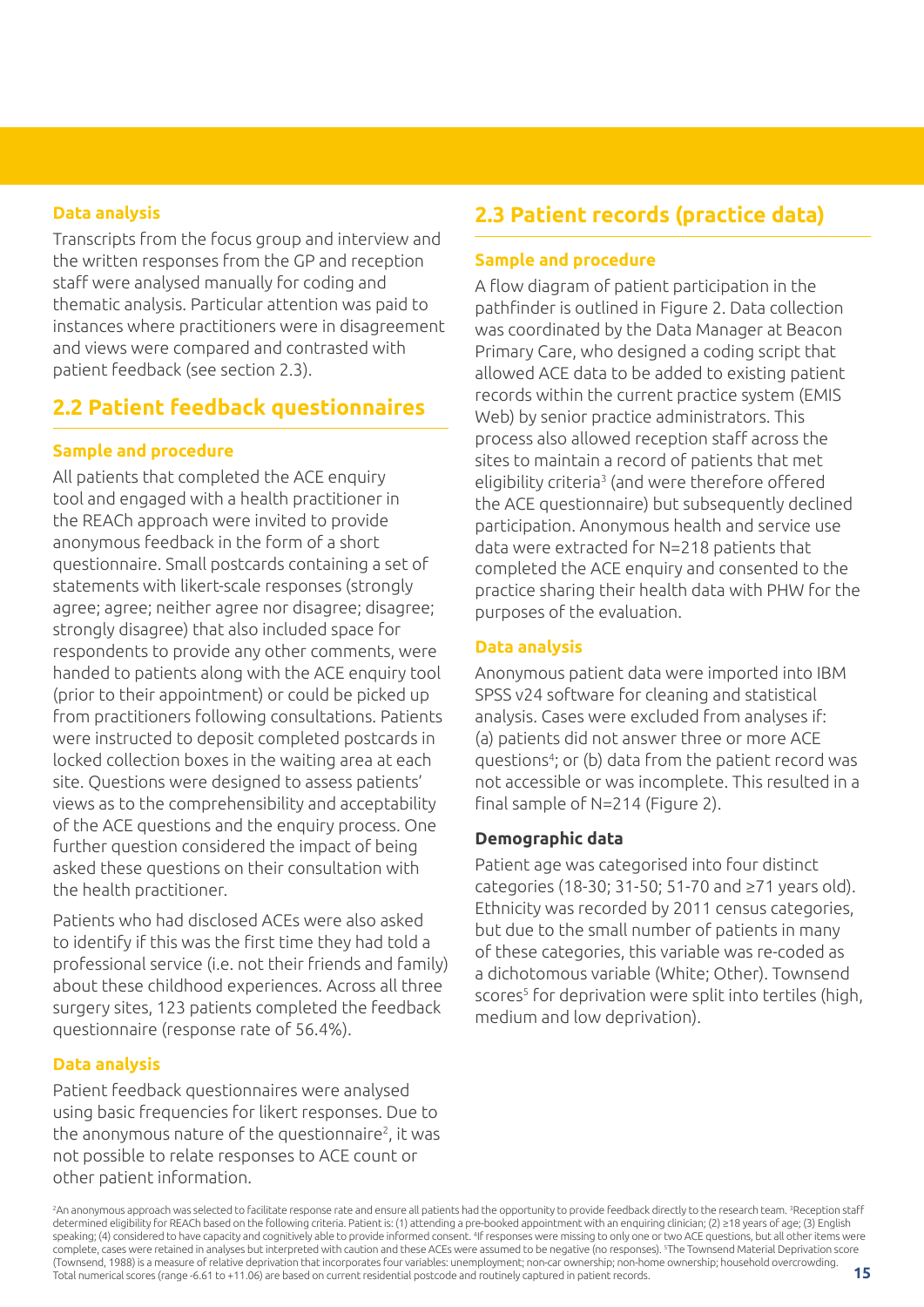### Data analysis

Transcripts from the focus group and interview and the written responses from the GP and reception staff were analysed manually for coding and thematic analysis. Particular attention was paid to instances where practitioners were in disagreement and views were compared and contrasted with patient feedback (see section 2.3).

## 2.2 Patient feedback questionnaires

### Sample and procedure

All patients that completed the ACE enquiry tool and engaged with a health practitioner in the REACh approach were invited to provide anonymous feedback in the form of a short questionnaire. Small postcards containing a set of statements with likert-scale responses (strongly agree; agree; neither agree nor disagree; disagree; strongly disagree) that also included space for respondents to provide any other comments, were handed to patients along with the ACE enquiry tool (prior to their appointment) or could be picked up from practitioners following consultations. Patients were instructed to deposit completed postcards in locked collection boxes in the waiting area at each site. Questions were designed to assess patients' views as to the comprehensibility and acceptability of the ACE questions and the enquiry process. One further question considered the impact of being asked these questions on their consultation with the health practitioner.

Patients who had disclosed ACEs were also asked to identify if this was the first time they had told a professional service (i.e. not their friends and family) about these childhood experiences. Across all three surgery sites, 123 patients completed the feedback questionnaire (response rate of 56.4%).

### Data analysis

Patient feedback questionnaires were analysed using basic frequencies for likert responses. Due to the anonymous nature of the questionnaire[2], it was not possible to relate responses to ACE count or other patient information.

## 2.3 Patient records (practice data)

### Sample and procedure

A flow diagram of patient participation in the pathfinder is outlined in Figure 2. Data collection was coordinated by the Data Manager at Beacon Primary Care, who designed a coding script that allowed ACE data to be added to existing patient records within the current practice system (EMIS Web) by senior practice administrators. This process also allowed reception staff across the sites to maintain a record of patients that met eligibility criteria[3] (and were therefore offered the ACE questionnaire) but subsequently declined participation. Anonymous health and service use data were extracted for N=218 patients that completed the ACE enquiry and consented to the practice sharing their health data with PHW for the purposes of the evaluation.

### Data analysis

Anonymous patient data were imported into IBM SPSS v24 software for cleaning and statistical analysis. Cases were excluded from analyses if: (a) patients did not answer three or more ACE questions[4]; or (b) data from the patient record was not accessible or was incomplete. This resulted in a final sample of N=214 (Figure 2).

### Demographic data

Patient age was categorised into four distinct categories (18-30; 31-50; 51-70 and ≥71 years old). Ethnicity was recorded by 2011 census categories, but due to the small number of patients in many of these categories, this variable was re-coded as a dichotomous variable (White; Other). Townsend scores[5] for deprivation were split into tertiles (high, medium and low deprivation).

---

[2]An anonymous approach was selected to facilitate response rate and ensure all patients had the opportunity to provide feedback directly to the research team. [3]Reception staff determined eligibility for REACh based on the following criteria. Patient is: (1) attending a pre-booked appointment with an enquiring clinician; (2) ≥18 years of age; (3) English speaking; (4) considered to have capacity and cognitively able to provide informed consent. [4]If responses were missing to only one or two ACE questions, but all other items were complete, cases were retained in analyses but interpreted with caution and these ACEs were assumed to be negative (no responses). [5]The Townsend Material Deprivation score (Townsend, 1988) is a measure of relative deprivation that incorporates four variables: unemployment; non-car ownership; non-home ownership; household overcrowding. Total numerical scores (range -6.61 to +11.06) are based on current residential postcode and routinely captured in patient records.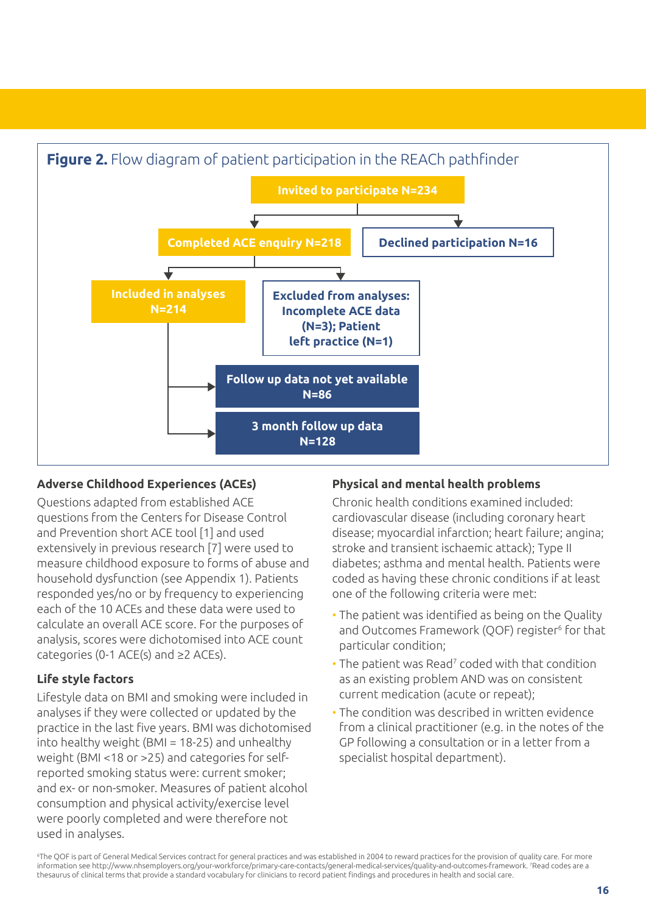**Figure 2.** Flow diagram of patient participation in the REACh pathfinder

- Invited to participate N=234
  - Completed ACE enquiry N=218
    - Included in analyses N=214
      - Follow up data not yet available N=86
      - 3 month follow up data N=128
    - Excluded from analyses: Incomplete ACE data (N=3); Patient left practice (N=1)
  - Declined participation N=16

### Adverse Childhood Experiences (ACEs)

Questions adapted from established ACE questions from the Centers for Disease Control and Prevention short ACE tool [1] and used extensively in previous research [7] were used to measure childhood exposure to forms of abuse and household dysfunction (see Appendix 1). Patients responded yes/no or by frequency to experiencing each of the 10 ACEs and these data were used to calculate an overall ACE score. For the purposes of analysis, scores were dichotomised into ACE count categories (0-1 ACE(s) and ≥2 ACEs).

### Life style factors

Lifestyle data on BMI and smoking were included in analyses if they were collected or updated by the practice in the last five years. BMI was dichotomised into healthy weight (BMI = 18-25) and unhealthy weight (BMI <18 or >25) and categories for self-reported smoking status were: current smoker; and ex- or non-smoker. Measures of patient alcohol consumption and physical activity/exercise level were poorly completed and were therefore not used in analyses.

### Physical and mental health problems

Chronic health conditions examined included: cardiovascular disease (including coronary heart disease; myocardial infarction; heart failure; angina; stroke and transient ischaemic attack); Type II diabetes; asthma and mental health. Patients were coded as having these chronic conditions if at least one of the following criteria were met:

- The patient was identified as being on the Quality and Outcomes Framework (QOF) register[6] for that particular condition;
- The patient was Read[7] coded with that condition as an existing problem AND was on consistent current medication (acute or repeat);
- The condition was described in written evidence from a clinical practitioner (e.g. in the notes of the GP following a consultation or in a letter from a specialist hospital department).

[6]The QOF is part of General Medical Services contract for general practices and was established in 2004 to reward practices for the provision of quality care. For more information see http://www.nhsemployers.org/your-workforce/primary-care-contacts/general-medical-services/quality-and-outcomes-framework. [7]Read codes are a thesaurus of clinical terms that provide a standard vocabulary for clinicians to record patient findings and procedures in health and social care.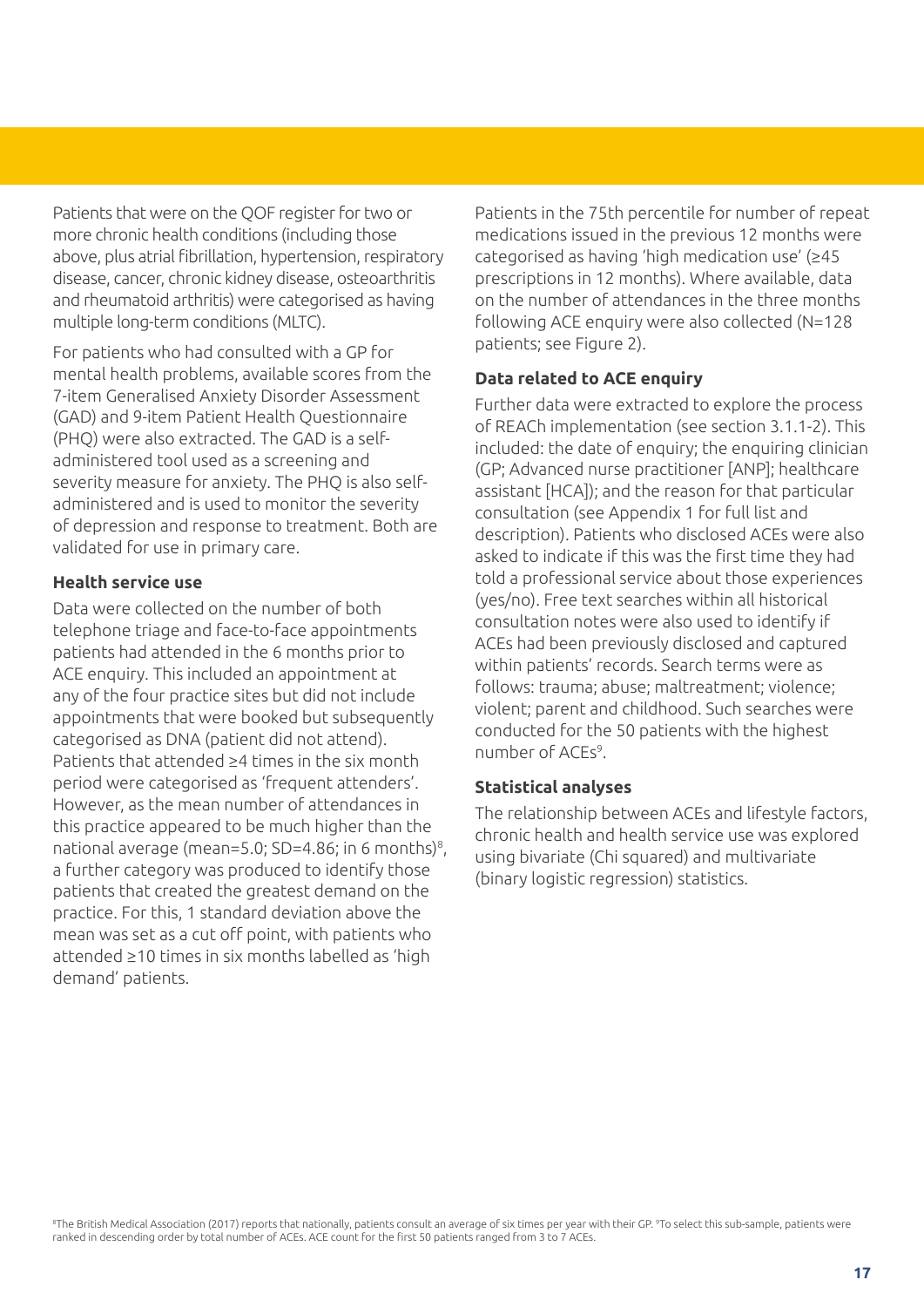Patients that were on the QOF register for two or more chronic health conditions (including those above, plus atrial fibrillation, hypertension, respiratory disease, cancer, chronic kidney disease, osteoarthritis and rheumatoid arthritis) were categorised as having multiple long-term conditions (MLTC).

For patients who had consulted with a GP for mental health problems, available scores from the 7-item Generalised Anxiety Disorder Assessment (GAD) and 9-item Patient Health Questionnaire (PHQ) were also extracted. The GAD is a self-administered tool used as a screening and severity measure for anxiety. The PHQ is also self-administered and is used to monitor the severity of depression and response to treatment. Both are validated for use in primary care.

### Health service use

Data were collected on the number of both telephone triage and face-to-face appointments patients had attended in the 6 months prior to ACE enquiry. This included an appointment at any of the four practice sites but did not include appointments that were booked but subsequently categorised as DNA (patient did not attend). Patients that attended ≥4 times in the six month period were categorised as 'frequent attenders'. However, as the mean number of attendances in this practice appeared to be much higher than the national average (mean=5.0; SD=4.86; in 6 months)[8], a further category was produced to identify those patients that created the greatest demand on the practice. For this, 1 standard deviation above the mean was set as a cut off point, with patients who attended ≥10 times in six months labelled as 'high demand' patients.

Patients in the 75th percentile for number of repeat medications issued in the previous 12 months were categorised as having 'high medication use' (≥45 prescriptions in 12 months). Where available, data on the number of attendances in the three months following ACE enquiry were also collected (N=128 patients; see Figure 2).

### Data related to ACE enquiry

Further data were extracted to explore the process of REACh implementation (see section 3.1.1-2). This included: the date of enquiry; the enquiring clinician (GP; Advanced nurse practitioner [ANP]; healthcare assistant [HCA]); and the reason for that particular consultation (see Appendix 1 for full list and description). Patients who disclosed ACEs were also asked to indicate if this was the first time they had told a professional service about those experiences (yes/no). Free text searches within all historical consultation notes were also used to identify if ACEs had been previously disclosed and captured within patients' records. Search terms were as follows: trauma; abuse; maltreatment; violence; violent; parent and childhood. Such searches were conducted for the 50 patients with the highest number of ACEs[9].

### Statistical analyses

The relationship between ACEs and lifestyle factors, chronic health and health service use was explored using bivariate (Chi squared) and multivariate (binary logistic regression) statistics.

[8]The British Medical Association (2017) reports that nationally, patients consult an average of six times per year with their GP. [9]To select this sub-sample, patients were ranked in descending order by total number of ACEs. ACE count for the first 50 patients ranged from 3 to 7 ACEs.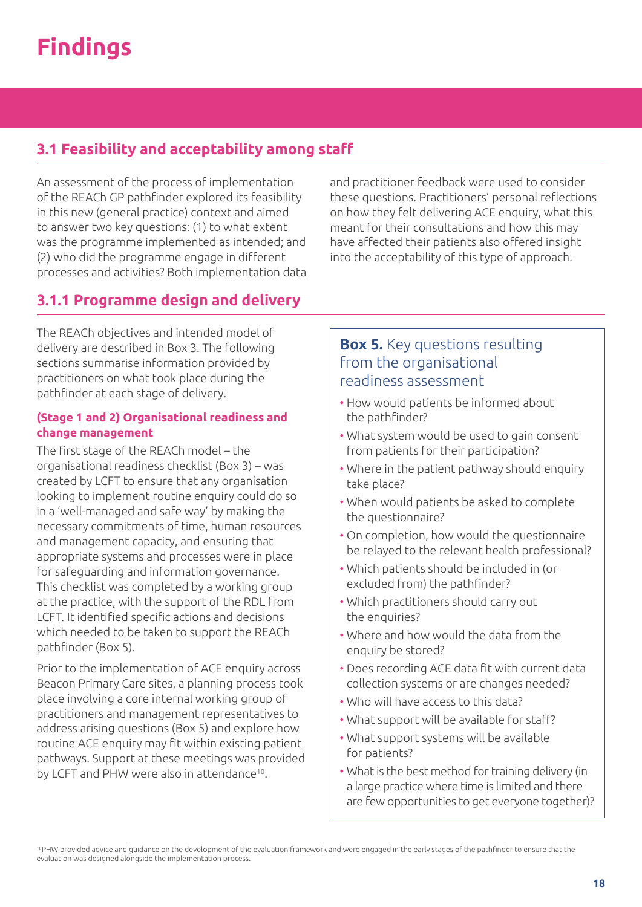# Findings

## 3.1 Feasibility and acceptability among staff

An assessment of the process of implementation of the REACh GP pathfinder explored its feasibility in this new (general practice) context and aimed to answer two key questions: (1) to what extent was the programme implemented as intended; and (2) who did the programme engage in different processes and activities? Both implementation data and practitioner feedback were used to consider these questions. Practitioners' personal reflections on how they felt delivering ACE enquiry, what this meant for their consultations and how this may have affected their patients also offered insight into the acceptability of this type of approach.

### 3.1.1 Programme design and delivery

The REACh objectives and intended model of delivery are described in Box 3. The following sections summarise information provided by practitioners on what took place during the pathfinder at each stage of delivery.

#### (Stage 1 and 2) Organisational readiness and change management

The first stage of the REACh model – the organisational readiness checklist (Box 3) – was created by LCFT to ensure that any organisation looking to implement routine enquiry could do so in a 'well-managed and safe way' by making the necessary commitments of time, human resources and management capacity, and ensuring that appropriate systems and processes were in place for safeguarding and information governance. This checklist was completed by a working group at the practice, with the support of the RDL from LCFT. It identified specific actions and decisions which needed to be taken to support the REACh pathfinder (Box 5).

Prior to the implementation of ACE enquiry across Beacon Primary Care sites, a planning process took place involving a core internal working group of practitioners and management representatives to address arising questions (Box 5) and explore how routine ACE enquiry may fit within existing patient pathways. Support at these meetings was provided by LCFT and PHW were also in attendance[10].

> **Box 5.** Key questions resulting from the organisational readiness assessment
>
> - How would patients be informed about the pathfinder?
> - What system would be used to gain consent from patients for their participation?
> - Where in the patient pathway should enquiry take place?
> - When would patients be asked to complete the questionnaire?
> - On completion, how would the questionnaire be relayed to the relevant health professional?
> - Which patients should be included in (or excluded from) the pathfinder?
> - Which practitioners should carry out the enquiries?
> - Where and how would the data from the enquiry be stored?
> - Does recording ACE data fit with current data collection systems or are changes needed?
> - Who will have access to this data?
> - What support will be available for staff?
> - What support systems will be available for patients?
> - What is the best method for training delivery (in a large practice where time is limited and there are few opportunities to get everyone together)?

[10] PHW provided advice and guidance on the development of the evaluation framework and were engaged in the early stages of the pathfinder to ensure that the evaluation was designed alongside the implementation process.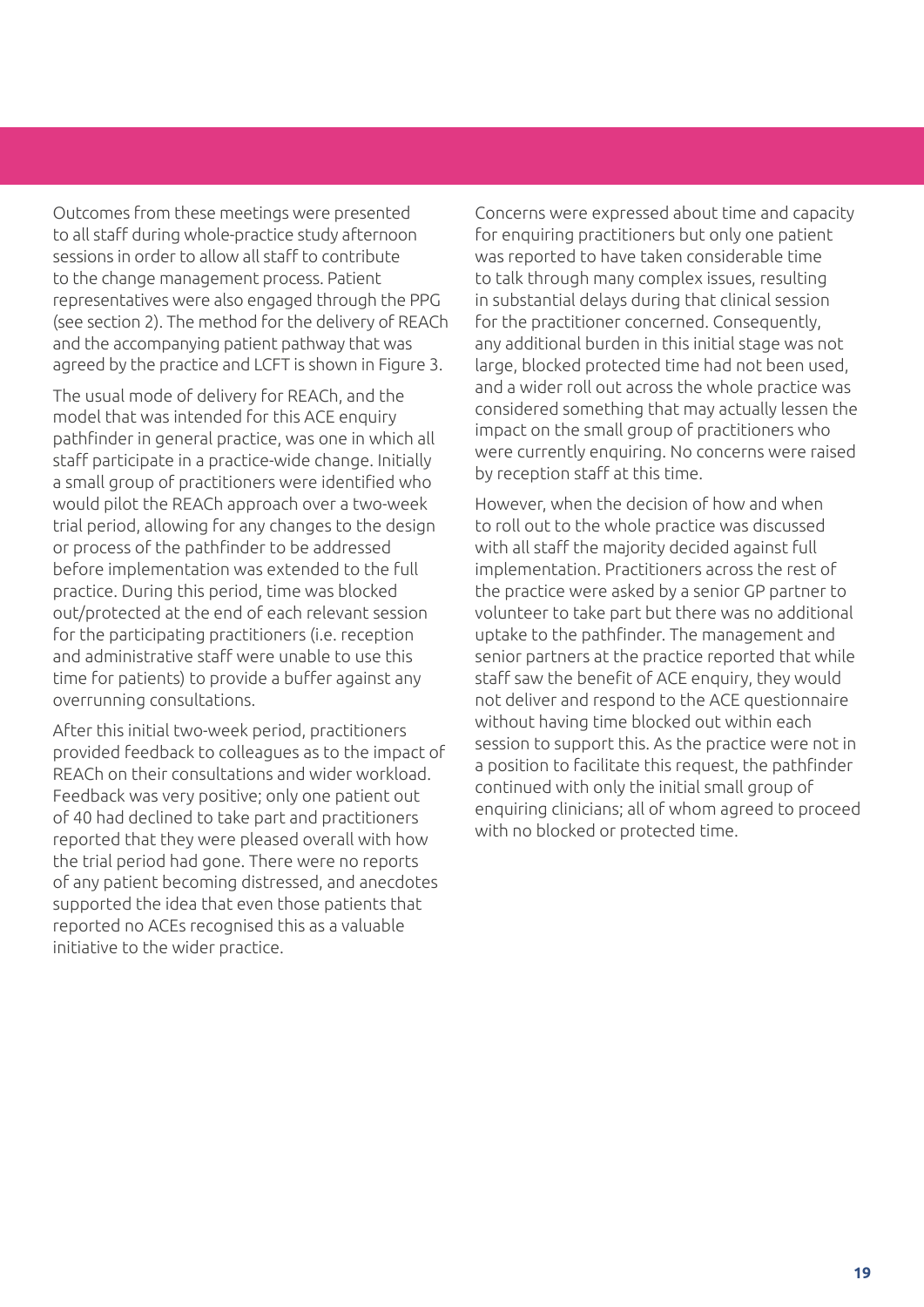Outcomes from these meetings were presented to all staff during whole-practice study afternoon sessions in order to allow all staff to contribute to the change management process. Patient representatives were also engaged through the PPG (see section 2). The method for the delivery of REACh and the accompanying patient pathway that was agreed by the practice and LCFT is shown in Figure 3.

The usual mode of delivery for REACh, and the model that was intended for this ACE enquiry pathfinder in general practice, was one in which all staff participate in a practice-wide change. Initially a small group of practitioners were identified who would pilot the REACh approach over a two-week trial period, allowing for any changes to the design or process of the pathfinder to be addressed before implementation was extended to the full practice. During this period, time was blocked out/protected at the end of each relevant session for the participating practitioners (i.e. reception and administrative staff were unable to use this time for patients) to provide a buffer against any overrunning consultations.

After this initial two-week period, practitioners provided feedback to colleagues as to the impact of REACh on their consultations and wider workload. Feedback was very positive; only one patient out of 40 had declined to take part and practitioners reported that they were pleased overall with how the trial period had gone. There were no reports of any patient becoming distressed, and anecdotes supported the idea that even those patients that reported no ACEs recognised this as a valuable initiative to the wider practice.

Concerns were expressed about time and capacity for enquiring practitioners but only one patient was reported to have taken considerable time to talk through many complex issues, resulting in substantial delays during that clinical session for the practitioner concerned. Consequently, any additional burden in this initial stage was not large, blocked protected time had not been used, and a wider roll out across the whole practice was considered something that may actually lessen the impact on the small group of practitioners who were currently enquiring. No concerns were raised by reception staff at this time.

However, when the decision of how and when to roll out to the whole practice was discussed with all staff the majority decided against full implementation. Practitioners across the rest of the practice were asked by a senior GP partner to volunteer to take part but there was no additional uptake to the pathfinder. The management and senior partners at the practice reported that while staff saw the benefit of ACE enquiry, they would not deliver and respond to the ACE questionnaire without having time blocked out within each session to support this. As the practice were not in a position to facilitate this request, the pathfinder continued with only the initial small group of enquiring clinicians; all of whom agreed to proceed with no blocked or protected time.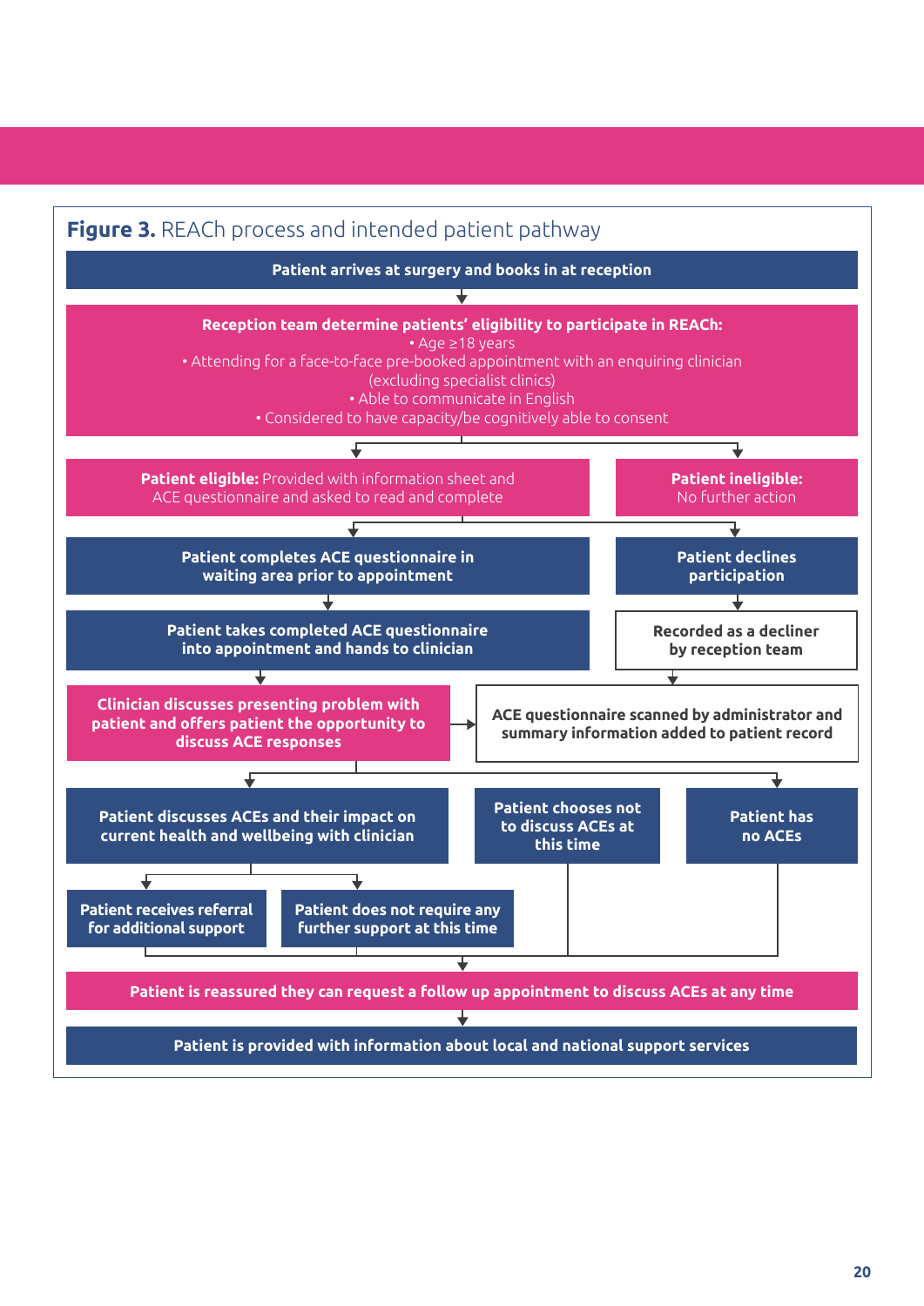**Figure 3.** REACh process and intended patient pathway

**Patient arrives at surgery and books in at reception**

↓

**Reception team determine patients' eligibility to participate in REACh:**
- Age ≥18 years
- Attending for a face-to-face pre-booked appointment with an enquiring clinician (excluding specialist clinics)
- Able to communicate in English
- Considered to have capacity/be cognitively able to consent

↓

**Patient eligible:** Provided with information sheet and ACE questionnaire and asked to read and complete

- ↓ **Patient completes ACE questionnaire in waiting area prior to appointment**
  - ↓ **Patient takes completed ACE questionnaire into appointment and hands to clinician**
  - ↓ **Clinician discusses presenting problem with patient and offers patient the opportunity to discuss ACE responses** → **ACE questionnaire scanned by administrator and summary information added to patient record**
    - ↓ **Patient discusses ACEs and their impact on current health and wellbeing with clinician**
      - ↓ **Patient receives referral for additional support**
      - ↓ **Patient does not require any further support at this time**
    - ↓ **Patient chooses not to discuss ACEs at this time**
    - ↓ **Patient has no ACEs**
- ↓ **Patient declines participation**
  - ↓ **Recorded as a decliner by reception team**
  - ↓ **ACE questionnaire scanned by administrator and summary information added to patient record**

**Patient ineligible:** No further action

↓

**Patient is reassured they can request a follow up appointment to discuss ACEs at any time**

↓

**Patient is provided with information about local and national support services**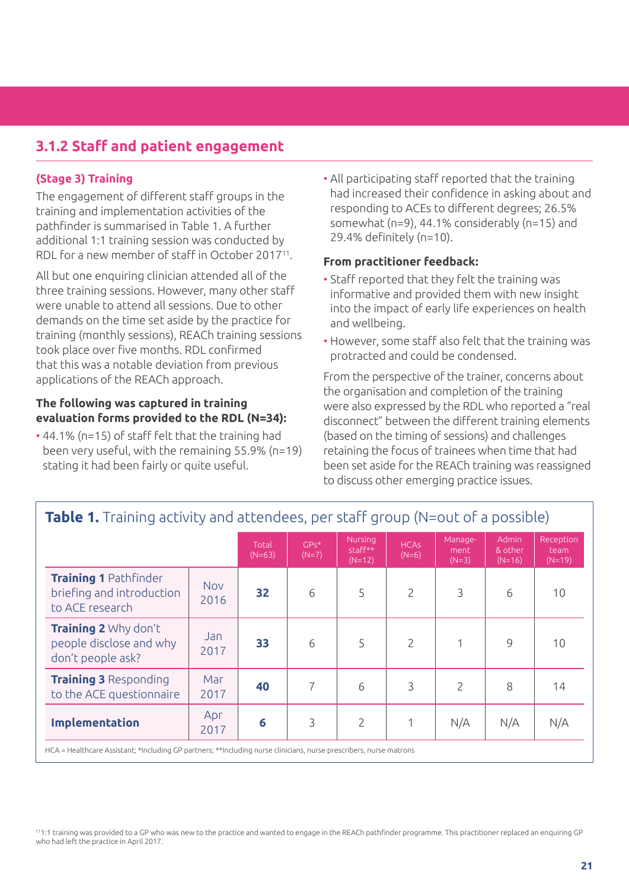### 3.1.2 Staff and patient engagement

#### (Stage 3) Training

The engagement of different staff groups in the training and implementation activities of the pathfinder is summarised in Table 1. A further additional 1:1 training session was conducted by RDL for a new member of staff in October 2017[11].

All but one enquiring clinician attended all of the three training sessions. However, many other staff were unable to attend all sessions. Due to other demands on the time set aside by the practice for training (monthly sessions), REACh training sessions took place over five months. RDL confirmed that this was a notable deviation from previous applications of the REACh approach.

**The following was captured in training evaluation forms provided to the RDL (N=34):**

- 44.1% (n=15) of staff felt that the training had been very useful, with the remaining 55.9% (n=19) stating it had been fairly or quite useful.
- All participating staff reported that the training had increased their confidence in asking about and responding to ACEs to different degrees; 26.5% somewhat (n=9), 44.1% considerably (n=15) and 29.4% definitely (n=10).

**From practitioner feedback:**

- Staff reported that they felt the training was informative and provided them with new insight into the impact of early life experiences on health and wellbeing.
- However, some staff also felt that the training was protracted and could be condensed.

From the perspective of the trainer, concerns about the organisation and completion of the training were also expressed by the RDL who reported a "real disconnect" between the different training elements (based on the timing of sessions) and challenges retaining the focus of trainees when time that had been set aside for the REACh training was reassigned to discuss other emerging practice issues.

**Table 1.** Training activity and attendees, per staff group (N=out of a possible)

| | | Total (N=63) | GPs* (N=7) | Nursing staff** (N=12) | HCAs (N=6) | Manage-ment (N=3) | Admin & other (N=16) | Reception team (N=19) |
|---|---|---|---|---|---|---|---|---|
| **Training 1** Pathfinder briefing and introduction to ACE research | Nov 2016 | **32** | 6 | 5 | 2 | 3 | 6 | 10 |
| **Training 2** Why don't people disclose and why don't people ask? | Jan 2017 | **33** | 6 | 5 | 2 | 1 | 9 | 10 |
| **Training 3** Responding to the ACE questionnaire | Mar 2017 | **40** | 7 | 6 | 3 | 2 | 8 | 14 |
| **Implementation** | Apr 2017 | **6** | 3 | 2 | 1 | N/A | N/A | N/A |

HCA = Healthcare Assistant; *Including GP partners; **Including nurse clinicians, nurse prescribers, nurse matrons

[11] 1:1 training was provided to a GP who was new to the practice and wanted to engage in the REACh pathfinder programme. This practitioner replaced an enquiring GP who had left the practice in April 2017.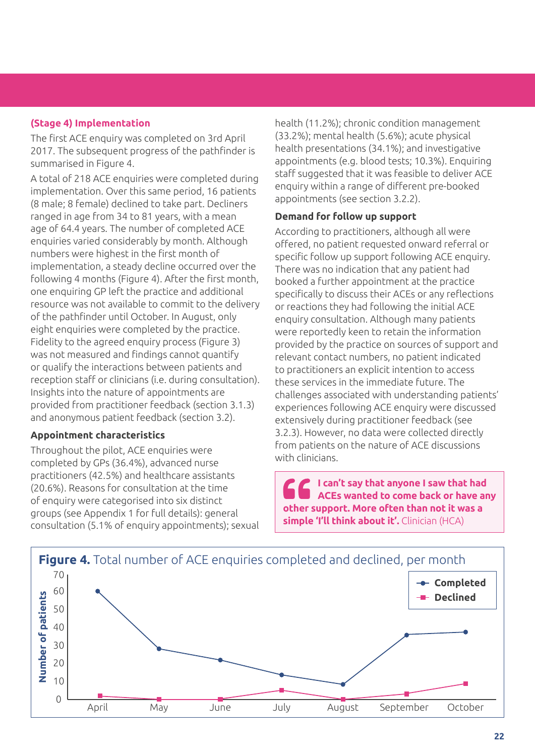### (Stage 4) Implementation

The first ACE enquiry was completed on 3rd April 2017. The subsequent progress of the pathfinder is summarised in Figure 4.

A total of 218 ACE enquiries were completed during implementation. Over this same period, 16 patients (8 male; 8 female) declined to take part. Decliners ranged in age from 34 to 81 years, with a mean age of 64.4 years. The number of completed ACE enquiries varied considerably by month. Although numbers were highest in the first month of implementation, a steady decline occurred over the following 4 months (Figure 4). After the first month, one enquiring GP left the practice and additional resource was not available to commit to the delivery of the pathfinder until October. In August, only eight enquiries were completed by the practice. Fidelity to the agreed enquiry process (Figure 3) was not measured and findings cannot quantify or qualify the interactions between patients and reception staff or clinicians (i.e. during consultation). Insights into the nature of appointments are provided from practitioner feedback (section 3.1.3) and anonymous patient feedback (section 3.2).

#### Appointment characteristics

Throughout the pilot, ACE enquiries were completed by GPs (36.4%), advanced nurse practitioners (42.5%) and healthcare assistants (20.6%). Reasons for consultation at the time of enquiry were categorised into six distinct groups (see Appendix 1 for full details): general consultation (5.1% of enquiry appointments); sexual health (11.2%); chronic condition management (33.2%); mental health (5.6%); acute physical health presentations (34.1%); and investigative appointments (e.g. blood tests; 10.3%). Enquiring staff suggested that it was feasible to deliver ACE enquiry within a range of different pre-booked appointments (see section 3.2.2).

#### Demand for follow up support

According to practitioners, although all were offered, no patient requested onward referral or specific follow up support following ACE enquiry. There was no indication that any patient had booked a further appointment at the practice specifically to discuss their ACEs or any reflections or reactions they had following the initial ACE enquiry consultation. Although many patients were reportedly keen to retain the information provided by the practice on sources of support and relevant contact numbers, no patient indicated to practitioners an explicit intention to access these services in the immediate future. The challenges associated with understanding patients' experiences following ACE enquiry were discussed extensively during practitioner feedback (see 3.2.3). However, no data were collected directly from patients on the nature of ACE discussions with clinicians.

> **I can't say that anyone I saw that had ACEs wanted to come back or have any other support. More often than not it was a simple 'I'll think about it'.** Clinician (HCA)

**Figure 4.** Total number of ACE enquiries completed and declined, per month

| Month | Completed | Declined |
|---|---|---|
| April | 60 | 2 |
| May | 28 | 0 |
| June | 22 | 0 |
| July | 14 | 5 |
| August | 8 | 0 |
| September | 36 | 3 |
| October | 37 | 9 |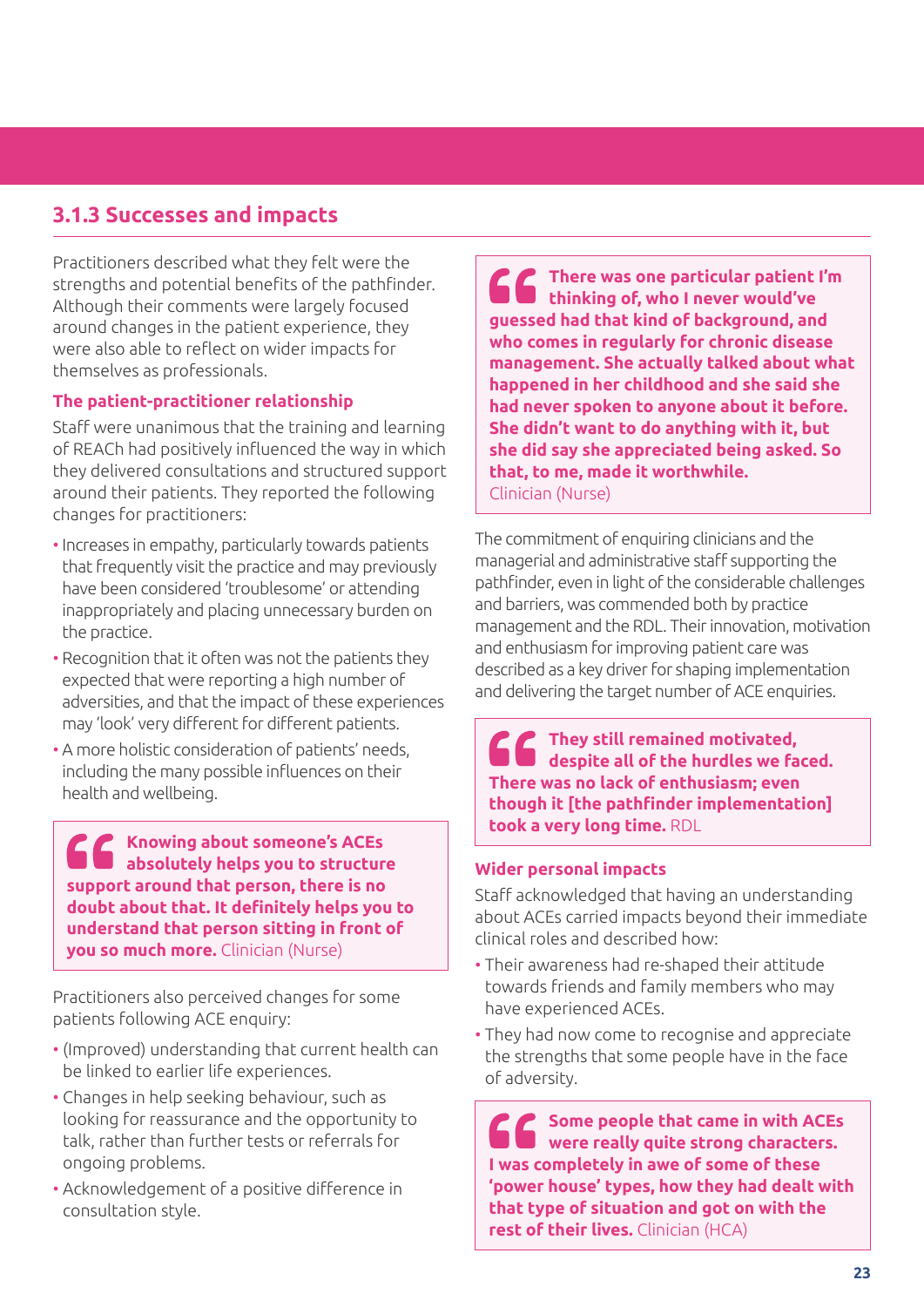### 3.1.3 Successes and impacts

Practitioners described what they felt were the strengths and potential benefits of the pathfinder. Although their comments were largely focused around changes in the patient experience, they were also able to reflect on wider impacts for themselves as professionals.

#### The patient-practitioner relationship

Staff were unanimous that the training and learning of REACh had positively influenced the way in which they delivered consultations and structured support around their patients. They reported the following changes for practitioners:

- Increases in empathy, particularly towards patients that frequently visit the practice and may previously have been considered 'troublesome' or attending inappropriately and placing unnecessary burden on the practice.
- Recognition that it often was not the patients they expected that were reporting a high number of adversities, and that the impact of these experiences may 'look' very different for different patients.
- A more holistic consideration of patients' needs, including the many possible influences on their health and wellbeing.

> **Knowing about someone's ACEs absolutely helps you to structure support around that person, there is no doubt about that. It definitely helps you to understand that person sitting in front of you so much more.** Clinician (Nurse)

Practitioners also perceived changes for some patients following ACE enquiry:

- (Improved) understanding that current health can be linked to earlier life experiences.
- Changes in help seeking behaviour, such as looking for reassurance and the opportunity to talk, rather than further tests or referrals for ongoing problems.
- Acknowledgement of a positive difference in consultation style.

> **There was one particular patient I'm thinking of, who I never would've guessed had that kind of background, and who comes in regularly for chronic disease management. She actually talked about what happened in her childhood and she said she had never spoken to anyone about it before. She didn't want to do anything with it, but she did say she appreciated being asked. So that, to me, made it worthwhile.**
> Clinician (Nurse)

The commitment of enquiring clinicians and the managerial and administrative staff supporting the pathfinder, even in light of the considerable challenges and barriers, was commended both by practice management and the RDL. Their innovation, motivation and enthusiasm for improving patient care was described as a key driver for shaping implementation and delivering the target number of ACE enquiries.

> **They still remained motivated, despite all of the hurdles we faced. There was no lack of enthusiasm; even though it [the pathfinder implementation] took a very long time.** RDL

#### Wider personal impacts

Staff acknowledged that having an understanding about ACEs carried impacts beyond their immediate clinical roles and described how:

- Their awareness had re-shaped their attitude towards friends and family members who may have experienced ACEs.
- They had now come to recognise and appreciate the strengths that some people have in the face of adversity.

> **Some people that came in with ACEs were really quite strong characters. I was completely in awe of some of these 'power house' types, how they had dealt with that type of situation and got on with the rest of their lives.** Clinician (HCA)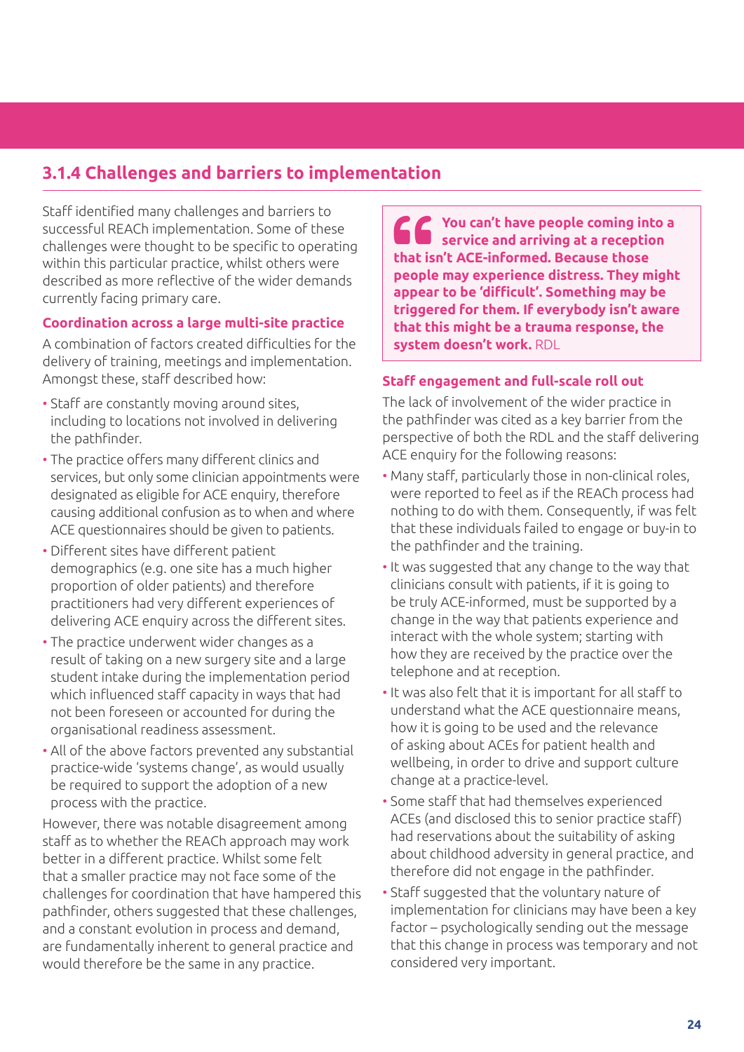### 3.1.4 Challenges and barriers to implementation

Staff identified many challenges and barriers to successful REACh implementation. Some of these challenges were thought to be specific to operating within this particular practice, whilst others were described as more reflective of the wider demands currently facing primary care.

#### Coordination across a large multi-site practice

A combination of factors created difficulties for the delivery of training, meetings and implementation. Amongst these, staff described how:

- Staff are constantly moving around sites, including to locations not involved in delivering the pathfinder.
- The practice offers many different clinics and services, but only some clinician appointments were designated as eligible for ACE enquiry, therefore causing additional confusion as to when and where ACE questionnaires should be given to patients.
- Different sites have different patient demographics (e.g. one site has a much higher proportion of older patients) and therefore practitioners had very different experiences of delivering ACE enquiry across the different sites.
- The practice underwent wider changes as a result of taking on a new surgery site and a large student intake during the implementation period which influenced staff capacity in ways that had not been foreseen or accounted for during the organisational readiness assessment.
- All of the above factors prevented any substantial practice-wide 'systems change', as would usually be required to support the adoption of a new process with the practice.

However, there was notable disagreement among staff as to whether the REACh approach may work better in a different practice. Whilst some felt that a smaller practice may not face some of the challenges for coordination that have hampered this pathfinder, others suggested that these challenges, and a constant evolution in process and demand, are fundamentally inherent to general practice and would therefore be the same in any practice.

> **You can't have people coming into a service and arriving at a reception that isn't ACE-informed. Because those people may experience distress. They might appear to be 'difficult'. Something may be triggered for them. If everybody isn't aware that this might be a trauma response, the system doesn't work.** RDL

#### Staff engagement and full-scale roll out

The lack of involvement of the wider practice in the pathfinder was cited as a key barrier from the perspective of both the RDL and the staff delivering ACE enquiry for the following reasons:

- Many staff, particularly those in non-clinical roles, were reported to feel as if the REACh process had nothing to do with them. Consequently, if was felt that these individuals failed to engage or buy-in to the pathfinder and the training.
- It was suggested that any change to the way that clinicians consult with patients, if it is going to be truly ACE-informed, must be supported by a change in the way that patients experience and interact with the whole system; starting with how they are received by the practice over the telephone and at reception.
- It was also felt that it is important for all staff to understand what the ACE questionnaire means, how it is going to be used and the relevance of asking about ACEs for patient health and wellbeing, in order to drive and support culture change at a practice-level.
- Some staff that had themselves experienced ACEs (and disclosed this to senior practice staff) had reservations about the suitability of asking about childhood adversity in general practice, and therefore did not engage in the pathfinder.
- Staff suggested that the voluntary nature of implementation for clinicians may have been a key factor – psychologically sending out the message that this change in process was temporary and not considered very important.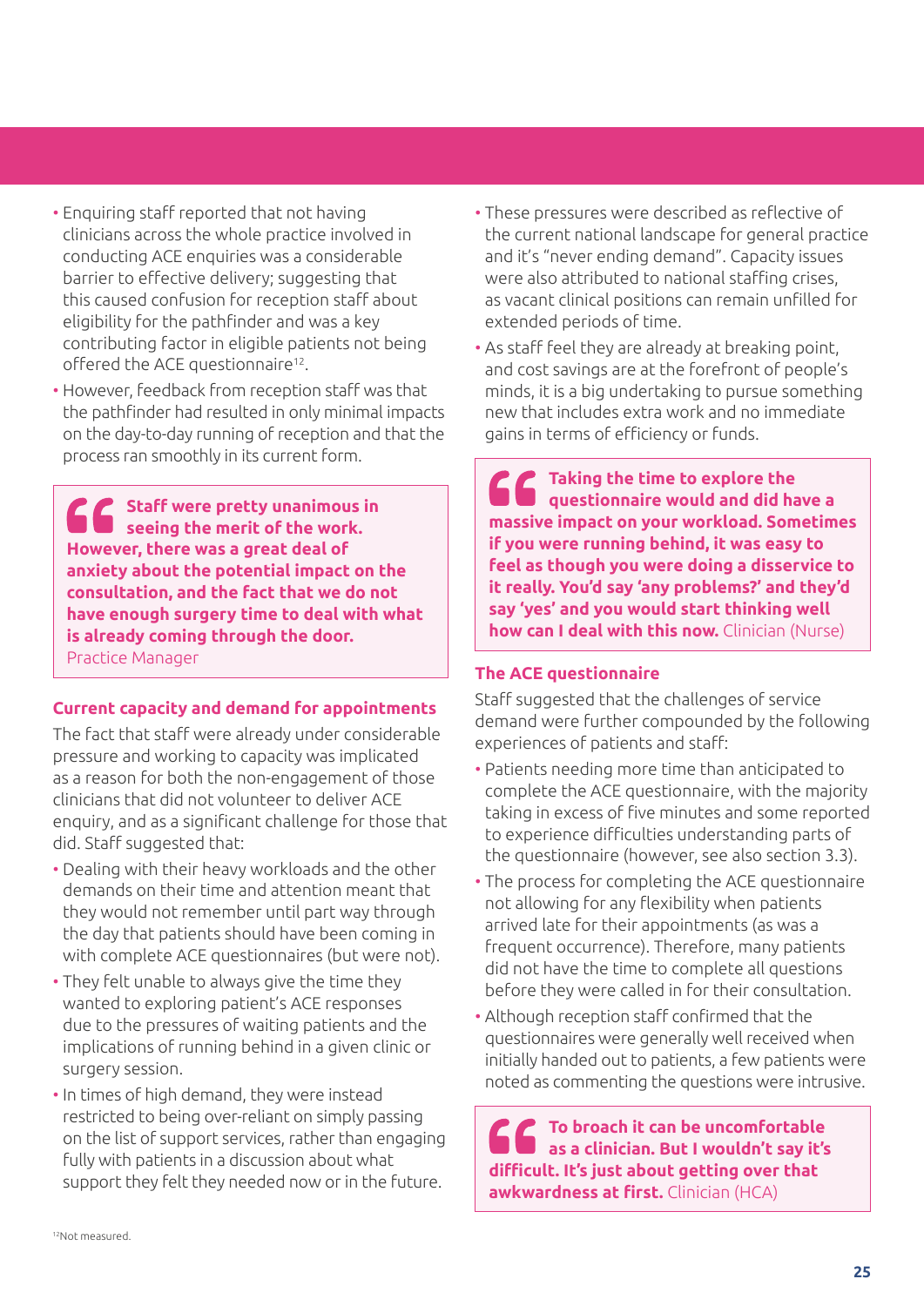- Enquiring staff reported that not having clinicians across the whole practice involved in conducting ACE enquiries was a considerable barrier to effective delivery; suggesting that this caused confusion for reception staff about eligibility for the pathfinder and was a key contributing factor in eligible patients not being offered the ACE questionnaire[12].
- However, feedback from reception staff was that the pathfinder had resulted in only minimal impacts on the day-to-day running of reception and that the process ran smoothly in its current form.

> **Staff were pretty unanimous in seeing the merit of the work. However, there was a great deal of anxiety about the potential impact on the consultation, and the fact that we do not have enough surgery time to deal with what is already coming through the door.** Practice Manager

### Current capacity and demand for appointments

The fact that staff were already under considerable pressure and working to capacity was implicated as a reason for both the non-engagement of those clinicians that did not volunteer to deliver ACE enquiry, and as a significant challenge for those that did. Staff suggested that:

- Dealing with their heavy workloads and the other demands on their time and attention meant that they would not remember until part way through the day that patients should have been coming in with complete ACE questionnaires (but were not).
- They felt unable to always give the time they wanted to exploring patient's ACE responses due to the pressures of waiting patients and the implications of running behind in a given clinic or surgery session.
- In times of high demand, they were instead restricted to being over-reliant on simply passing on the list of support services, rather than engaging fully with patients in a discussion about what support they felt they needed now or in the future.
- These pressures were described as reflective of the current national landscape for general practice and it's "never ending demand". Capacity issues were also attributed to national staffing crises, as vacant clinical positions can remain unfilled for extended periods of time.
- As staff feel they are already at breaking point, and cost savings are at the forefront of people's minds, it is a big undertaking to pursue something new that includes extra work and no immediate gains in terms of efficiency or funds.

> **Taking the time to explore the questionnaire would and did have a massive impact on your workload. Sometimes if you were running behind, it was easy to feel as though you were doing a disservice to it really. You'd say 'any problems?' and they'd say 'yes' and you would start thinking well how can I deal with this now.** Clinician (Nurse)

### The ACE questionnaire

Staff suggested that the challenges of service demand were further compounded by the following experiences of patients and staff:

- Patients needing more time than anticipated to complete the ACE questionnaire, with the majority taking in excess of five minutes and some reported to experience difficulties understanding parts of the questionnaire (however, see also section 3.3).
- The process for completing the ACE questionnaire not allowing for any flexibility when patients arrived late for their appointments (as was a frequent occurrence). Therefore, many patients did not have the time to complete all questions before they were called in for their consultation.
- Although reception staff confirmed that the questionnaires were generally well received when initially handed out to patients, a few patients were noted as commenting the questions were intrusive.

> **To broach it can be uncomfortable as a clinician. But I wouldn't say it's difficult. It's just about getting over that awkwardness at first.** Clinician (HCA)

[12] Not measured.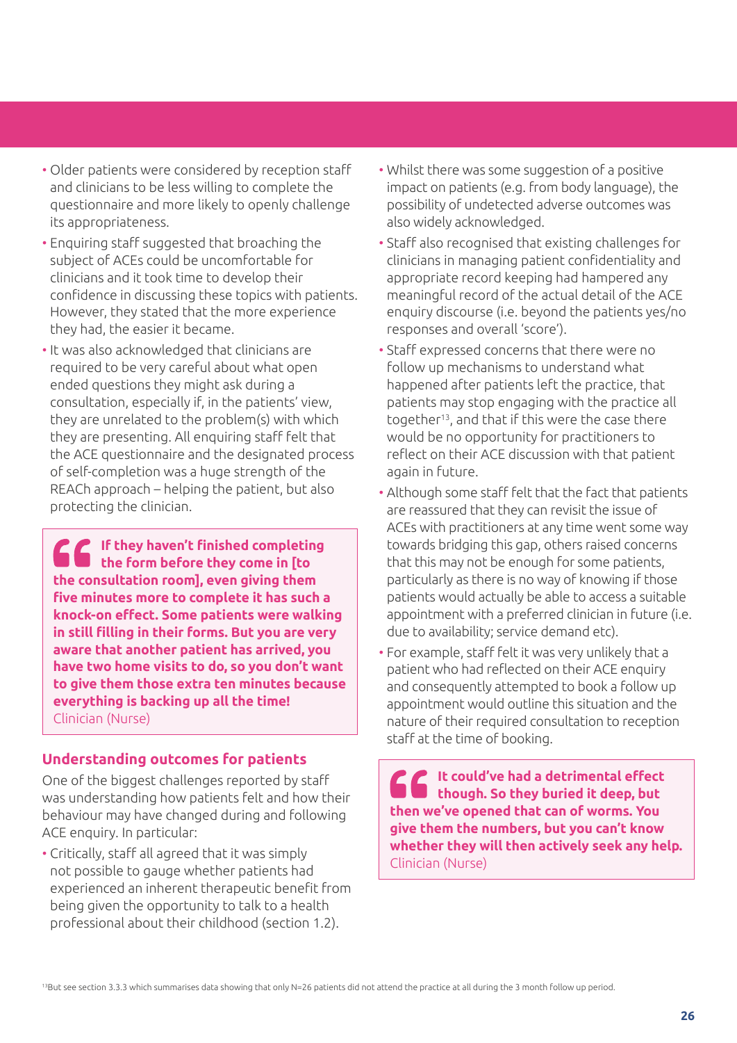- Older patients were considered by reception staff and clinicians to be less willing to complete the questionnaire and more likely to openly challenge its appropriateness.
- Enquiring staff suggested that broaching the subject of ACEs could be uncomfortable for clinicians and it took time to develop their confidence in discussing these topics with patients. However, they stated that the more experience they had, the easier it became.
- It was also acknowledged that clinicians are required to be very careful about what open ended questions they might ask during a consultation, especially if, in the patients' view, they are unrelated to the problem(s) with which they are presenting. All enquiring staff felt that the ACE questionnaire and the designated process of self-completion was a huge strength of the REACh approach – helping the patient, but also protecting the clinician.

> **If they haven't finished completing the form before they come in [to the consultation room], even giving them five minutes more to complete it has such a knock-on effect. Some patients were walking in still filling in their forms. But you are very aware that another patient has arrived, you have two home visits to do, so you don't want to give them those extra ten minutes because everything is backing up all the time!**
> Clinician (Nurse)

## Understanding outcomes for patients

One of the biggest challenges reported by staff was understanding how patients felt and how their behaviour may have changed during and following ACE enquiry. In particular:

- Critically, staff all agreed that it was simply not possible to gauge whether patients had experienced an inherent therapeutic benefit from being given the opportunity to talk to a health professional about their childhood (section 1.2).
- Whilst there was some suggestion of a positive impact on patients (e.g. from body language), the possibility of undetected adverse outcomes was also widely acknowledged.
- Staff also recognised that existing challenges for clinicians in managing patient confidentiality and appropriate record keeping had hampered any meaningful record of the actual detail of the ACE enquiry discourse (i.e. beyond the patients yes/no responses and overall 'score').
- Staff expressed concerns that there were no follow up mechanisms to understand what happened after patients left the practice, that patients may stop engaging with the practice all together[13], and that if this were the case there would be no opportunity for practitioners to reflect on their ACE discussion with that patient again in future.
- Although some staff felt that the fact that patients are reassured that they can revisit the issue of ACEs with practitioners at any time went some way towards bridging this gap, others raised concerns that this may not be enough for some patients, particularly as there is no way of knowing if those patients would actually be able to access a suitable appointment with a preferred clinician in future (i.e. due to availability; service demand etc).
- For example, staff felt it was very unlikely that a patient who had reflected on their ACE enquiry and consequently attempted to book a follow up appointment would outline this situation and the nature of their required consultation to reception staff at the time of booking.

> **It could've had a detrimental effect though. So they buried it deep, but then we've opened that can of worms. You give them the numbers, but you can't know whether they will then actively seek any help.**
> Clinician (Nurse)

[13] But see section 3.3.3 which summarises data showing that only N=26 patients did not attend the practice at all during the 3 month follow up period.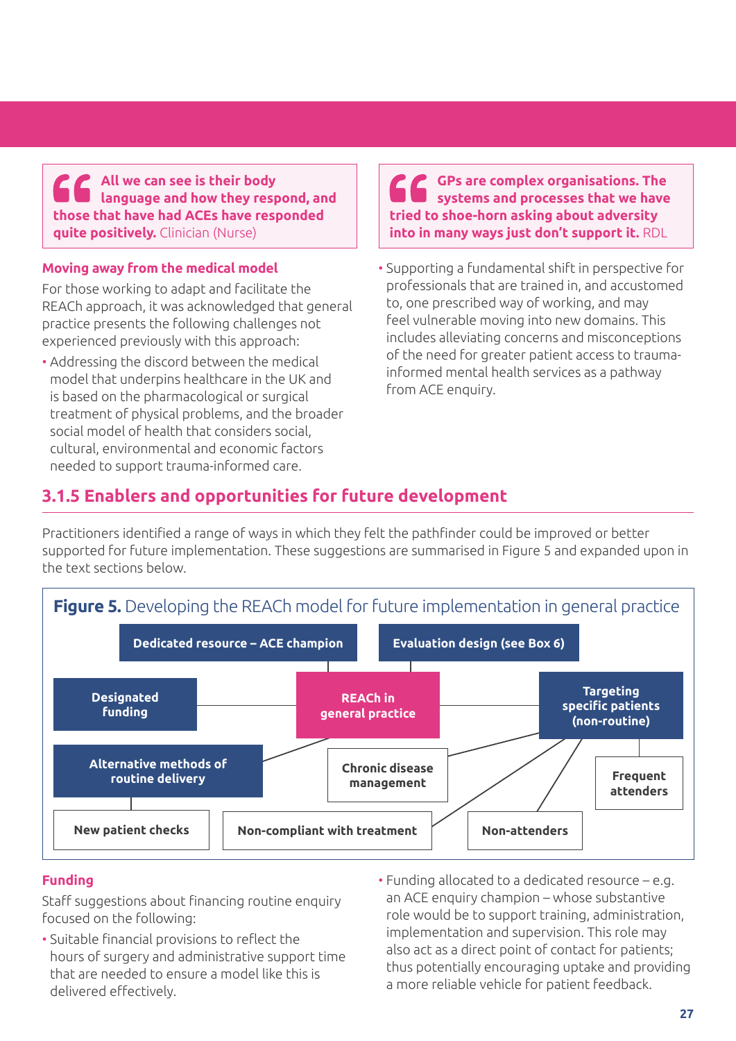> **All we can see is their body language and how they respond, and those that have had ACEs have responded quite positively.** Clinician (Nurse)

### Moving away from the medical model

For those working to adapt and facilitate the REACh approach, it was acknowledged that general practice presents the following challenges not experienced previously with this approach:

- Addressing the discord between the medical model that underpins healthcare in the UK and is based on the pharmacological or surgical treatment of physical problems, and the broader social model of health that considers social, cultural, environmental and economic factors needed to support trauma-informed care.

> **GPs are complex organisations. The systems and processes that we have tried to shoe-horn asking about adversity into in many ways just don't support it.** RDL

- Supporting a fundamental shift in perspective for professionals that are trained in, and accustomed to, one prescribed way of working, and may feel vulnerable moving into new domains. This includes alleviating concerns and misconceptions of the need for greater patient access to trauma-informed mental health services as a pathway from ACE enquiry.

## 3.1.5 Enablers and opportunities for future development

Practitioners identified a range of ways in which they felt the pathfinder could be improved or better supported for future implementation. These suggestions are summarised in Figure 5 and expanded upon in the text sections below.

**Figure 5.** Developing the REACh model for future implementation in general practice

- REACh in general practice
  - Dedicated resource – ACE champion
  - Evaluation design (see Box 6)
  - Designated funding
  - Alternative methods of routine delivery
    - New patient checks
  - Targeting specific patients (non-routine)
    - Chronic disease management
    - Non-compliant with treatment
    - Non-attenders
    - Frequent attenders

### Funding

Staff suggestions about financing routine enquiry focused on the following:

- Suitable financial provisions to reflect the hours of surgery and administrative support time that are needed to ensure a model like this is delivered effectively.
- Funding allocated to a dedicated resource – e.g. an ACE enquiry champion – whose substantive role would be to support training, administration, implementation and supervision. This role may also act as a direct point of contact for patients; thus potentially encouraging uptake and providing a more reliable vehicle for patient feedback.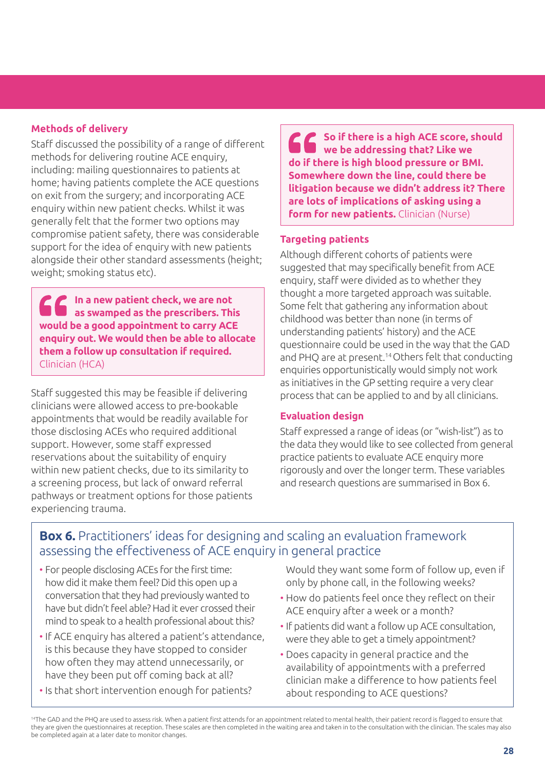### Methods of delivery

Staff discussed the possibility of a range of different methods for delivering routine ACE enquiry, including: mailing questionnaires to patients at home; having patients complete the ACE questions on exit from the surgery; and incorporating ACE enquiry within new patient checks. Whilst it was generally felt that the former two options may compromise patient safety, there was considerable support for the idea of enquiry with new patients alongside their other standard assessments (height; weight; smoking status etc).

> **In a new patient check, we are not as swamped as the prescribers. This would be a good appointment to carry ACE enquiry out. We would then be able to allocate them a follow up consultation if required.** Clinician (HCA)

Staff suggested this may be feasible if delivering clinicians were allowed access to pre-bookable appointments that would be readily available for those disclosing ACEs who required additional support. However, some staff expressed reservations about the suitability of enquiry within new patient checks, due to its similarity to a screening process, but lack of onward referral pathways or treatment options for those patients experiencing trauma.

> **So if there is a high ACE score, should we be addressing that? Like we do if there is high blood pressure or BMI. Somewhere down the line, could there be litigation because we didn't address it? There are lots of implications of asking using a form for new patients.** Clinician (Nurse)

### Targeting patients

Although different cohorts of patients were suggested that may specifically benefit from ACE enquiry, staff were divided as to whether they thought a more targeted approach was suitable. Some felt that gathering any information about childhood was better than none (in terms of understanding patients' history) and the ACE questionnaire could be used in the way that the GAD and PHQ are at present.[14] Others felt that conducting enquiries opportunistically would simply not work as initiatives in the GP setting require a very clear process that can be applied to and by all clinicians.

### Evaluation design

Staff expressed a range of ideas (or "wish-list") as to the data they would like to see collected from general practice patients to evaluate ACE enquiry more rigorously and over the longer term. These variables and research questions are summarised in Box 6.

**Box 6.** Practitioners' ideas for designing and scaling an evaluation framework assessing the effectiveness of ACE enquiry in general practice

- For people disclosing ACEs for the first time: how did it make them feel? Did this open up a conversation that they had previously wanted to have but didn't feel able? Had it ever crossed their mind to speak to a health professional about this?
- If ACE enquiry has altered a patient's attendance, is this because they have stopped to consider how often they may attend unnecessarily, or have they been put off coming back at all?
- Is that short intervention enough for patients? Would they want some form of follow up, even if only by phone call, in the following weeks?
- How do patients feel once they reflect on their ACE enquiry after a week or a month?
- If patients did want a follow up ACE consultation, were they able to get a timely appointment?
- Does capacity in general practice and the availability of appointments with a preferred clinician make a difference to how patients feel about responding to ACE questions?

[14] The GAD and the PHQ are used to assess risk. When a patient first attends for an appointment related to mental health, their patient record is flagged to ensure that they are given the questionnaires at reception. These scales are then completed in the waiting area and taken in to the consultation with the clinician. The scales may also be completed again at a later date to monitor changes.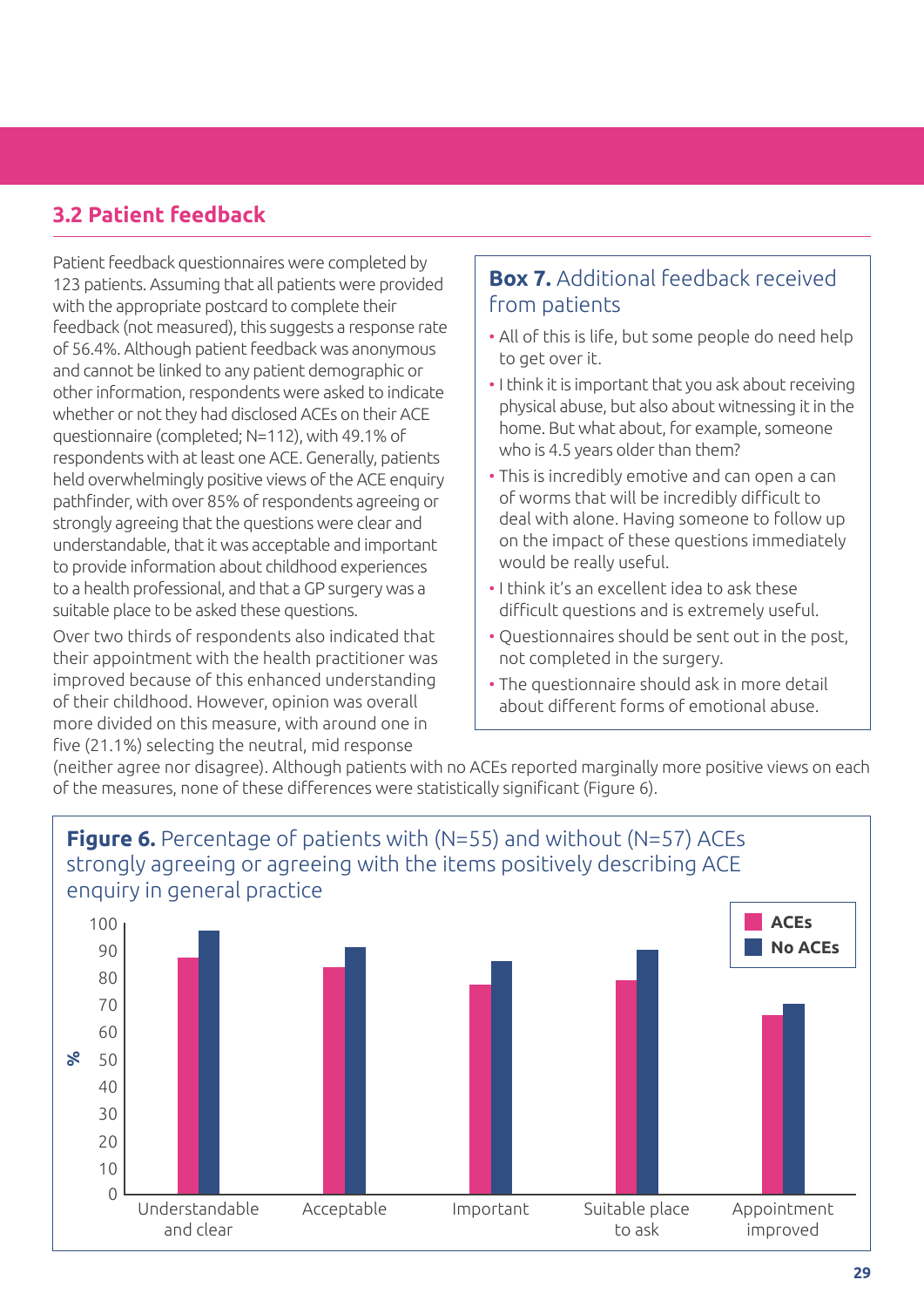## 3.2 Patient feedback

Patient feedback questionnaires were completed by 123 patients. Assuming that all patients were provided with the appropriate postcard to complete their feedback (not measured), this suggests a response rate of 56.4%. Although patient feedback was anonymous and cannot be linked to any patient demographic or other information, respondents were asked to indicate whether or not they had disclosed ACEs on their ACE questionnaire (completed; N=112), with 49.1% of respondents with at least one ACE. Generally, patients held overwhelmingly positive views of the ACE enquiry pathfinder, with over 85% of respondents agreeing or strongly agreeing that the questions were clear and understandable, that it was acceptable and important to provide information about childhood experiences to a health professional, and that a GP surgery was a suitable place to be asked these questions.

Over two thirds of respondents also indicated that their appointment with the health practitioner was improved because of this enhanced understanding of their childhood. However, opinion was overall more divided on this measure, with around one in five (21.1%) selecting the neutral, mid response (neither agree nor disagree). Although patients with no ACEs reported marginally more positive views on each of the measures, none of these differences were statistically significant (Figure 6).

> **Box 7.** Additional feedback received from patients
>
> - All of this is life, but some people do need help to get over it.
> - I think it is important that you ask about receiving physical abuse, but also about witnessing it in the home. But what about, for example, someone who is 4.5 years older than them?
> - This is incredibly emotive and can open a can of worms that will be incredibly difficult to deal with alone. Having someone to follow up on the impact of these questions immediately would be really useful.
> - I think it's an excellent idea to ask these difficult questions and is extremely useful.
> - Questionnaires should be sent out in the post, not completed in the surgery.
> - The questionnaire should ask in more detail about different forms of emotional abuse.

**Figure 6.** Percentage of patients with (N=55) and without (N=57) ACEs strongly agreeing or agreeing with the items positively describing ACE enquiry in general practice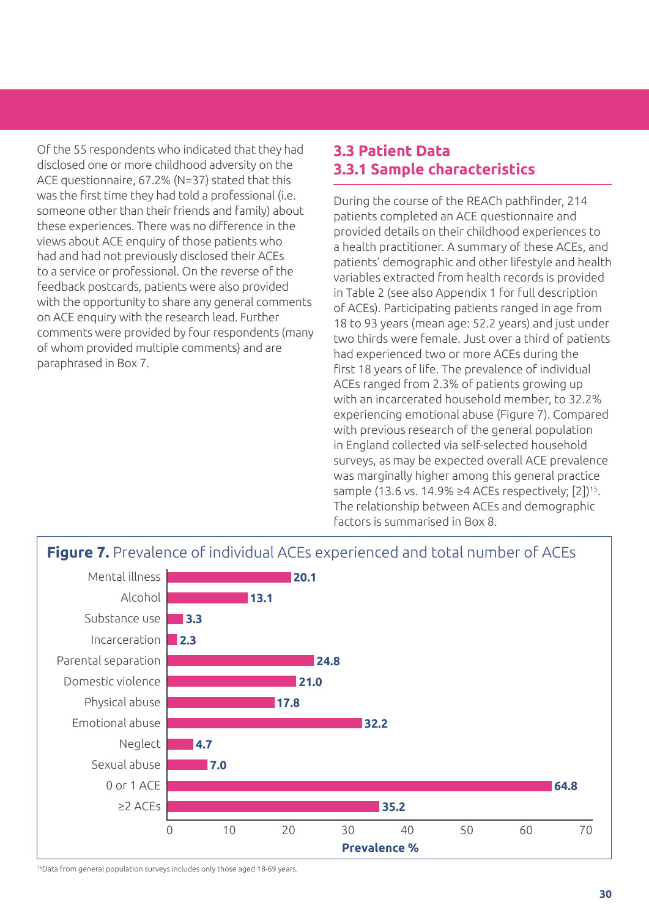Of the 55 respondents who indicated that they had disclosed one or more childhood adversity on the ACE questionnaire, 67.2% (N=37) stated that this was the first time they had told a professional (i.e. someone other than their friends and family) about these experiences. There was no difference in the views about ACE enquiry of those patients who had and had not previously disclosed their ACEs to a service or professional. On the reverse of the feedback postcards, patients were also provided with the opportunity to share any general comments on ACE enquiry with the research lead. Further comments were provided by four respondents (many of whom provided multiple comments) and are paraphrased in Box 7.

## 3.3 Patient Data

### 3.3.1 Sample characteristics

During the course of the REACh pathfinder, 214 patients completed an ACE questionnaire and provided details on their childhood experiences to a health practitioner. A summary of these ACEs, and patients' demographic and other lifestyle and health variables extracted from health records is provided in Table 2 (see also Appendix 1 for full description of ACEs). Participating patients ranged in age from 18 to 93 years (mean age: 52.2 years) and just under two thirds were female. Just over a third of patients had experienced two or more ACEs during the first 18 years of life. The prevalence of individual ACEs ranged from 2.3% of patients growing up with an incarcerated household member, to 32.2% experiencing emotional abuse (Figure 7). Compared with previous research of the general population in England collected via self-selected household surveys, as may be expected overall ACE prevalence was marginally higher among this general practice sample (13.6 vs. 14.9% ≥4 ACEs respectively; [2])[15]. The relationship between ACEs and demographic factors is summarised in Box 8.

**Figure 7.** Prevalence of individual ACEs experienced and total number of ACEs

| ACE | Prevalence % |
|---|---|
| Mental illness | 20.1 |
| Alcohol | 13.1 |
| Substance use | 3.3 |
| Incarceration | 2.3 |
| Parental separation | 24.8 |
| Domestic violence | 21.0 |
| Physical abuse | 17.8 |
| Emotional abuse | 32.2 |
| Neglect | 4.7 |
| Sexual abuse | 7.0 |
| 0 or 1 ACE | 64.8 |
| ≥2 ACEs | 35.2 |

[15] Data from general population surveys includes only those aged 18-69 years.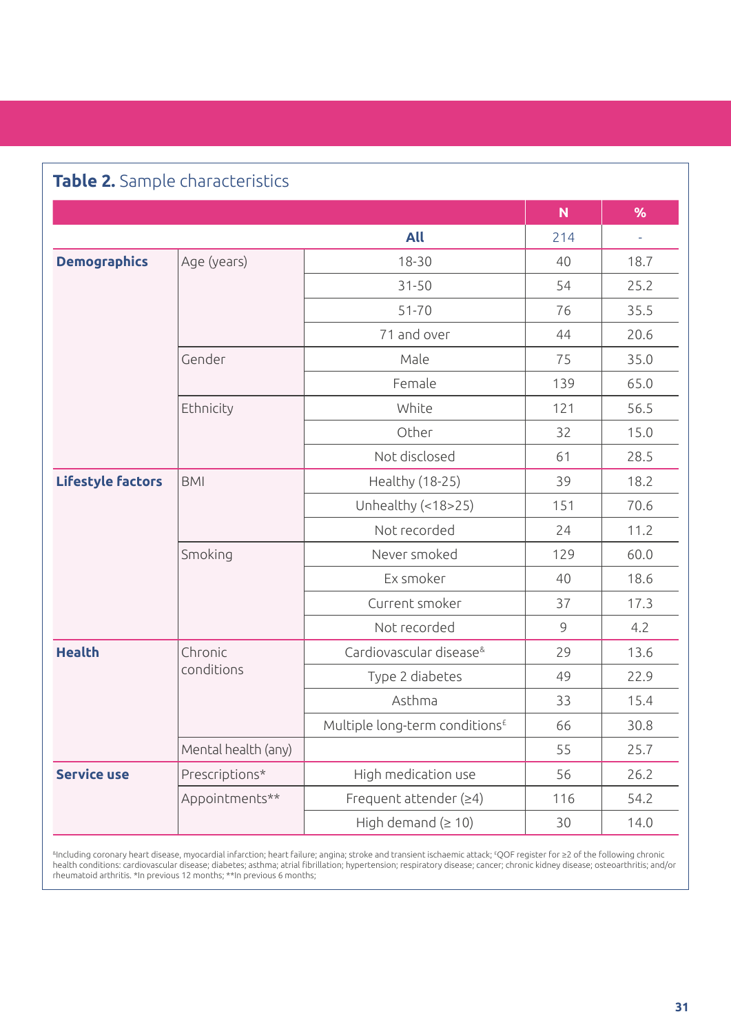**Table 2.** Sample characteristics

| | | | N | % |
|---|---|---|---|---|
| | | **All** | 214 | - |
| **Demographics** | Age (years) | 18-30 | 40 | 18.7 |
| | | 31-50 | 54 | 25.2 |
| | | 51-70 | 76 | 35.5 |
| | | 71 and over | 44 | 20.6 |
| | Gender | Male | 75 | 35.0 |
| | | Female | 139 | 65.0 |
| | Ethnicity | White | 121 | 56.5 |
| | | Other | 32 | 15.0 |
| | | Not disclosed | 61 | 28.5 |
| **Lifestyle factors** | BMI | Healthy (18-25) | 39 | 18.2 |
| | | Unhealthy (<18>25) | 151 | 70.6 |
| | | Not recorded | 24 | 11.2 |
| | Smoking | Never smoked | 129 | 60.0 |
| | | Ex smoker | 40 | 18.6 |
| | | Current smoker | 37 | 17.3 |
| | | Not recorded | 9 | 4.2 |
| **Health** | Chronic conditions | Cardiovascular disease[&] | 29 | 13.6 |
| | | Type 2 diabetes | 49 | 22.9 |
| | | Asthma | 33 | 15.4 |
| | | Multiple long-term conditions[£] | 66 | 30.8 |
| | Mental health (any) | | 55 | 25.7 |
| **Service use** | Prescriptions* | High medication use | 56 | 26.2 |
| | Appointments** | Frequent attender (≥4) | 116 | 54.2 |
| | | High demand (≥ 10) | 30 | 14.0 |

[&]Including coronary heart disease, myocardial infarction; heart failure; angina; stroke and transient ischaemic attack; [£]QOF register for ≥2 of the following chronic health conditions: cardiovascular disease; diabetes; asthma; atrial fibrillation; hypertension; respiratory disease; cancer; chronic kidney disease; osteoarthritis; and/or rheumatoid arthritis. *In previous 12 months; **In previous 6 months;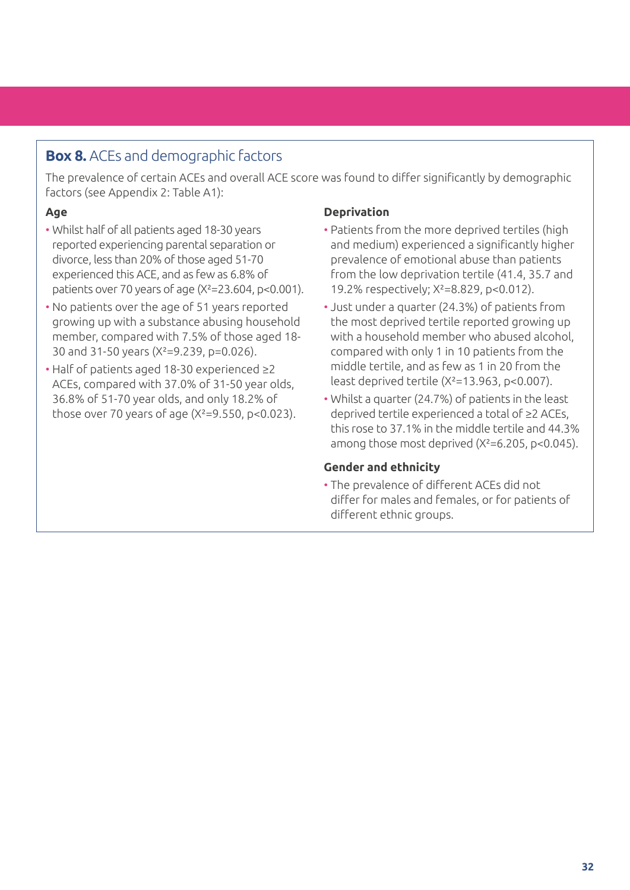## **Box 8.** ACEs and demographic factors

The prevalence of certain ACEs and overall ACE score was found to differ significantly by demographic factors (see Appendix 2: Table A1):

### Age

- Whilst half of all patients aged 18-30 years reported experiencing parental separation or divorce, less than 20% of those aged 51-70 experienced this ACE, and as few as 6.8% of patients over 70 years of age ($X^2$=23.604, $p$<0.001).
- No patients over the age of 51 years reported growing up with a substance abusing household member, compared with 7.5% of those aged 18-30 and 31-50 years ($X^2$=9.239, $p$=0.026).
- Half of patients aged 18-30 experienced ≥2 ACEs, compared with 37.0% of 31-50 year olds, 36.8% of 51-70 year olds, and only 18.2% of those over 70 years of age ($X^2$=9.550, $p$<0.023).

### Deprivation

- Patients from the more deprived tertiles (high and medium) experienced a significantly higher prevalence of emotional abuse than patients from the low deprivation tertile (41.4, 35.7 and 19.2% respectively; $X^2$=8.829, $p$<0.012).
- Just under a quarter (24.3%) of patients from the most deprived tertile reported growing up with a household member who abused alcohol, compared with only 1 in 10 patients from the middle tertile, and as few as 1 in 20 from the least deprived tertile ($X^2$=13.963, $p$<0.007).
- Whilst a quarter (24.7%) of patients in the least deprived tertile experienced a total of ≥2 ACEs, this rose to 37.1% in the middle tertile and 44.3% among those most deprived ($X^2$=6.205, $p$<0.045).

### Gender and ethnicity

- The prevalence of different ACEs did not differ for males and females, or for patients of different ethnic groups.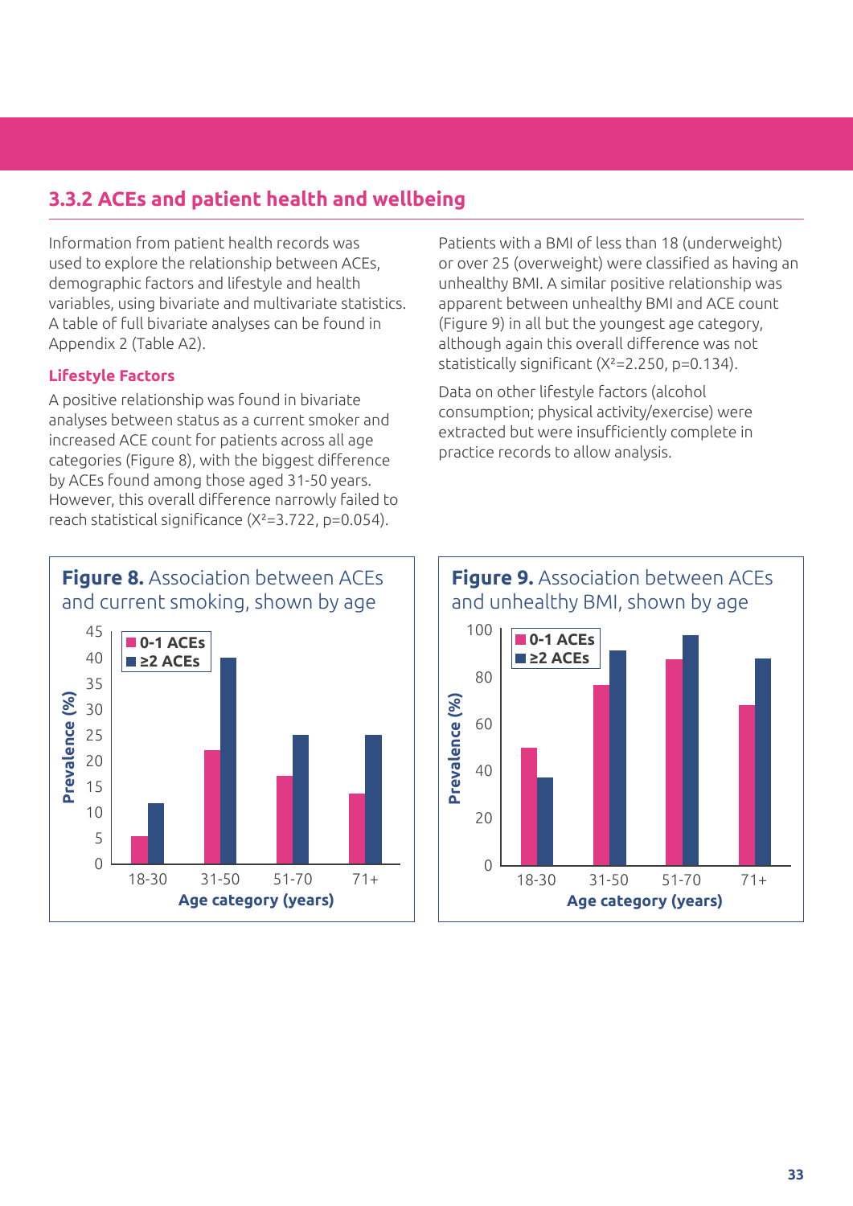## 3.3.2 ACEs and patient health and wellbeing

Information from patient health records was used to explore the relationship between ACEs, demographic factors and lifestyle and health variables, using bivariate and multivariate statistics. A table of full bivariate analyses can be found in Appendix 2 (Table A2).

### Lifestyle Factors

A positive relationship was found in bivariate analyses between status as a current smoker and increased ACE count for patients across all age categories (Figure 8), with the biggest difference by ACEs found among those aged 31-50 years. However, this overall difference narrowly failed to reach statistical significance ($X^2$=3.722, p=0.054).

Patients with a BMI of less than 18 (underweight) or over 25 (overweight) were classified as having an unhealthy BMI. A similar positive relationship was apparent between unhealthy BMI and ACE count (Figure 9) in all but the youngest age category, although again this overall difference was not statistically significant ($X^2$=2.250, p=0.134).

Data on other lifestyle factors (alcohol consumption; physical activity/exercise) were extracted but were insufficiently complete in practice records to allow analysis.

**Figure 8.** Association between ACEs and current smoking, shown by age

**Figure 9.** Association between ACEs and unhealthy BMI, shown by age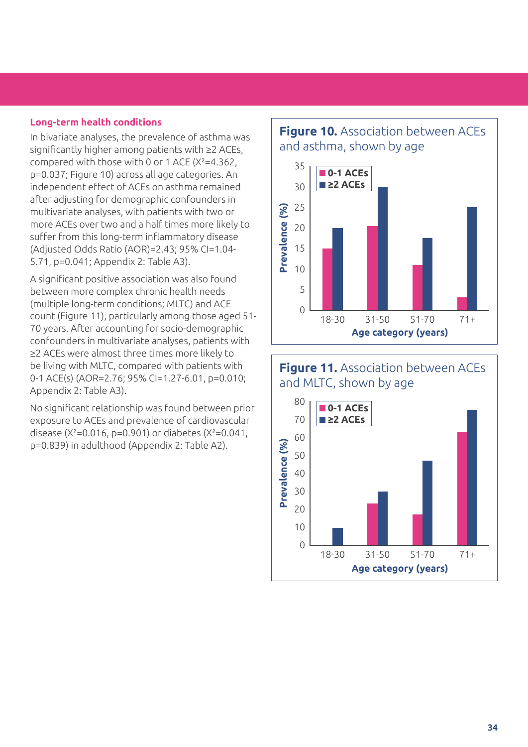### Long-term health conditions

In bivariate analyses, the prevalence of asthma was significantly higher among patients with ≥2 ACEs, compared with those with 0 or 1 ACE ($X^2$=4.362, p=0.037; Figure 10) across all age categories. An independent effect of ACEs on asthma remained after adjusting for demographic confounders in multivariate analyses, with patients with two or more ACEs over two and a half times more likely to suffer from this long-term inflammatory disease (Adjusted Odds Ratio (AOR)=2.43; 95% CI=1.04-5.71, p=0.041; Appendix 2: Table A3).

A significant positive association was also found between more complex chronic health needs (multiple long-term conditions; MLTC) and ACE count (Figure 11), particularly among those aged 51-70 years. After accounting for socio-demographic confounders in multivariate analyses, patients with ≥2 ACEs were almost three times more likely to be living with MLTC, compared with patients with 0-1 ACE(s) (AOR=2.76; 95% CI=1.27-6.01, p=0.010; Appendix 2: Table A3).

No significant relationship was found between prior exposure to ACEs and prevalence of cardiovascular disease ($X^2$=0.016, p=0.901) or diabetes ($X^2$=0.041, p=0.839) in adulthood (Appendix 2: Table A2).

**Figure 10.** Association between ACEs and asthma, shown by age

**Figure 11.** Association between ACEs and MLTC, shown by age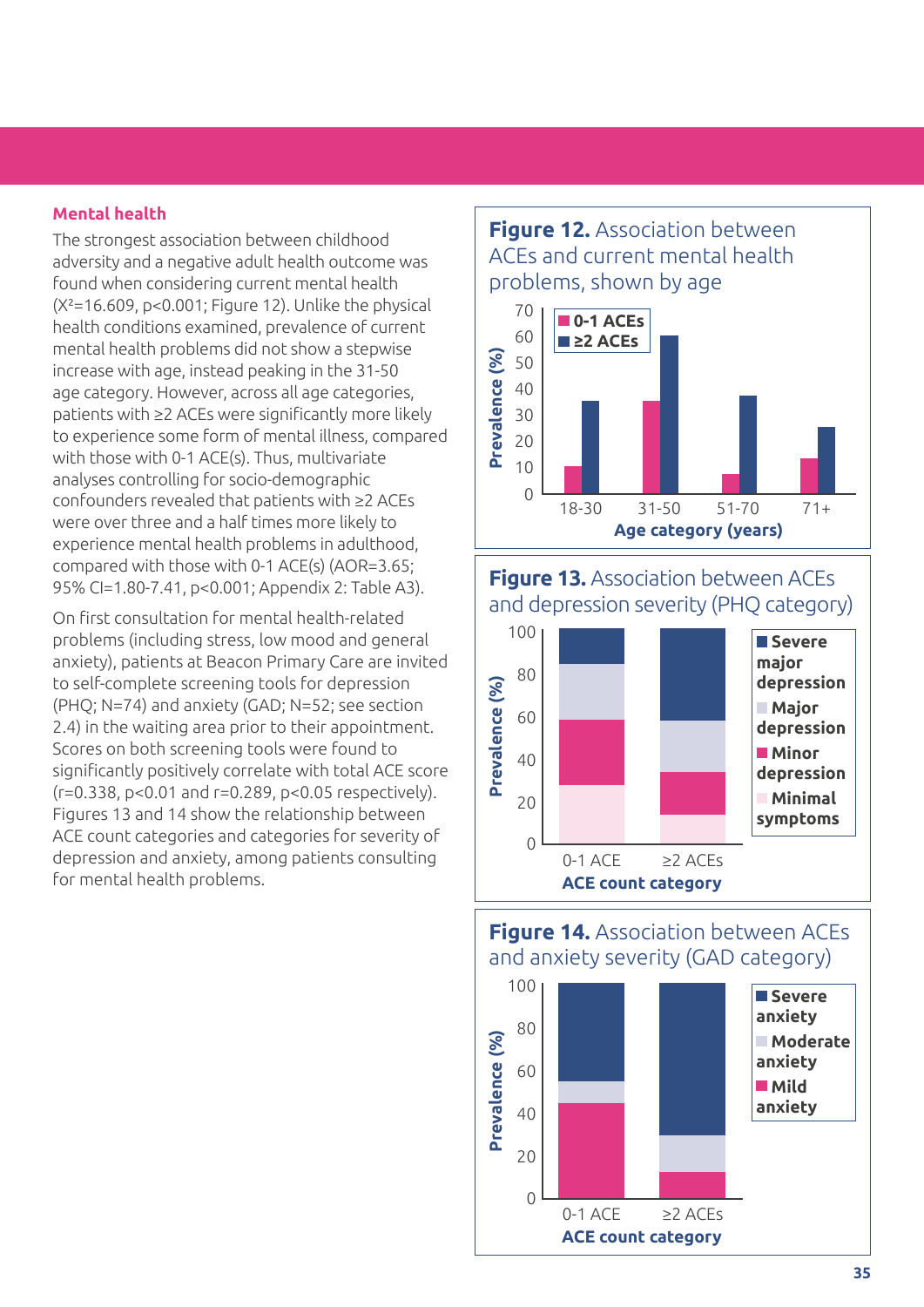## Mental health

The strongest association between childhood adversity and a negative adult health outcome was found when considering current mental health ($X^2=16.609$, $p<0.001$; Figure 12). Unlike the physical health conditions examined, prevalence of current mental health problems did not show a stepwise increase with age, instead peaking in the 31-50 age category. However, across all age categories, patients with ≥2 ACEs were significantly more likely to experience some form of mental illness, compared with those with 0-1 ACE(s). Thus, multivariate analyses controlling for socio-demographic confounders revealed that patients with ≥2 ACEs were over three and a half times more likely to experience mental health problems in adulthood, compared with those with 0-1 ACE(s) (AOR=3.65; 95% CI=1.80-7.41, $p<0.001$; Appendix 2: Table A3).

On first consultation for mental health-related problems (including stress, low mood and general anxiety), patients at Beacon Primary Care are invited to self-complete screening tools for depression (PHQ; N=74) and anxiety (GAD; N=52; see section 2.4) in the waiting area prior to their appointment. Scores on both screening tools were found to significantly positively correlate with total ACE score ($r=0.338$, $p<0.01$ and $r=0.289$, $p<0.05$ respectively). Figures 13 and 14 show the relationship between ACE count categories and categories for severity of depression and anxiety, among patients consulting for mental health problems.

**Figure 12.** Association between ACEs and current mental health problems, shown by age

**Figure 13.** Association between ACEs and depression severity (PHQ category)

**Figure 14.** Association between ACEs and anxiety severity (GAD category)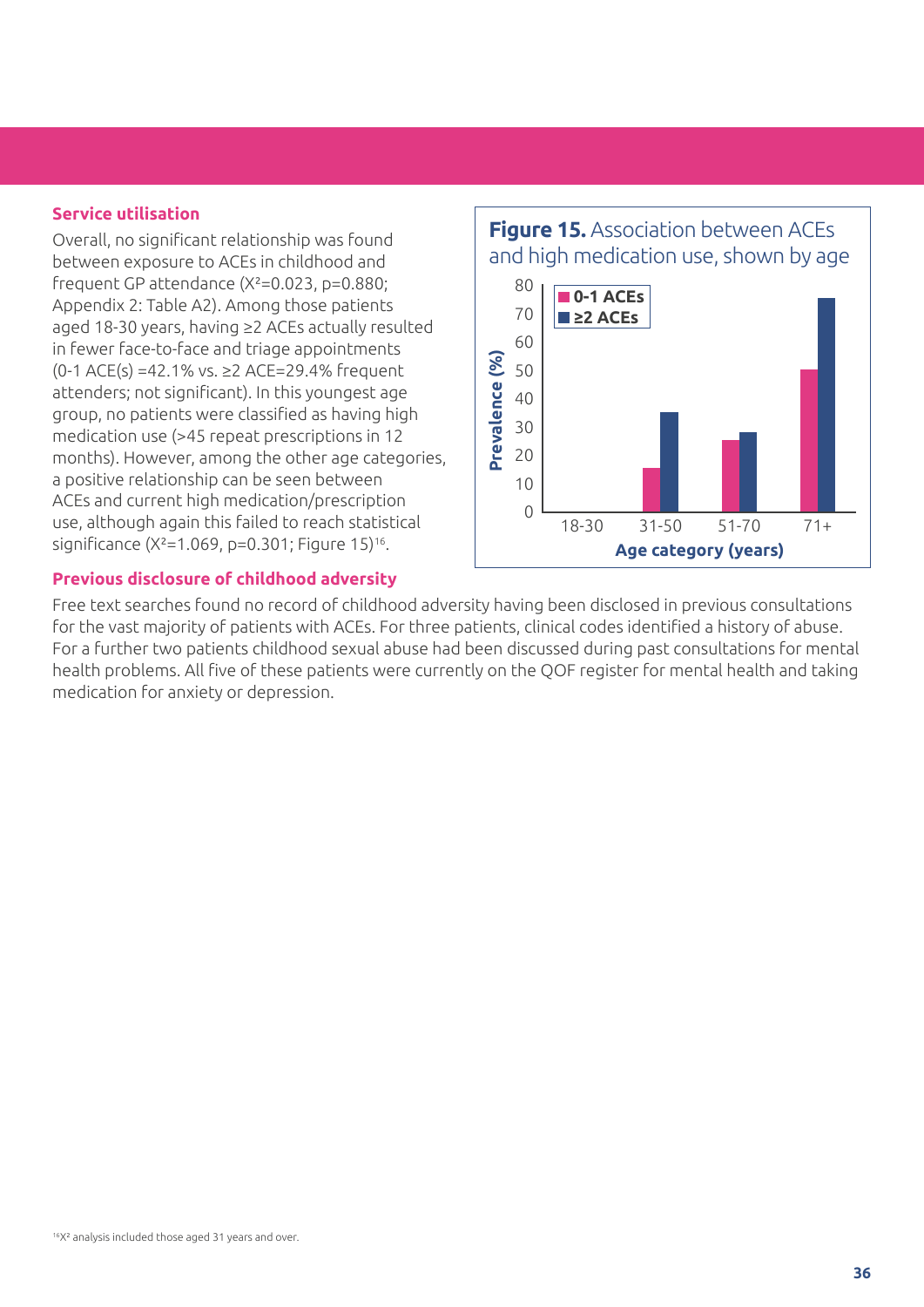### Service utilisation

Overall, no significant relationship was found between exposure to ACEs in childhood and frequent GP attendance ($X^2$=0.023, p=0.880; Appendix 2: Table A2). Among those patients aged 18-30 years, having ≥2 ACEs actually resulted in fewer face-to-face and triage appointments (0-1 ACE(s) =42.1% vs. ≥2 ACE=29.4% frequent attenders; not significant). In this youngest age group, no patients were classified as having high medication use (>45 repeat prescriptions in 12 months). However, among the other age categories, a positive relationship can be seen between ACEs and current high medication/prescription use, although again this failed to reach statistical significance ($X^2$=1.069, p=0.301; Figure 15)[16].

**Figure 15.** Association between ACEs and high medication use, shown by age

### Previous disclosure of childhood adversity

Free text searches found no record of childhood adversity having been disclosed in previous consultations for the vast majority of patients with ACEs. For three patients, clinical codes identified a history of abuse. For a further two patients childhood sexual abuse had been discussed during past consultations for mental health problems. All five of these patients were currently on the QOF register for mental health and taking medication for anxiety or depression.

[16] $X^2$ analysis included those aged 31 years and over.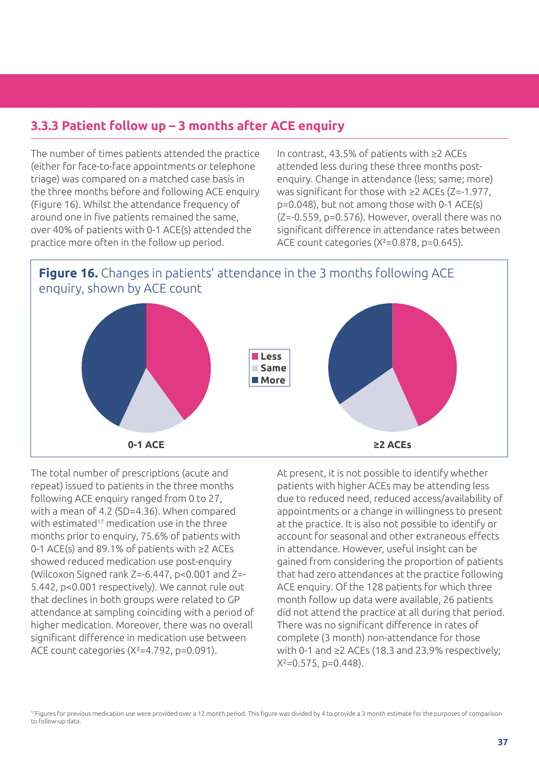### 3.3.3 Patient follow up – 3 months after ACE enquiry

The number of times patients attended the practice (either for face-to-face appointments or telephone triage) was compared on a matched case basis in the three months before and following ACE enquiry (Figure 16). Whilst the attendance frequency of around one in five patients remained the same, over 40% of patients with 0-1 ACE(s) attended the practice more often in the follow up period.

In contrast, 43.5% of patients with ≥2 ACEs attended less during these three months post-enquiry. Change in attendance (less; same; more) was significant for those with ≥2 ACEs (Z=-1.977, p=0.048), but not among those with 0-1 ACE(s) (Z=-0.559, p=0.576). However, overall there was no significant difference in attendance rates between ACE count categories ($X^2$=0.878, p=0.645).

**Figure 16.** Changes in patients' attendance in the 3 months following ACE enquiry, shown by ACE count

Less
Same
More

0-1 ACE

≥2 ACEs

The total number of prescriptions (acute and repeat) issued to patients in the three months following ACE enquiry ranged from 0 to 27, with a mean of 4.2 (SD=4.36). When compared with estimated[17] medication use in the three months prior to enquiry, 75.6% of patients with 0-1 ACE(s) and 89.1% of patients with ≥2 ACEs showed reduced medication use post-enquiry (Wilcoxon Signed rank Z=-6.447, p<0.001 and Z=-5.442, p<0.001 respectively). We cannot rule out that declines in both groups were related to GP attendance at sampling coinciding with a period of higher medication. Moreover, there was no overall significant difference in medication use between ACE count categories ($X^2$=4.792, p=0.091).

At present, it is not possible to identify whether patients with higher ACEs may be attending less due to reduced need, reduced access/availability of appointments or a change in willingness to present at the practice. It is also not possible to identify or account for seasonal and other extraneous effects in attendance. However, useful insight can be gained from considering the proportion of patients that had zero attendances at the practice following ACE enquiry. Of the 128 patients for which three month follow up data were available, 26 patients did not attend the practice at all during that period. There was no significant difference in rates of complete (3 month) non-attendance for those with 0-1 and ≥2 ACEs (18.3 and 23.9% respectively; $X^2$=0.575, p=0.448).

[17] Figures for previous medication use were provided over a 12 month period. This figure was divided by 4 to provide a 3 month estimate for the purposes of comparison to follow-up data.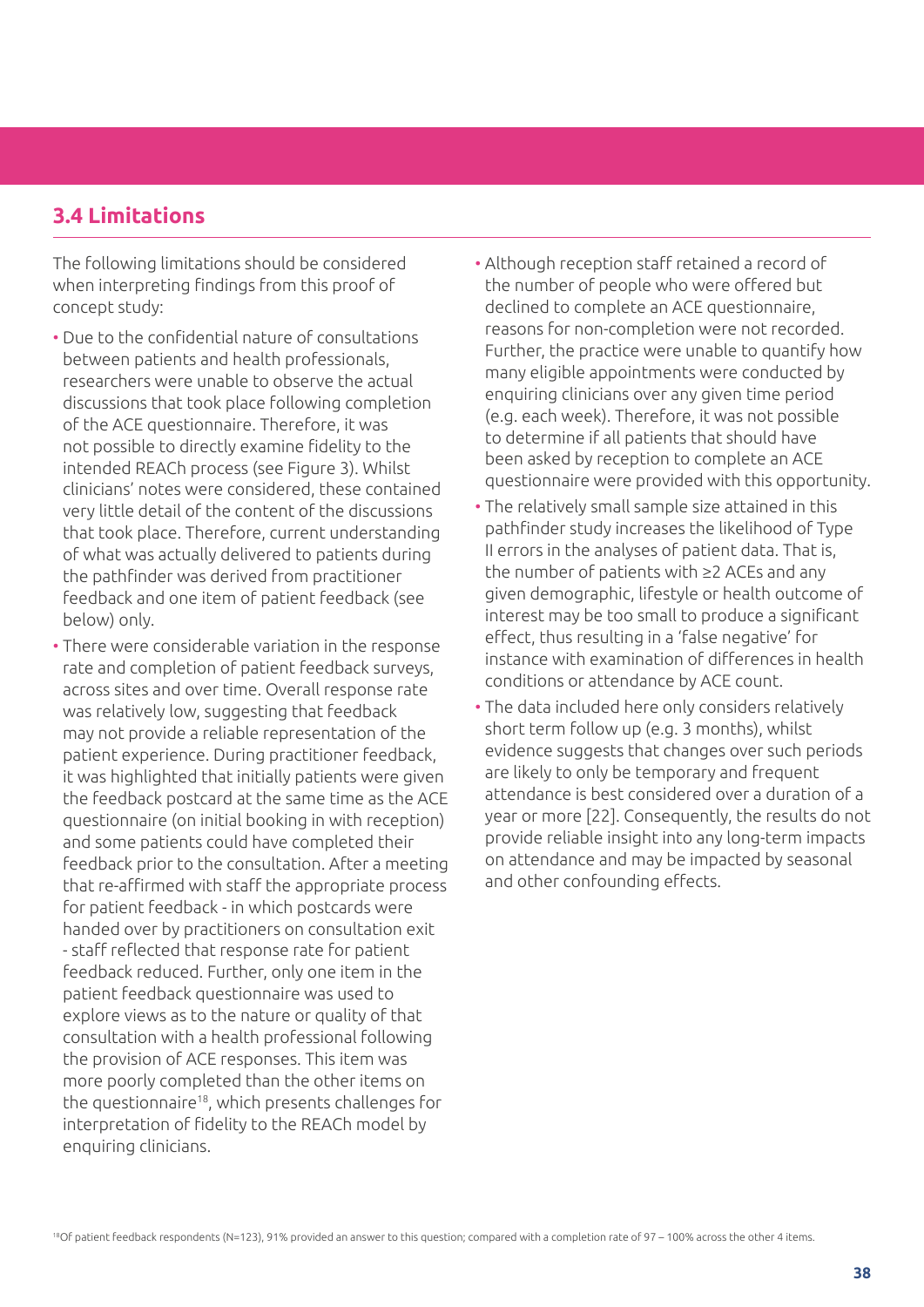## 3.4 Limitations

The following limitations should be considered when interpreting findings from this proof of concept study:

- Due to the confidential nature of consultations between patients and health professionals, researchers were unable to observe the actual discussions that took place following completion of the ACE questionnaire. Therefore, it was not possible to directly examine fidelity to the intended REACh process (see Figure 3). Whilst clinicians' notes were considered, these contained very little detail of the content of the discussions that took place. Therefore, current understanding of what was actually delivered to patients during the pathfinder was derived from practitioner feedback and one item of patient feedback (see below) only.
- There were considerable variation in the response rate and completion of patient feedback surveys, across sites and over time. Overall response rate was relatively low, suggesting that feedback may not provide a reliable representation of the patient experience. During practitioner feedback, it was highlighted that initially patients were given the feedback postcard at the same time as the ACE questionnaire (on initial booking in with reception) and some patients could have completed their feedback prior to the consultation. After a meeting that re-affirmed with staff the appropriate process for patient feedback - in which postcards were handed over by practitioners on consultation exit - staff reflected that response rate for patient feedback reduced. Further, only one item in the patient feedback questionnaire was used to explore views as to the nature or quality of that consultation with a health professional following the provision of ACE responses. This item was more poorly completed than the other items on the questionnaire[18], which presents challenges for interpretation of fidelity to the REACh model by enquiring clinicians.
- Although reception staff retained a record of the number of people who were offered but declined to complete an ACE questionnaire, reasons for non-completion were not recorded. Further, the practice were unable to quantify how many eligible appointments were conducted by enquiring clinicians over any given time period (e.g. each week). Therefore, it was not possible to determine if all patients that should have been asked by reception to complete an ACE questionnaire were provided with this opportunity.
- The relatively small sample size attained in this pathfinder study increases the likelihood of Type II errors in the analyses of patient data. That is, the number of patients with ≥2 ACEs and any given demographic, lifestyle or health outcome of interest may be too small to produce a significant effect, thus resulting in a 'false negative' for instance with examination of differences in health conditions or attendance by ACE count.
- The data included here only considers relatively short term follow up (e.g. 3 months), whilst evidence suggests that changes over such periods are likely to only be temporary and frequent attendance is best considered over a duration of a year or more [22]. Consequently, the results do not provide reliable insight into any long-term impacts on attendance and may be impacted by seasonal and other confounding effects.

[18] Of patient feedback respondents (N=123), 91% provided an answer to this question; compared with a completion rate of 97 – 100% across the other 4 items.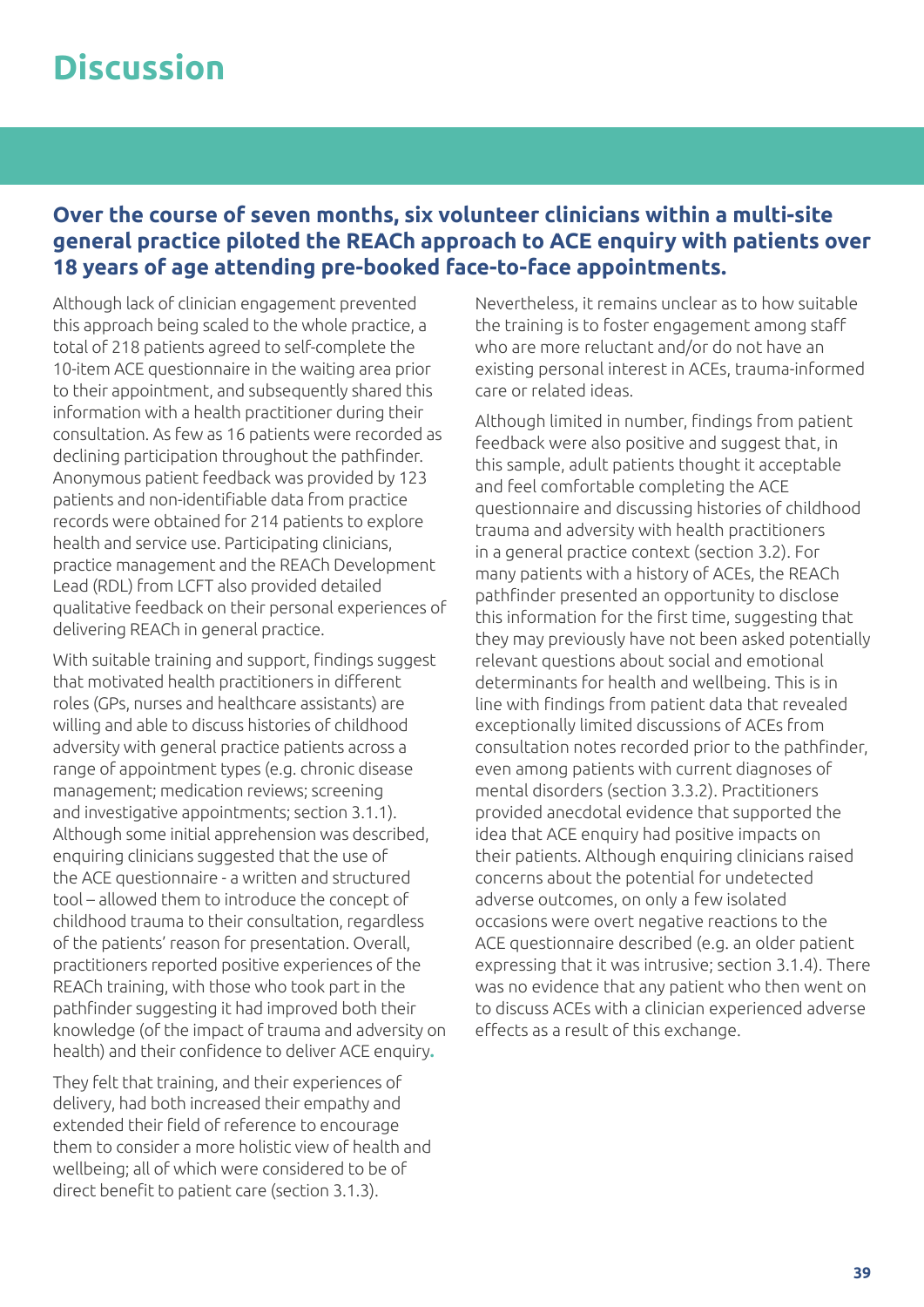# Discussion

### Over the course of seven months, six volunteer clinicians within a multi-site general practice piloted the REACh approach to ACE enquiry with patients over 18 years of age attending pre-booked face-to-face appointments.

Although lack of clinician engagement prevented this approach being scaled to the whole practice, a total of 218 patients agreed to self-complete the 10-item ACE questionnaire in the waiting area prior to their appointment, and subsequently shared this information with a health practitioner during their consultation. As few as 16 patients were recorded as declining participation throughout the pathfinder. Anonymous patient feedback was provided by 123 patients and non-identifiable data from practice records were obtained for 214 patients to explore health and service use. Participating clinicians, practice management and the REACh Development Lead (RDL) from LCFT also provided detailed qualitative feedback on their personal experiences of delivering REACh in general practice.

With suitable training and support, findings suggest that motivated health practitioners in different roles (GPs, nurses and healthcare assistants) are willing and able to discuss histories of childhood adversity with general practice patients across a range of appointment types (e.g. chronic disease management; medication reviews; screening and investigative appointments; section 3.1.1). Although some initial apprehension was described, enquiring clinicians suggested that the use of the ACE questionnaire - a written and structured tool – allowed them to introduce the concept of childhood trauma to their consultation, regardless of the patients' reason for presentation. Overall, practitioners reported positive experiences of the REACh training, with those who took part in the pathfinder suggesting it had improved both their knowledge (of the impact of trauma and adversity on health) and their confidence to deliver ACE enquiry.

They felt that training, and their experiences of delivery, had both increased their empathy and extended their field of reference to encourage them to consider a more holistic view of health and wellbeing; all of which were considered to be of direct benefit to patient care (section 3.1.3).

Nevertheless, it remains unclear as to how suitable the training is to foster engagement among staff who are more reluctant and/or do not have an existing personal interest in ACEs, trauma-informed care or related ideas.

Although limited in number, findings from patient feedback were also positive and suggest that, in this sample, adult patients thought it acceptable and feel comfortable completing the ACE questionnaire and discussing histories of childhood trauma and adversity with health practitioners in a general practice context (section 3.2). For many patients with a history of ACEs, the REACh pathfinder presented an opportunity to disclose this information for the first time, suggesting that they may previously have not been asked potentially relevant questions about social and emotional determinants for health and wellbeing. This is in line with findings from patient data that revealed exceptionally limited discussions of ACEs from consultation notes recorded prior to the pathfinder, even among patients with current diagnoses of mental disorders (section 3.3.2). Practitioners provided anecdotal evidence that supported the idea that ACE enquiry had positive impacts on their patients. Although enquiring clinicians raised concerns about the potential for undetected adverse outcomes, on only a few isolated occasions were overt negative reactions to the ACE questionnaire described (e.g. an older patient expressing that it was intrusive; section 3.1.4). There was no evidence that any patient who then went on to discuss ACEs with a clinician experienced adverse effects as a result of this exchange.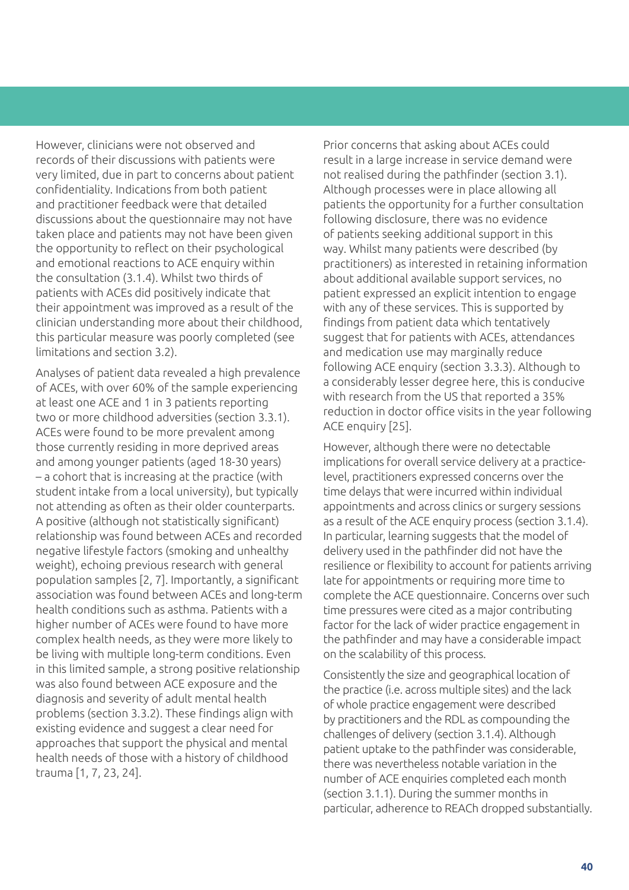However, clinicians were not observed and records of their discussions with patients were very limited, due in part to concerns about patient confidentiality. Indications from both patient and practitioner feedback were that detailed discussions about the questionnaire may not have taken place and patients may not have been given the opportunity to reflect on their psychological and emotional reactions to ACE enquiry within the consultation (3.1.4). Whilst two thirds of patients with ACEs did positively indicate that their appointment was improved as a result of the clinician understanding more about their childhood, this particular measure was poorly completed (see limitations and section 3.2).

Analyses of patient data revealed a high prevalence of ACEs, with over 60% of the sample experiencing at least one ACE and 1 in 3 patients reporting two or more childhood adversities (section 3.3.1). ACEs were found to be more prevalent among those currently residing in more deprived areas and among younger patients (aged 18-30 years) – a cohort that is increasing at the practice (with student intake from a local university), but typically not attending as often as their older counterparts. A positive (although not statistically significant) relationship was found between ACEs and recorded negative lifestyle factors (smoking and unhealthy weight), echoing previous research with general population samples [2, 7]. Importantly, a significant association was found between ACEs and long-term health conditions such as asthma. Patients with a higher number of ACEs were found to have more complex health needs, as they were more likely to be living with multiple long-term conditions. Even in this limited sample, a strong positive relationship was also found between ACE exposure and the diagnosis and severity of adult mental health problems (section 3.3.2). These findings align with existing evidence and suggest a clear need for approaches that support the physical and mental health needs of those with a history of childhood trauma [1, 7, 23, 24].

Prior concerns that asking about ACEs could result in a large increase in service demand were not realised during the pathfinder (section 3.1). Although processes were in place allowing all patients the opportunity for a further consultation following disclosure, there was no evidence of patients seeking additional support in this way. Whilst many patients were described (by practitioners) as interested in retaining information about additional available support services, no patient expressed an explicit intention to engage with any of these services. This is supported by findings from patient data which tentatively suggest that for patients with ACEs, attendances and medication use may marginally reduce following ACE enquiry (section 3.3.3). Although to a considerably lesser degree here, this is conducive with research from the US that reported a 35% reduction in doctor office visits in the year following ACE enquiry [25].

However, although there were no detectable implications for overall service delivery at a practice-level, practitioners expressed concerns over the time delays that were incurred within individual appointments and across clinics or surgery sessions as a result of the ACE enquiry process (section 3.1.4). In particular, learning suggests that the model of delivery used in the pathfinder did not have the resilience or flexibility to account for patients arriving late for appointments or requiring more time to complete the ACE questionnaire. Concerns over such time pressures were cited as a major contributing factor for the lack of wider practice engagement in the pathfinder and may have a considerable impact on the scalability of this process.

Consistently the size and geographical location of the practice (i.e. across multiple sites) and the lack of whole practice engagement were described by practitioners and the RDL as compounding the challenges of delivery (section 3.1.4). Although patient uptake to the pathfinder was considerable, there was nevertheless notable variation in the number of ACE enquiries completed each month (section 3.1.1). During the summer months in particular, adherence to REACh dropped substantially.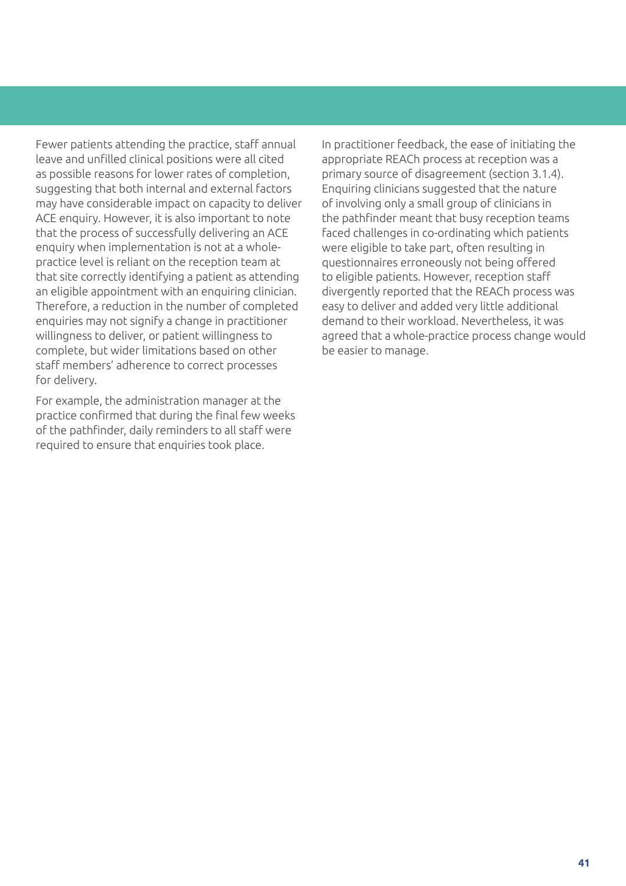Fewer patients attending the practice, staff annual leave and unfilled clinical positions were all cited as possible reasons for lower rates of completion, suggesting that both internal and external factors may have considerable impact on capacity to deliver ACE enquiry. However, it is also important to note that the process of successfully delivering an ACE enquiry when implementation is not at a whole-practice level is reliant on the reception team at that site correctly identifying a patient as attending an eligible appointment with an enquiring clinician. Therefore, a reduction in the number of completed enquiries may not signify a change in practitioner willingness to deliver, or patient willingness to complete, but wider limitations based on other staff members' adherence to correct processes for delivery.

For example, the administration manager at the practice confirmed that during the final few weeks of the pathfinder, daily reminders to all staff were required to ensure that enquiries took place.

In practitioner feedback, the ease of initiating the appropriate REACh process at reception was a primary source of disagreement (section 3.1.4). Enquiring clinicians suggested that the nature of involving only a small group of clinicians in the pathfinder meant that busy reception teams faced challenges in co-ordinating which patients were eligible to take part, often resulting in questionnaires erroneously not being offered to eligible patients. However, reception staff divergently reported that the REACh process was easy to deliver and added very little additional demand to their workload. Nevertheless, it was agreed that a whole-practice process change would be easier to manage.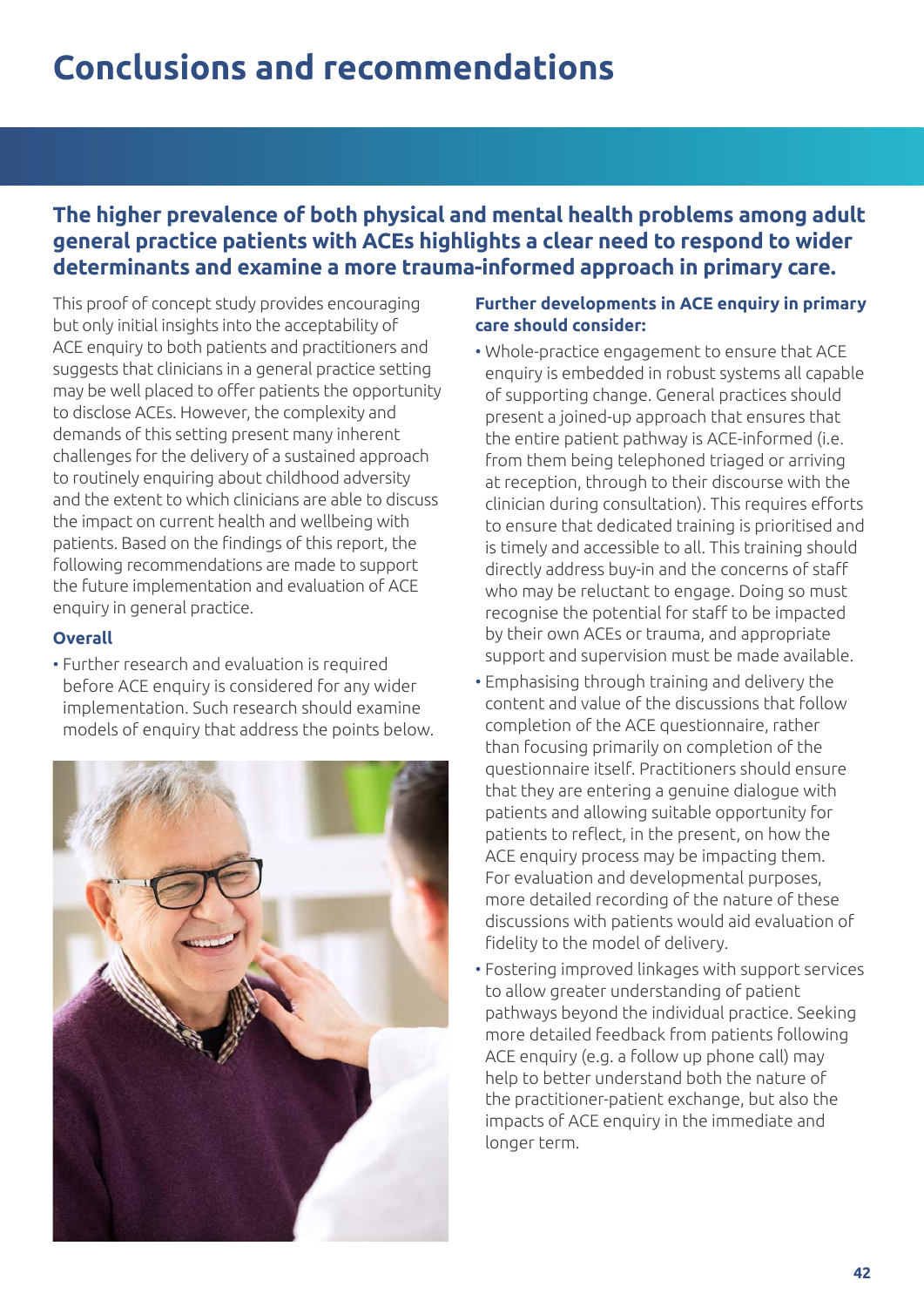# Conclusions and recommendations

## The higher prevalence of both physical and mental health problems among adult general practice patients with ACEs highlights a clear need to respond to wider determinants and examine a more trauma-informed approach in primary care.

This proof of concept study provides encouraging but only initial insights into the acceptability of ACE enquiry to both patients and practitioners and suggests that clinicians in a general practice setting may be well placed to offer patients the opportunity to disclose ACEs. However, the complexity and demands of this setting present many inherent challenges for the delivery of a sustained approach to routinely enquiring about childhood adversity and the extent to which clinicians are able to discuss the impact on current health and wellbeing with patients. Based on the findings of this report, the following recommendations are made to support the future implementation and evaluation of ACE enquiry in general practice.

### Overall

- Further research and evaluation is required before ACE enquiry is considered for any wider implementation. Such research should examine models of enquiry that address the points below.

### Further developments in ACE enquiry in primary care should consider:

- Whole-practice engagement to ensure that ACE enquiry is embedded in robust systems all capable of supporting change. General practices should present a joined-up approach that ensures that the entire patient pathway is ACE-informed (i.e. from them being telephoned triaged or arriving at reception, through to their discourse with the clinician during consultation). This requires efforts to ensure that dedicated training is prioritised and is timely and accessible to all. This training should directly address buy-in and the concerns of staff who may be reluctant to engage. Doing so must recognise the potential for staff to be impacted by their own ACEs or trauma, and appropriate support and supervision must be made available.
- Emphasising through training and delivery the content and value of the discussions that follow completion of the ACE questionnaire, rather than focusing primarily on completion of the questionnaire itself. Practitioners should ensure that they are entering a genuine dialogue with patients and allowing suitable opportunity for patients to reflect, in the present, on how the ACE enquiry process may be impacting them. For evaluation and developmental purposes, more detailed recording of the nature of these discussions with patients would aid evaluation of fidelity to the model of delivery.
- Fostering improved linkages with support services to allow greater understanding of patient pathways beyond the individual practice. Seeking more detailed feedback from patients following ACE enquiry (e.g. a follow up phone call) may help to better understand both the nature of the practitioner-patient exchange, but also the impacts of ACE enquiry in the immediate and longer term.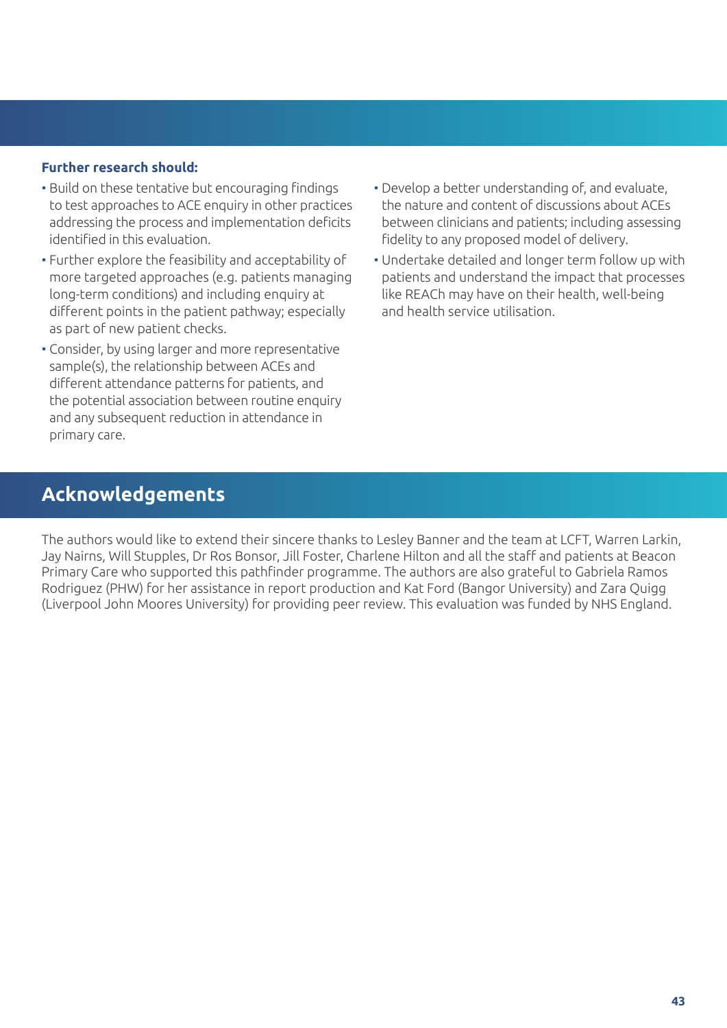**Further research should:**

- Build on these tentative but encouraging findings to test approaches to ACE enquiry in other practices addressing the process and implementation deficits identified in this evaluation.
- Further explore the feasibility and acceptability of more targeted approaches (e.g. patients managing long-term conditions) and including enquiry at different points in the patient pathway; especially as part of new patient checks.
- Consider, by using larger and more representative sample(s), the relationship between ACEs and different attendance patterns for patients, and the potential association between routine enquiry and any subsequent reduction in attendance in primary care.
- Develop a better understanding of, and evaluate, the nature and content of discussions about ACEs between clinicians and patients; including assessing fidelity to any proposed model of delivery.
- Undertake detailed and longer term follow up with patients and understand the impact that processes like REACh may have on their health, well-being and health service utilisation.

## Acknowledgements

The authors would like to extend their sincere thanks to Lesley Banner and the team at LCFT, Warren Larkin, Jay Nairns, Will Stupples, Dr Ros Bonsor, Jill Foster, Charlene Hilton and all the staff and patients at Beacon Primary Care who supported this pathfinder programme. The authors are also grateful to Gabriela Ramos Rodriguez (PHW) for her assistance in report production and Kat Ford (Bangor University) and Zara Quigg (Liverpool John Moores University) for providing peer review. This evaluation was funded by NHS England.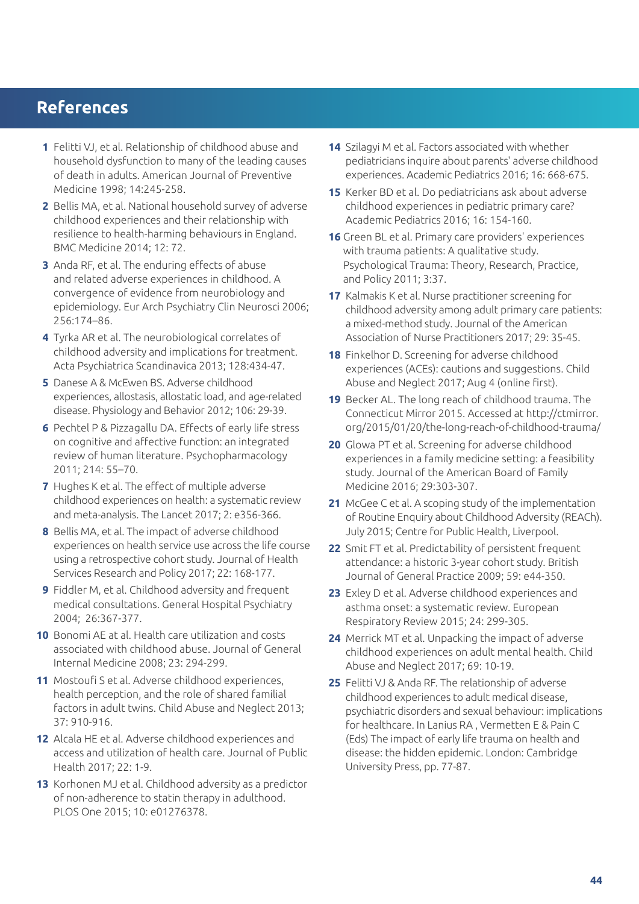# References

1. Felitti VJ, et al. Relationship of childhood abuse and household dysfunction to many of the leading causes of death in adults. American Journal of Preventive Medicine 1998; 14:245-258.
2. Bellis MA, et al. National household survey of adverse childhood experiences and their relationship with resilience to health-harming behaviours in England. BMC Medicine 2014; 12: 72.
3. Anda RF, et al. The enduring effects of abuse and related adverse experiences in childhood. A convergence of evidence from neurobiology and epidemiology. Eur Arch Psychiatry Clin Neurosci 2006; 256:174–86.
4. Tyrka AR et al. The neurobiological correlates of childhood adversity and implications for treatment. Acta Psychiatrica Scandinavica 2013; 128:434-47.
5. Danese A & McEwen BS. Adverse childhood experiences, allostasis, allostatic load, and age-related disease. Physiology and Behavior 2012; 106: 29-39.
6. Pechtel P & Pizzagallu DA. Effects of early life stress on cognitive and affective function: an integrated review of human literature. Psychopharmacology 2011; 214: 55–70.
7. Hughes K et al. The effect of multiple adverse childhood experiences on health: a systematic review and meta-analysis. The Lancet 2017; 2: e356-366.
8. Bellis MA, et al. The impact of adverse childhood experiences on health service use across the life course using a retrospective cohort study. Journal of Health Services Research and Policy 2017; 22: 168-177.
9. Fiddler M, et al. Childhood adversity and frequent medical consultations. General Hospital Psychiatry 2004; 26:367-377.
10. Bonomi AE at al. Health care utilization and costs associated with childhood abuse. Journal of General Internal Medicine 2008; 23: 294-299.
11. Mostoufi S et al. Adverse childhood experiences, health perception, and the role of shared familial factors in adult twins. Child Abuse and Neglect 2013; 37: 910-916.
12. Alcala HE et al. Adverse childhood experiences and access and utilization of health care. Journal of Public Health 2017; 22: 1-9.
13. Korhonen MJ et al. Childhood adversity as a predictor of non-adherence to statin therapy in adulthood. PLOS One 2015; 10: e01276378.
14. Szilagyi M et al. Factors associated with whether pediatricians inquire about parents' adverse childhood experiences. Academic Pediatrics 2016; 16: 668-675.
15. Kerker BD et al. Do pediatricians ask about adverse childhood experiences in pediatric primary care? Academic Pediatrics 2016; 16: 154-160.
16. Green BL et al. Primary care providers' experiences with trauma patients: A qualitative study. Psychological Trauma: Theory, Research, Practice, and Policy 2011; 3:37.
17. Kalmakis K et al. Nurse practitioner screening for childhood adversity among adult primary care patients: a mixed-method study. Journal of the American Association of Nurse Practitioners 2017; 29: 35-45.
18. Finkelhor D. Screening for adverse childhood experiences (ACEs): cautions and suggestions. Child Abuse and Neglect 2017; Aug 4 (online first).
19. Becker AL. The long reach of childhood trauma. The Connecticut Mirror 2015. Accessed at http://ctmirror.org/2015/01/20/the-long-reach-of-childhood-trauma/
20. Glowa PT et al. Screening for adverse childhood experiences in a family medicine setting: a feasibility study. Journal of the American Board of Family Medicine 2016; 29:303-307.
21. McGee C et al. A scoping study of the implementation of Routine Enquiry about Childhood Adversity (REACh). July 2015; Centre for Public Health, Liverpool.
22. Smit FT et al. Predictability of persistent frequent attendance: a historic 3-year cohort study. British Journal of General Practice 2009; 59: e44-350.
23. Exley D et al. Adverse childhood experiences and asthma onset: a systematic review. European Respiratory Review 2015; 24: 299-305.
24. Merrick MT et al. Unpacking the impact of adverse childhood experiences on adult mental health. Child Abuse and Neglect 2017; 69: 10-19.
25. Felitti VJ & Anda RF. The relationship of adverse childhood experiences to adult medical disease, psychiatric disorders and sexual behaviour: implications for healthcare. In Lanius RA , Vermetten E & Pain C (Eds) The impact of early life trauma on health and disease: the hidden epidemic. London: Cambridge University Press, pp. 77-87.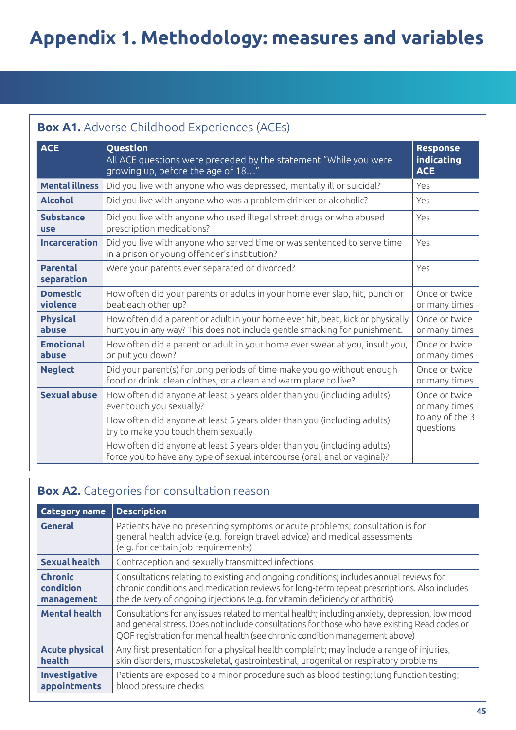# Appendix 1. Methodology: measures and variables

**Box A1.** Adverse Childhood Experiences (ACEs)

| ACE | Question<br>All ACE questions were preceded by the statement "While you were growing up, before the age of 18…" | Response indicating ACE |
|---|---|---|
| **Mental illness** | Did you live with anyone who was depressed, mentally ill or suicidal? | Yes |
| **Alcohol** | Did you live with anyone who was a problem drinker or alcoholic? | Yes |
| **Substance use** | Did you live with anyone who used illegal street drugs or who abused prescription medications? | Yes |
| **Incarceration** | Did you live with anyone who served time or was sentenced to serve time in a prison or young offender's institution? | Yes |
| **Parental separation** | Were your parents ever separated or divorced? | Yes |
| **Domestic violence** | How often did your parents or adults in your home ever slap, hit, punch or beat each other up? | Once or twice or many times |
| **Physical abuse** | How often did a parent or adult in your home ever hit, beat, kick or physically hurt you in any way? This does not include gentle smacking for punishment. | Once or twice or many times |
| **Emotional abuse** | How often did a parent or adult in your home ever swear at you, insult you, or put you down? | Once or twice or many times |
| **Neglect** | Did your parent(s) for long periods of time make you go without enough food or drink, clean clothes, or a clean and warm place to live? | Once or twice or many times |
| **Sexual abuse** | How often did anyone at least 5 years older than you (including adults) ever touch you sexually? | Once or twice or many times to any of the 3 questions |
| | How often did anyone at least 5 years older than you (including adults) try to make you touch them sexually | |
| | How often did anyone at least 5 years older than you (including adults) force you to have any type of sexual intercourse (oral, anal or vaginal)? | |

**Box A2.** Categories for consultation reason

| Category name | Description |
|---|---|
| **General** | Patients have no presenting symptoms or acute problems; consultation is for general health advice (e.g. foreign travel advice) and medical assessments (e.g. for certain job requirements) |
| **Sexual health** | Contraception and sexually transmitted infections |
| **Chronic condition management** | Consultations relating to existing and ongoing conditions; includes annual reviews for chronic conditions and medication reviews for long-term repeat prescriptions. Also includes the delivery of ongoing injections (e.g. for vitamin deficiency or arthritis) |
| **Mental health** | Consultations for any issues related to mental health; including anxiety, depression, low mood and general stress. Does not include consultations for those who have existing Read codes or QOF registration for mental health (see chronic condition management above) |
| **Acute physical health** | Any first presentation for a physical health complaint; may include a range of injuries, skin disorders, muscoskeletal, gastrointestinal, urogenital or respiratory problems |
| **Investigative appointments** | Patients are exposed to a minor procedure such as blood testing; lung function testing; blood pressure checks |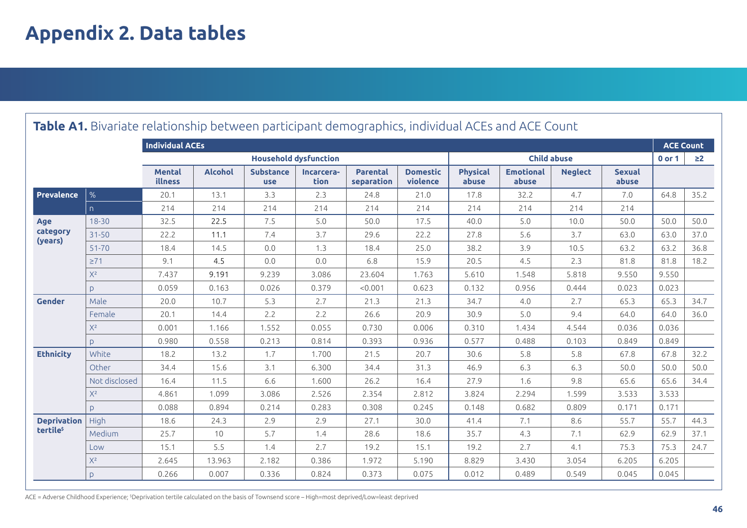# Appendix 2. Data tables

**Table A1.** Bivariate relationship between participant demographics, individual ACEs and ACE Count

| | | Individual ACEs | | | | | | | | | | ACE Count | |
|---|---|---|---|---|---|---|---|---|---|---|---|---|---|
| | | Household dysfunction | | | | | | Child abuse | | | | 0 or 1 | ≥2 |
| | | Mental illness | Alcohol | Substance use | Incarceration | Parental separation | Domestic violence | Physical abuse | Emotional abuse | Neglect | Sexual abuse | | |
| **Prevalence** | % | 20.1 | 13.1 | 3.3 | 2.3 | 24.8 | 21.0 | 17.8 | 32.2 | 4.7 | 7.0 | 64.8 | 35.2 |
| | n | 214 | 214 | 214 | 214 | 214 | 214 | 214 | 214 | 214 | 214 | | |
| **Age category (years)** | 18-30 | 32.5 | 22.5 | 7.5 | 5.0 | 50.0 | 17.5 | 40.0 | 5.0 | 10.0 | 50.0 | 50.0 | 50.0 |
| | 31-50 | 22.2 | 11.1 | 7.4 | 3.7 | 29.6 | 22.2 | 27.8 | 5.6 | 3.7 | 63.0 | 63.0 | 37.0 |
| | 51-70 | 18.4 | 14.5 | 0.0 | 1.3 | 18.4 | 25.0 | 38.2 | 3.9 | 10.5 | 63.2 | 63.2 | 36.8 |
| | ≥71 | 9.1 | 4.5 | 0.0 | 0.0 | 6.8 | 15.9 | 20.5 | 4.5 | 2.3 | 81.8 | 81.8 | 18.2 |
| | $X^2$ | 7.437 | 9.191 | 9.239 | 3.086 | 23.604 | 1.763 | 5.610 | 1.548 | 5.818 | 9.550 | 9.550 | |
| | p | 0.059 | 0.163 | 0.026 | 0.379 | <0.001 | 0.623 | 0.132 | 0.956 | 0.444 | 0.023 | 0.023 | |
| **Gender** | Male | 20.0 | 10.7 | 5.3 | 2.7 | 21.3 | 21.3 | 34.7 | 4.0 | 2.7 | 65.3 | 65.3 | 34.7 |
| | Female | 20.1 | 14.4 | 2.2 | 2.2 | 26.6 | 20.9 | 30.9 | 5.0 | 9.4 | 64.0 | 64.0 | 36.0 |
| | $X^2$ | 0.001 | 1.166 | 1.552 | 0.055 | 0.730 | 0.006 | 0.310 | 1.434 | 4.544 | 0.036 | 0.036 | |
| | p | 0.980 | 0.558 | 0.213 | 0.814 | 0.393 | 0.936 | 0.577 | 0.488 | 0.103 | 0.849 | 0.849 | |
| **Ethnicity** | White | 18.2 | 13.2 | 1.7 | 1.700 | 21.5 | 20.7 | 30.6 | 5.8 | 5.8 | 67.8 | 67.8 | 32.2 |
| | Other | 34.4 | 15.6 | 3.1 | 6.300 | 34.4 | 31.3 | 46.9 | 6.3 | 6.3 | 50.0 | 50.0 | 50.0 |
| | Not disclosed | 16.4 | 11.5 | 6.6 | 1.600 | 26.2 | 16.4 | 27.9 | 1.6 | 9.8 | 65.6 | 65.6 | 34.4 |
| | $X^2$ | 4.861 | 1.099 | 3.086 | 2.526 | 2.354 | 2.812 | 3.824 | 2.294 | 1.599 | 3.533 | 3.533 | |
| | p | 0.088 | 0.894 | 0.214 | 0.283 | 0.308 | 0.245 | 0.148 | 0.682 | 0.809 | 0.171 | 0.171 | |
| **Deprivation tertile$** | High | 18.6 | 24.3 | 2.9 | 2.9 | 27.1 | 30.0 | 41.4 | 7.1 | 8.6 | 55.7 | 55.7 | 44.3 |
| | Medium | 25.7 | 10 | 5.7 | 1.4 | 28.6 | 18.6 | 35.7 | 4.3 | 7.1 | 62.9 | 62.9 | 37.1 |
| | Low | 15.1 | 5.5 | 1.4 | 2.7 | 19.2 | 15.1 | 19.2 | 2.7 | 4.1 | 75.3 | 75.3 | 24.7 |
| | $X^2$ | 2.645 | 13.963 | 2.182 | 0.386 | 1.972 | 5.190 | 8.829 | 3.430 | 3.054 | 6.205 | 6.205 | |
| | p | 0.266 | 0.007 | 0.336 | 0.824 | 0.373 | 0.075 | 0.012 | 0.489 | 0.549 | 0.045 | 0.045 | |

ACE = Adverse Childhood Experience; $Deprivation tertile calculated on the basis of Townsend score – High=most deprived/Low=least deprived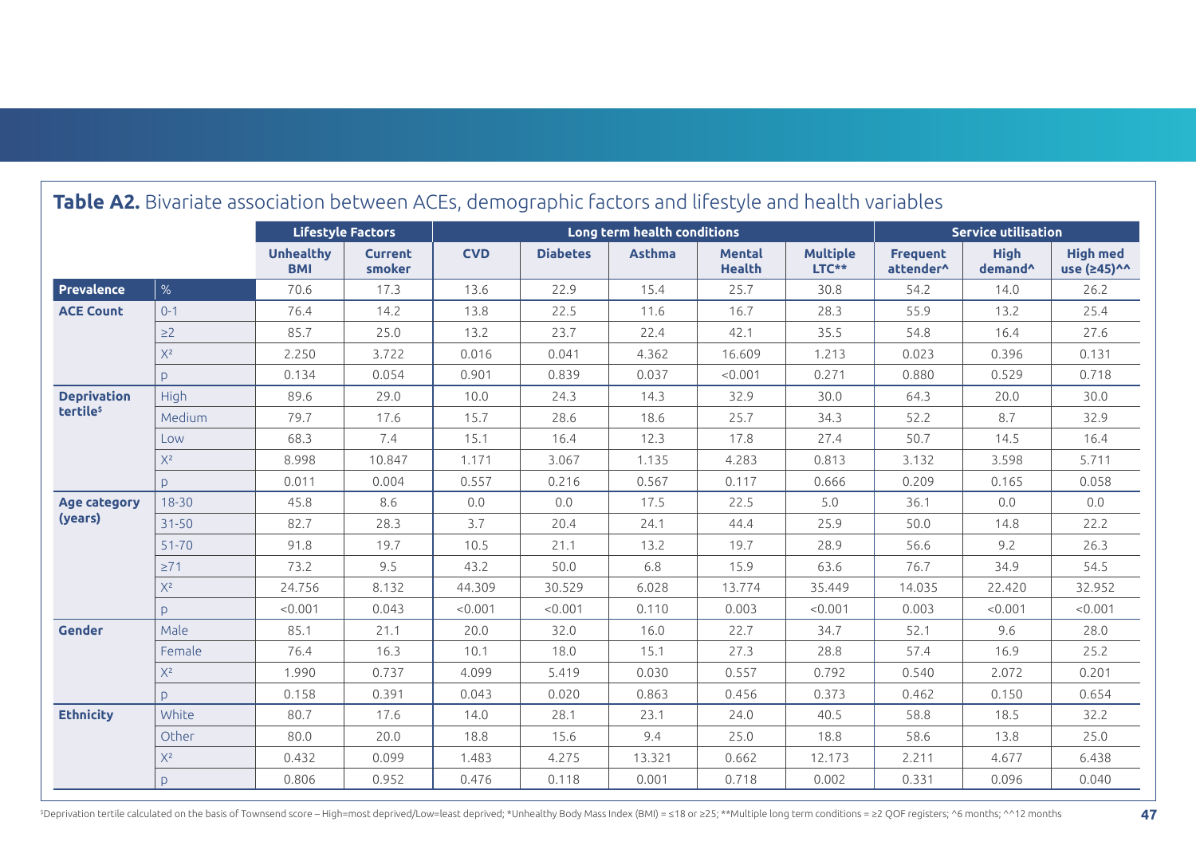**Table A2.** Bivariate association between ACEs, demographic factors and lifestyle and health variables

| | | Lifestyle Factors | | Long term health conditions | | | | | Service utilisation | | |
|---|---|---|---|---|---|---|---|---|---|---|---|
| | | Unhealthy BMI | Current smoker | CVD | Diabetes | Asthma | Mental Health | Multiple LTC** | Frequent attender^ | High demand^ | High med use (≥45)^^ |
| **Prevalence** | % | 70.6 | 17.3 | 13.6 | 22.9 | 15.4 | 25.7 | 30.8 | 54.2 | 14.0 | 26.2 |
| **ACE Count** | 0-1 | 76.4 | 14.2 | 13.8 | 22.5 | 11.6 | 16.7 | 28.3 | 55.9 | 13.2 | 25.4 |
| | ≥2 | 85.7 | 25.0 | 13.2 | 23.7 | 22.4 | 42.1 | 35.5 | 54.8 | 16.4 | 27.6 |
| | $X^2$ | 2.250 | 3.722 | 0.016 | 0.041 | 4.362 | 16.609 | 1.213 | 0.023 | 0.396 | 0.131 |
| | p | 0.134 | 0.054 | 0.901 | 0.839 | 0.037 | <0.001 | 0.271 | 0.880 | 0.529 | 0.718 |
| **Deprivation tertile$** | High | 89.6 | 29.0 | 10.0 | 24.3 | 14.3 | 32.9 | 30.0 | 64.3 | 20.0 | 30.0 |
| | Medium | 79.7 | 17.6 | 15.7 | 28.6 | 18.6 | 25.7 | 34.3 | 52.2 | 8.7 | 32.9 |
| | Low | 68.3 | 7.4 | 15.1 | 16.4 | 12.3 | 17.8 | 27.4 | 50.7 | 14.5 | 16.4 |
| | $X^2$ | 8.998 | 10.847 | 1.171 | 3.067 | 1.135 | 4.283 | 0.813 | 3.132 | 3.598 | 5.711 |
| | p | 0.011 | 0.004 | 0.557 | 0.216 | 0.567 | 0.117 | 0.666 | 0.209 | 0.165 | 0.058 |
| **Age category (years)** | 18-30 | 45.8 | 8.6 | 0.0 | 0.0 | 17.5 | 22.5 | 5.0 | 36.1 | 0.0 | 0.0 |
| | 31-50 | 82.7 | 28.3 | 3.7 | 20.4 | 24.1 | 44.4 | 25.9 | 50.0 | 14.8 | 22.2 |
| | 51-70 | 91.8 | 19.7 | 10.5 | 21.1 | 13.2 | 19.7 | 28.9 | 56.6 | 9.2 | 26.3 |
| | ≥71 | 73.2 | 9.5 | 43.2 | 50.0 | 6.8 | 15.9 | 63.6 | 76.7 | 34.9 | 54.5 |
| | $X^2$ | 24.756 | 8.132 | 44.309 | 30.529 | 6.028 | 13.774 | 35.449 | 14.035 | 22.420 | 32.952 |
| | p | <0.001 | 0.043 | <0.001 | <0.001 | 0.110 | 0.003 | <0.001 | 0.003 | <0.001 | <0.001 |
| **Gender** | Male | 85.1 | 21.1 | 20.0 | 32.0 | 16.0 | 22.7 | 34.7 | 52.1 | 9.6 | 28.0 |
| | Female | 76.4 | 16.3 | 10.1 | 18.0 | 15.1 | 27.3 | 28.8 | 57.4 | 16.9 | 25.2 |
| | $X^2$ | 1.990 | 0.737 | 4.099 | 5.419 | 0.030 | 0.557 | 0.792 | 0.540 | 2.072 | 0.201 |
| | p | 0.158 | 0.391 | 0.043 | 0.020 | 0.863 | 0.456 | 0.373 | 0.462 | 0.150 | 0.654 |
| **Ethnicity** | White | 80.7 | 17.6 | 14.0 | 28.1 | 23.1 | 24.0 | 40.5 | 58.8 | 18.5 | 32.2 |
| | Other | 80.0 | 20.0 | 18.8 | 15.6 | 9.4 | 25.0 | 18.8 | 58.6 | 13.8 | 25.0 |
| | $X^2$ | 0.432 | 0.099 | 1.483 | 4.275 | 13.321 | 0.662 | 12.173 | 2.211 | 4.677 | 6.438 |
| | p | 0.806 | 0.952 | 0.476 | 0.118 | 0.001 | 0.718 | 0.002 | 0.331 | 0.096 | 0.040 |

$Deprivation tertile calculated on the basis of Townsend score – High=most deprived/Low=least deprived; *Unhealthy Body Mass Index (BMI) = ≤18 or ≥25; **Multiple long term conditions = ≥2 QOF registers; ^6 months; ^^12 months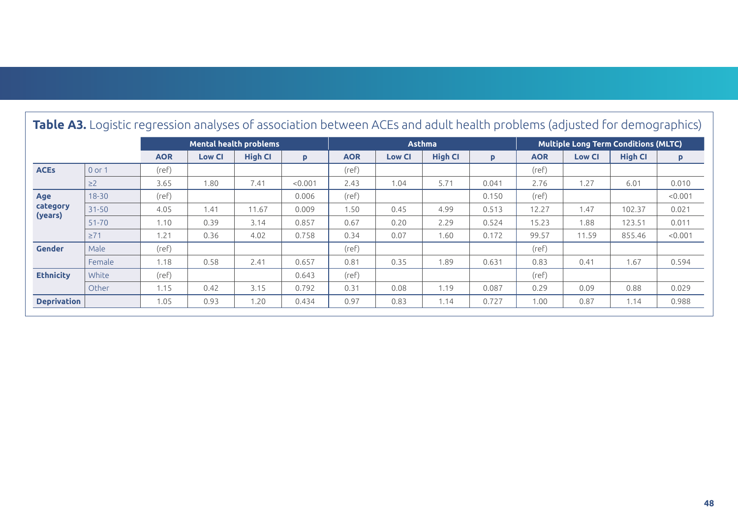**Table A3.** Logistic regression analyses of association between ACEs and adult health problems (adjusted for demographics)

| | | Mental health problems | | | | Asthma | | | | Multiple Long Term Conditions (MLTC) | | | |
|---|---|---|---|---|---|---|---|---|---|---|---|---|---|
| | | AOR | Low CI | High CI | p | AOR | Low CI | High CI | p | AOR | Low CI | High CI | p |
| ACEs | 0 or 1 | (ref) | | | | (ref) | | | | (ref) | | | |
| | ≥2 | 3.65 | 1.80 | 7.41 | <0.001 | 2.43 | 1.04 | 5.71 | 0.041 | 2.76 | 1.27 | 6.01 | 0.010 |
| Age category (years) | 18-30 | (ref) | | | 0.006 | (ref) | | | 0.150 | (ref) | | | <0.001 |
| | 31-50 | 4.05 | 1.41 | 11.67 | 0.009 | 1.50 | 0.45 | 4.99 | 0.513 | 12.27 | 1.47 | 102.37 | 0.021 |
| | 51-70 | 1.10 | 0.39 | 3.14 | 0.857 | 0.67 | 0.20 | 2.29 | 0.524 | 15.23 | 1.88 | 123.51 | 0.011 |
| | ≥71 | 1.21 | 0.36 | 4.02 | 0.758 | 0.34 | 0.07 | 1.60 | 0.172 | 99.57 | 11.59 | 855.46 | <0.001 |
| Gender | Male | (ref) | | | | (ref) | | | | (ref) | | | |
| | Female | 1.18 | 0.58 | 2.41 | 0.657 | 0.81 | 0.35 | 1.89 | 0.631 | 0.83 | 0.41 | 1.67 | 0.594 |
| Ethnicity | White | (ref) | | | 0.643 | (ref) | | | | (ref) | | | |
| | Other | 1.15 | 0.42 | 3.15 | 0.792 | 0.31 | 0.08 | 1.19 | 0.087 | 0.29 | 0.09 | 0.88 | 0.029 |
| Deprivation | | 1.05 | 0.93 | 1.20 | 0.434 | 0.97 | 0.83 | 1.14 | 0.727 | 1.00 | 0.87 | 1.14 | 0.988 |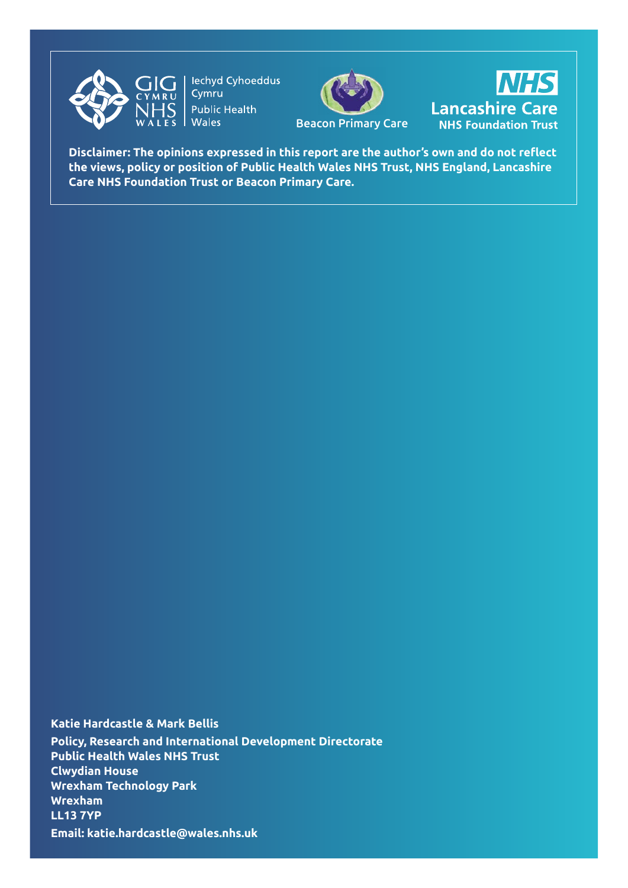GIG CYMRU NHS WALES | Iechyd Cyhoeddus Cymru Public Health Wales

Beacon Primary Care

NHS Lancashire Care NHS Foundation Trust

**Disclaimer: The opinions expressed in this report are the author's own and do not reflect the views, policy or position of Public Health Wales NHS Trust, NHS England, Lancashire Care NHS Foundation Trust or Beacon Primary Care.**

**Katie Hardcastle & Mark Bellis**

**Policy, Research and International Development Directorate**
**Public Health Wales NHS Trust**
**Clwydian House**
**Wrexham Technology Park**
**Wrexham**
**LL13 7YP**

**Email: katie.hardcastle@wales.nhs.uk**